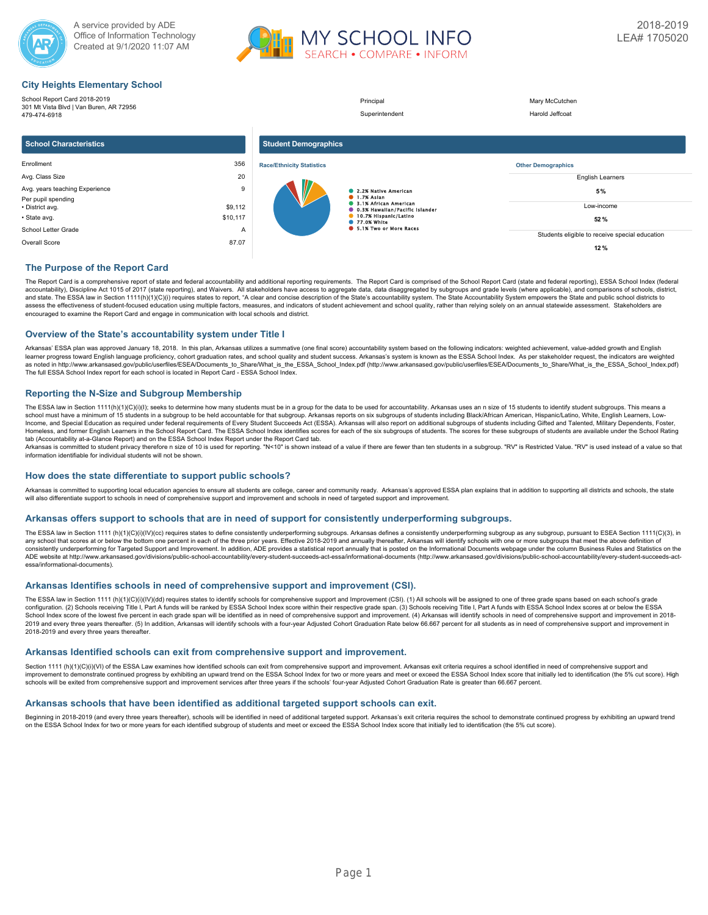A service provided by ADE
Office of Information Technology
Created at 9/1/2020 11:07 AM

MY SCHOOL INFO
SEARCH • COMPARE • INFORM

2018-2019
LEA# 1705020

## City Heights Elementary School

School Report Card 2018-2019
301 Mt Vista Blvd | Van Buren, AR 72956
479-474-6918

| | |
|---|---|
| Principal | Mary McCutchen |
| Superintendent | Harold Jeffcoat |

### School Characteristics

| | |
|---|---|
| Enrollment | 356 |
| Avg. Class Size | 20 |
| Avg. years teaching Experience | 9 |
| Per pupil spending | |
| • District avg. | $9,112 |
| • State avg. | $10,117 |
| School Letter Grade | A |
| Overall Score | 87.07 |

### Student Demographics

**Race/Ethnicity Statistics**

- 2.2% Native American
- 1.7% Asian
- 3.1% African American
- 0.3% Hawaiian/Pacific Islander
- 10.7% Hispanic/Latino
- 77.0% White
- 5.1% Two or More Races

**Other Demographics**

| | |
|---|---|
| English Learners | 5% |
| Low-income | 52% |
| Students eligible to receive special education | 12% |

## The Purpose of the Report Card

The Report Card is a comprehensive report of state and federal accountability and additional reporting requirements. The Report Card is comprised of the School Report Card (state and federal reporting), ESSA School Index (federal accountability), Discipline Act 1015 of 2017 (state reporting), and Waivers. All stakeholders have access to aggregate data, data disaggregated by subgroups and grade levels (where applicable), and comparisons of schools, district, and state. The ESSA law in Section 1111(h)(1)(C)(i) requires states to report, "A clear and concise description of the State's accountability system. The State Accountability System empowers the State and public school districts to assess the effectiveness of student-focused education using multiple factors, measures, and indicators of student achievement and school quality, rather than relying solely on an annual statewide assessment. Stakeholders are encouraged to examine the Report Card and engage in communication with local schools and district.

## Overview of the State's accountability system under Title I

Arkansas' ESSA plan was approved January 18, 2018. In this plan, Arkansas utilizes a summative (one final score) accountability system based on the following indicators: weighted achievement, value-added growth and English learner progress toward English language proficiency, cohort graduation rates, and school quality and student success. Arkansas's system is known as the ESSA School Index. As per stakeholder request, the indicators are weighted as noted in http://www.arkansased.gov/public/userfiles/ESEA/Documents_to_Share/What_is_the_ESSA_School_Index.pdf (http://www.arkansased.gov/public/userfiles/ESEA/Documents_to_Share/What_is_the_ESSA_School_Index.pdf) The full ESSA School Index report for each school is located in Report Card - ESSA School Index.

## Reporting the N-Size and Subgroup Membership

The ESSA law in Section 1111(h)(1)(C)(i)(I); seeks to determine how many students must be in a group for the data to be used for accountability. Arkansas uses an n size of 15 students to identify student subgroups. This means a school must have a minimum of 15 students in a subgroup to be held accountable for that subgroup. Arkansas reports on six subgroups of students including Black/African American, Hispanic/Latino, White, English Learners, Low-Income, and Special Education as required under federal requirements of Every Student Succeeds Act (ESSA). Arkansas will also report on additional subgroups of students including Gifted and Talented, Military Dependents, Foster, Homeless, and former English Learners in the School Report Card. The ESSA School Index identifies scores for each of the six subgroups of students. The scores for these subgroups of students are available under the School Rating tab (Accountability at-a-Glance Report) and on the ESSA School Index Report under the Report Card tab.
Arkansas is committed to student privacy therefore n size of 10 is used for reporting. "N<10" is shown instead of a value if there are fewer than ten students in a subgroup. "RV" is Restricted Value. "RV" is used instead of a value so that information identifiable for individual students will not be shown.

## How does the state differentiate to support public schools?

Arkansas is committed to supporting local education agencies to ensure all students are college, career and community ready. Arkansas's approved ESSA plan explains that in addition to supporting all districts and schools, the state will also differentiate support to schools in need of comprehensive support and improvement and schools in need of targeted support and improvement.

## Arkansas offers support to schools that are in need of support for consistently underperforming subgroups.

The ESSA law in Section 1111 (h)(1)(C)(i)(IV)(cc) requires states to define consistently underperforming subgroups. Arkansas defines a consistently underperforming subgroup as any subgroup, pursuant to ESEA Section 1111(C)(3), in any school that scores at or below the bottom one percent in each of the three prior years. Effective 2018-2019 and annually thereafter, Arkansas will identify schools with one or more subgroups that meet the above definition of consistently underperforming for Targeted Support and Improvement. In addition, ADE provides a statistical report annually that is posted on the Informational Documents webpage under the column Business Rules and Statistics on the ADE website at http://www.arkansased.gov/divisions/public-school-accountability/every-student-succeeds-act-essa/informational-documents (http://www.arkansased.gov/divisions/public-school-accountability/every-student-succeeds-act-essa/informational-documents).

## Arkansas Identifies schools in need of comprehensive support and improvement (CSI).

The ESSA law in Section 1111 (h)(1)(C)(i)(IV)(dd) requires states to identify schools for comprehensive support and Improvement (CSI). (1) All schools will be assigned to one of three grade spans based on each school's grade configuration. (2) Schools receiving Title I, Part A funds will be ranked by ESSA School Index score within their respective grade span. (3) Schools receiving Title I, Part A funds with ESSA School Index scores at or below the ESSA School Index score of the lowest five percent in each grade span will be identified as in need of comprehensive support and improvement. (4) Arkansas will identify schools in need of comprehensive support and improvement in 2018-2019 and every three years thereafter. (5) In addition, Arkansas will identify schools with a four-year Adjusted Cohort Graduation Rate below 66.667 percent for all students as in need of comprehensive support and improvement in 2018-2019 and every three years thereafter.

## Arkansas Identified schools can exit from comprehensive support and improvement.

Section 1111 (h)(1)(C)(i)(VI) of the ESSA Law examines how identified schools can exit from comprehensive support and improvement. Arkansas exit criteria requires a school identified in need of comprehensive support and improvement to demonstrate continued progress by exhibiting an upward trend on the ESSA School Index for two or more years and meet or exceed the ESSA School Index score that initially led to identification (the 5% cut score). High schools will be exited from comprehensive support and improvement services after three years if the schools' four-year Adjusted Cohort Graduation Rate is greater than 66.667 percent.

## Arkansas schools that have been identified as additional targeted support schools can exit.

Beginning in 2018-2019 (and every three years thereafter), schools will be identified in need of additional targeted support. Arkansas's exit criteria requires the school to demonstrate continued progress by exhibiting an upward trend on the ESSA School Index for two or more years for each identified subgroup of students and meet or exceed the ESSA School Index score that initially led to identification (the 5% cut score).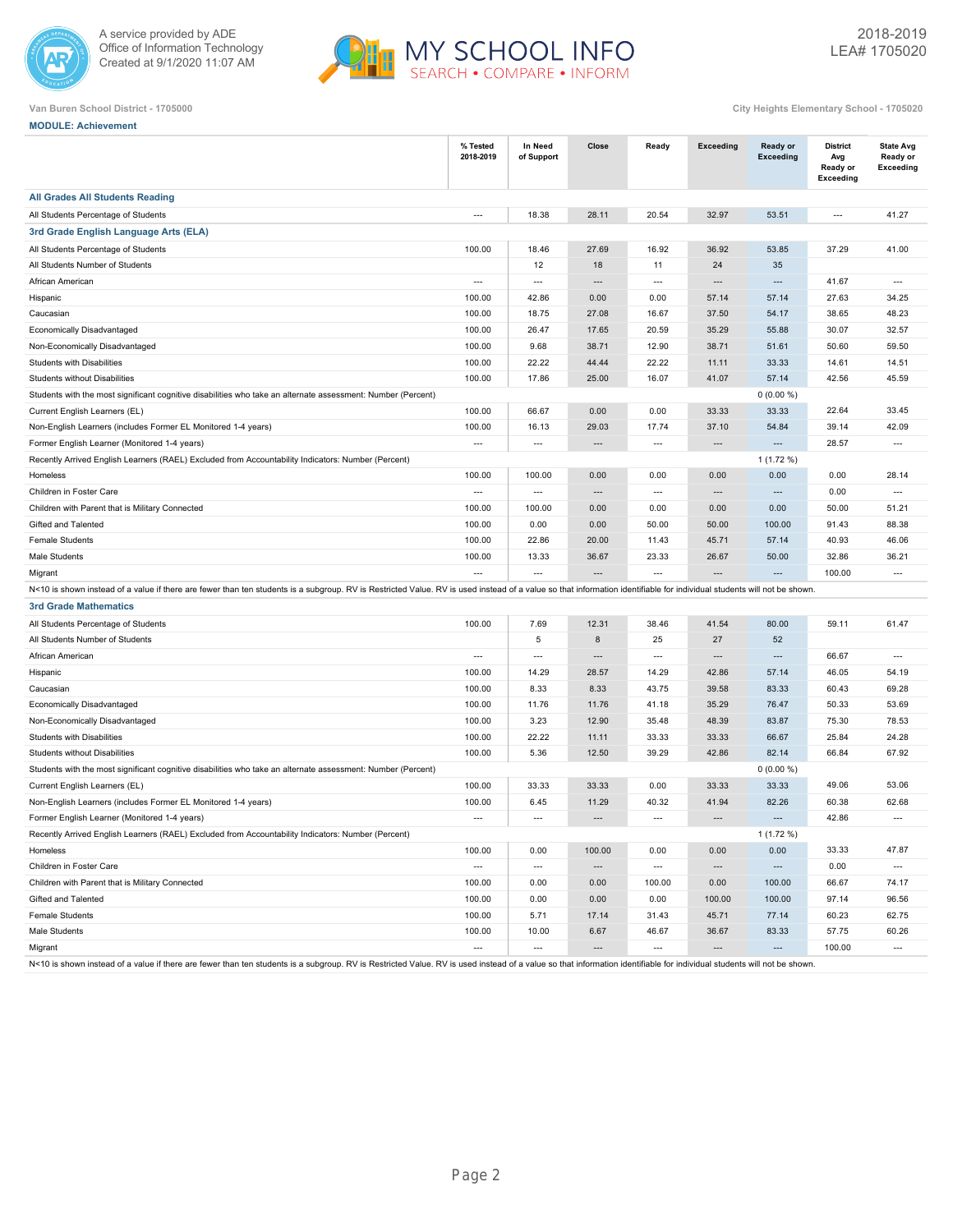Van Buren School District - 1705000

City Heights Elementary School - 1705020

**MODULE: Achievement**

| | % Tested 2018-2019 | In Need of Support | Close | Ready | Exceeding | Ready or Exceeding | District Avg Ready or Exceeding | State Avg Ready or Exceeding |
|---|---|---|---|---|---|---|---|---|
| **All Grades All Students Reading** | | | | | | | | |
| All Students Percentage of Students | --- | 18.38 | 28.11 | 20.54 | 32.97 | 53.51 | --- | 41.27 |
| **3rd Grade English Language Arts (ELA)** | | | | | | | | |
| All Students Percentage of Students | 100.00 | 18.46 | 27.69 | 16.92 | 36.92 | 53.85 | 37.29 | 41.00 |
| All Students Number of Students | | 12 | 18 | 11 | 24 | 35 | | |
| African American | --- | --- | --- | --- | --- | --- | 41.67 | --- |
| Hispanic | 100.00 | 42.86 | 0.00 | 0.00 | 57.14 | 57.14 | 27.63 | 34.25 |
| Caucasian | 100.00 | 18.75 | 27.08 | 16.67 | 37.50 | 54.17 | 38.65 | 48.23 |
| Economically Disadvantaged | 100.00 | 26.47 | 17.65 | 20.59 | 35.29 | 55.88 | 30.07 | 32.57 |
| Non-Economically Disadvantaged | 100.00 | 9.68 | 38.71 | 12.90 | 38.71 | 51.61 | 50.60 | 59.50 |
| Students with Disabilities | 100.00 | 22.22 | 44.44 | 22.22 | 11.11 | 33.33 | 14.61 | 14.51 |
| Students without Disabilities | 100.00 | 17.86 | 25.00 | 16.07 | 41.07 | 57.14 | 42.56 | 45.59 |
| Students with the most significant cognitive disabilities who take an alternate assessment: Number (Percent) | | | | | | 0 (0.00 %) | | |
| Current English Learners (EL) | 100.00 | 66.67 | 0.00 | 0.00 | 33.33 | 33.33 | 22.64 | 33.45 |
| Non-English Learners (includes Former EL Monitored 1-4 years) | 100.00 | 16.13 | 29.03 | 17.74 | 37.10 | 54.84 | 39.14 | 42.09 |
| Former English Learner (Monitored 1-4 years) | --- | --- | --- | --- | --- | --- | 28.57 | --- |
| Recently Arrived English Learners (RAEL) Excluded from Accountability Indicators: Number (Percent) | | | | | | 1 (1.72 %) | | |
| Homeless | 100.00 | 100.00 | 0.00 | 0.00 | 0.00 | 0.00 | 0.00 | 28.14 |
| Children in Foster Care | --- | --- | --- | --- | --- | --- | 0.00 | --- |
| Children with Parent that is Military Connected | 100.00 | 100.00 | 0.00 | 0.00 | 0.00 | 0.00 | 50.00 | 51.21 |
| Gifted and Talented | 100.00 | 0.00 | 0.00 | 50.00 | 50.00 | 100.00 | 91.43 | 88.38 |
| Female Students | 100.00 | 22.86 | 20.00 | 11.43 | 45.71 | 57.14 | 40.93 | 46.06 |
| Male Students | 100.00 | 13.33 | 36.67 | 23.33 | 26.67 | 50.00 | 32.86 | 36.21 |
| Migrant | --- | --- | --- | --- | --- | --- | 100.00 | --- |

N<10 is shown instead of a value if there are fewer than ten students is a subgroup. RV is Restricted Value. RV is used instead of a value so that information identifiable for individual students will not be shown.

| | % Tested 2018-2019 | In Need of Support | Close | Ready | Exceeding | Ready or Exceeding | District Avg Ready or Exceeding | State Avg Ready or Exceeding |
|---|---|---|---|---|---|---|---|---|
| **3rd Grade Mathematics** | | | | | | | | |
| All Students Percentage of Students | 100.00 | 7.69 | 12.31 | 38.46 | 41.54 | 80.00 | 59.11 | 61.47 |
| All Students Number of Students | | 5 | 8 | 25 | 27 | 52 | | |
| African American | --- | --- | --- | --- | --- | --- | 66.67 | --- |
| Hispanic | 100.00 | 14.29 | 28.57 | 14.29 | 42.86 | 57.14 | 46.05 | 54.19 |
| Caucasian | 100.00 | 8.33 | 8.33 | 43.75 | 39.58 | 83.33 | 60.43 | 69.28 |
| Economically Disadvantaged | 100.00 | 11.76 | 11.76 | 41.18 | 35.29 | 76.47 | 50.33 | 53.69 |
| Non-Economically Disadvantaged | 100.00 | 3.23 | 12.90 | 35.48 | 48.39 | 83.87 | 75.30 | 78.53 |
| Students with Disabilities | 100.00 | 22.22 | 11.11 | 33.33 | 33.33 | 66.67 | 25.84 | 24.28 |
| Students without Disabilities | 100.00 | 5.36 | 12.50 | 39.29 | 42.86 | 82.14 | 66.84 | 67.92 |
| Students with the most significant cognitive disabilities who take an alternate assessment: Number (Percent) | | | | | | 0 (0.00 %) | | |
| Current English Learners (EL) | 100.00 | 33.33 | 33.33 | 0.00 | 33.33 | 33.33 | 49.06 | 53.06 |
| Non-English Learners (includes Former EL Monitored 1-4 years) | 100.00 | 6.45 | 11.29 | 40.32 | 41.94 | 82.26 | 60.38 | 62.68 |
| Former English Learner (Monitored 1-4 years) | --- | --- | --- | --- | --- | --- | 42.86 | --- |
| Recently Arrived English Learners (RAEL) Excluded from Accountability Indicators: Number (Percent) | | | | | | 1 (1.72 %) | | |
| Homeless | 100.00 | 0.00 | 100.00 | 0.00 | 0.00 | 0.00 | 33.33 | 47.87 |
| Children in Foster Care | --- | --- | --- | --- | --- | --- | 0.00 | --- |
| Children with Parent that is Military Connected | 100.00 | 0.00 | 0.00 | 100.00 | 0.00 | 100.00 | 66.67 | 74.17 |
| Gifted and Talented | 100.00 | 0.00 | 0.00 | 0.00 | 100.00 | 100.00 | 97.14 | 96.56 |
| Female Students | 100.00 | 5.71 | 17.14 | 31.43 | 45.71 | 77.14 | 60.23 | 62.75 |
| Male Students | 100.00 | 10.00 | 6.67 | 46.67 | 36.67 | 83.33 | 57.75 | 60.26 |
| Migrant | --- | --- | --- | --- | --- | --- | 100.00 | --- |

N<10 is shown instead of a value if there are fewer than ten students is a subgroup. RV is Restricted Value. RV is used instead of a value so that information identifiable for individual students will not be shown.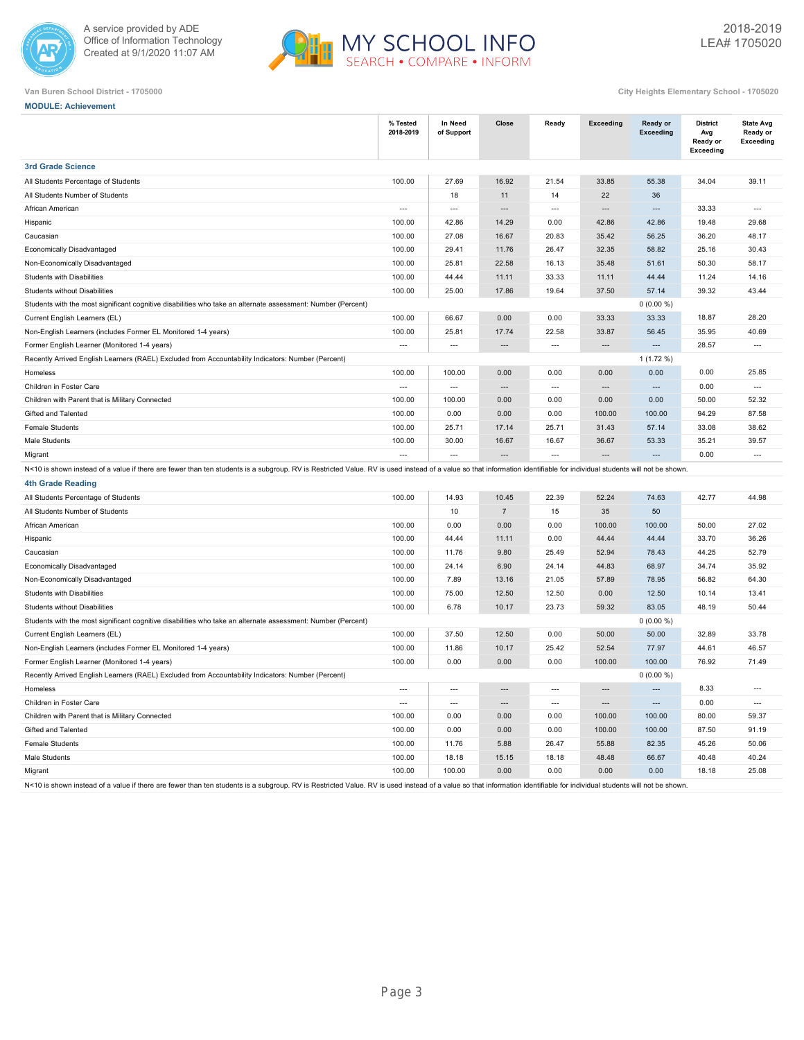Van Buren School District - 1705000

City Heights Elementary School - 1705020

**MODULE: Achievement**

| | % Tested 2018-2019 | In Need of Support | Close | Ready | Exceeding | Ready or Exceeding | District Avg Ready or Exceeding | State Avg Ready or Exceeding |
|---|---|---|---|---|---|---|---|---|
| **3rd Grade Science** | | | | | | | | |
| All Students Percentage of Students | 100.00 | 27.69 | 16.92 | 21.54 | 33.85 | 55.38 | 34.04 | 39.11 |
| All Students Number of Students | | 18 | 11 | 14 | 22 | 36 | | |
| African American | --- | --- | --- | --- | --- | --- | 33.33 | --- |
| Hispanic | 100.00 | 42.86 | 14.29 | 0.00 | 42.86 | 42.86 | 19.48 | 29.68 |
| Caucasian | 100.00 | 27.08 | 16.67 | 20.83 | 35.42 | 56.25 | 36.20 | 48.17 |
| Economically Disadvantaged | 100.00 | 29.41 | 11.76 | 26.47 | 32.35 | 58.82 | 25.16 | 30.43 |
| Non-Economically Disadvantaged | 100.00 | 25.81 | 22.58 | 16.13 | 35.48 | 51.61 | 50.30 | 58.17 |
| Students with Disabilities | 100.00 | 44.44 | 11.11 | 33.33 | 11.11 | 44.44 | 11.24 | 14.16 |
| Students without Disabilities | 100.00 | 25.00 | 17.86 | 19.64 | 37.50 | 57.14 | 39.32 | 43.44 |
| Students with the most significant cognitive disabilities who take an alternate assessment: Number (Percent) | | | | | | 0 (0.00 %) | | |
| Current English Learners (EL) | 100.00 | 66.67 | 0.00 | 0.00 | 33.33 | 33.33 | 18.87 | 28.20 |
| Non-English Learners (includes Former EL Monitored 1-4 years) | 100.00 | 25.81 | 17.74 | 22.58 | 33.87 | 56.45 | 35.95 | 40.69 |
| Former English Learner (Monitored 1-4 years) | --- | --- | --- | --- | --- | --- | 28.57 | --- |
| Recently Arrived English Learners (RAEL) Excluded from Accountability Indicators: Number (Percent) | | | | | | 1 (1.72 %) | | |
| Homeless | 100.00 | 100.00 | 0.00 | 0.00 | 0.00 | 0.00 | 0.00 | 25.85 |
| Children in Foster Care | --- | --- | --- | --- | --- | --- | 0.00 | --- |
| Children with Parent that is Military Connected | 100.00 | 100.00 | 0.00 | 0.00 | 0.00 | 0.00 | 50.00 | 52.32 |
| Gifted and Talented | 100.00 | 0.00 | 0.00 | 0.00 | 100.00 | 100.00 | 94.29 | 87.58 |
| Female Students | 100.00 | 25.71 | 17.14 | 25.71 | 31.43 | 57.14 | 33.08 | 38.62 |
| Male Students | 100.00 | 30.00 | 16.67 | 16.67 | 36.67 | 53.33 | 35.21 | 39.57 |
| Migrant | --- | --- | --- | --- | --- | --- | 0.00 | --- |

N<10 is shown instead of a value if there are fewer than ten students is a subgroup. RV is Restricted Value. RV is used instead of a value so that information identifiable for individual students will not be shown.

| | % Tested 2018-2019 | In Need of Support | Close | Ready | Exceeding | Ready or Exceeding | District Avg Ready or Exceeding | State Avg Ready or Exceeding |
|---|---|---|---|---|---|---|---|---|
| **4th Grade Reading** | | | | | | | | |
| All Students Percentage of Students | 100.00 | 14.93 | 10.45 | 22.39 | 52.24 | 74.63 | 42.77 | 44.98 |
| All Students Number of Students | | 10 | 7 | 15 | 35 | 50 | | |
| African American | 100.00 | 0.00 | 0.00 | 0.00 | 100.00 | 100.00 | 50.00 | 27.02 |
| Hispanic | 100.00 | 44.44 | 11.11 | 0.00 | 44.44 | 44.44 | 33.70 | 36.26 |
| Caucasian | 100.00 | 11.76 | 9.80 | 25.49 | 52.94 | 78.43 | 44.25 | 52.79 |
| Economically Disadvantaged | 100.00 | 24.14 | 6.90 | 24.14 | 44.83 | 68.97 | 34.74 | 35.92 |
| Non-Economically Disadvantaged | 100.00 | 7.89 | 13.16 | 21.05 | 57.89 | 78.95 | 56.82 | 64.30 |
| Students with Disabilities | 100.00 | 75.00 | 12.50 | 12.50 | 0.00 | 12.50 | 10.14 | 13.41 |
| Students without Disabilities | 100.00 | 6.78 | 10.17 | 23.73 | 59.32 | 83.05 | 48.19 | 50.44 |
| Students with the most significant cognitive disabilities who take an alternate assessment: Number (Percent) | | | | | | 0 (0.00 %) | | |
| Current English Learners (EL) | 100.00 | 37.50 | 12.50 | 0.00 | 50.00 | 50.00 | 32.89 | 33.78 |
| Non-English Learners (includes Former EL Monitored 1-4 years) | 100.00 | 11.86 | 10.17 | 25.42 | 52.54 | 77.97 | 44.61 | 46.57 |
| Former English Learner (Monitored 1-4 years) | 100.00 | 0.00 | 0.00 | 0.00 | 100.00 | 100.00 | 76.92 | 71.49 |
| Recently Arrived English Learners (RAEL) Excluded from Accountability Indicators: Number (Percent) | | | | | | 0 (0.00 %) | | |
| Homeless | --- | --- | --- | --- | --- | --- | 8.33 | --- |
| Children in Foster Care | --- | --- | --- | --- | --- | --- | 0.00 | --- |
| Children with Parent that is Military Connected | 100.00 | 0.00 | 0.00 | 0.00 | 100.00 | 100.00 | 80.00 | 59.37 |
| Gifted and Talented | 100.00 | 0.00 | 0.00 | 0.00 | 100.00 | 100.00 | 87.50 | 91.19 |
| Female Students | 100.00 | 11.76 | 5.88 | 26.47 | 55.88 | 82.35 | 45.26 | 50.06 |
| Male Students | 100.00 | 18.18 | 15.15 | 18.18 | 48.48 | 66.67 | 40.48 | 40.24 |
| Migrant | 100.00 | 100.00 | 0.00 | 0.00 | 0.00 | 0.00 | 18.18 | 25.08 |

N<10 is shown instead of a value if there are fewer than ten students is a subgroup. RV is Restricted Value. RV is used instead of a value so that information identifiable for individual students will not be shown.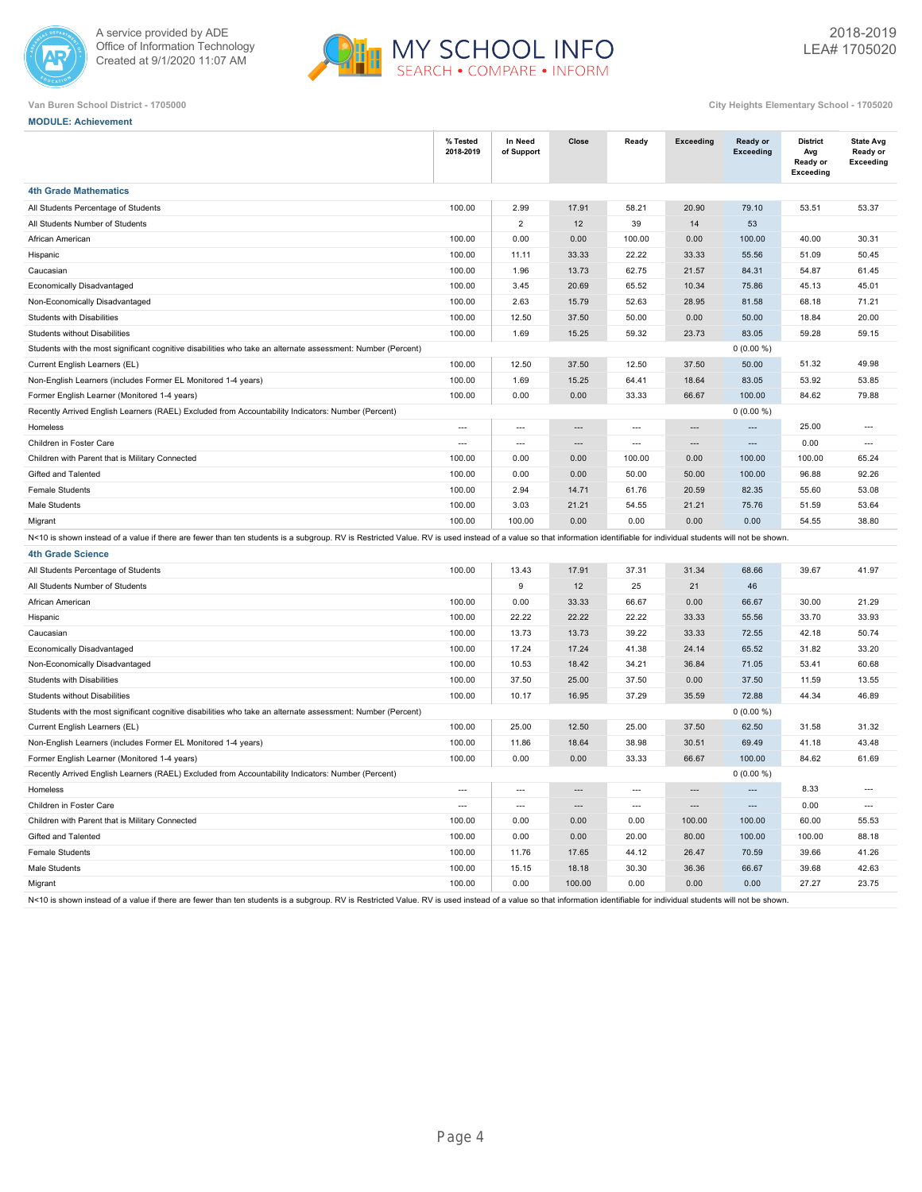Van Buren School District - 1705000

City Heights Elementary School - 1705020

**MODULE: Achievement**

| | % Tested 2018-2019 | In Need of Support | Close | Ready | Exceeding | Ready or Exceeding | District Avg Ready or Exceeding | State Avg Ready or Exceeding |
|---|---|---|---|---|---|---|---|---|
| **4th Grade Mathematics** | | | | | | | | |
| All Students Percentage of Students | 100.00 | 2.99 | 17.91 | 58.21 | 20.90 | 79.10 | 53.51 | 53.37 |
| All Students Number of Students | | 2 | 12 | 39 | 14 | 53 | | |
| African American | 100.00 | 0.00 | 0.00 | 100.00 | 0.00 | 100.00 | 40.00 | 30.31 |
| Hispanic | 100.00 | 11.11 | 33.33 | 22.22 | 33.33 | 55.56 | 51.09 | 50.45 |
| Caucasian | 100.00 | 1.96 | 13.73 | 62.75 | 21.57 | 84.31 | 54.87 | 61.45 |
| Economically Disadvantaged | 100.00 | 3.45 | 20.69 | 65.52 | 10.34 | 75.86 | 45.13 | 45.01 |
| Non-Economically Disadvantaged | 100.00 | 2.63 | 15.79 | 52.63 | 28.95 | 81.58 | 68.18 | 71.21 |
| Students with Disabilities | 100.00 | 12.50 | 37.50 | 50.00 | 0.00 | 50.00 | 18.84 | 20.00 |
| Students without Disabilities | 100.00 | 1.69 | 15.25 | 59.32 | 23.73 | 83.05 | 59.28 | 59.15 |
| Students with the most significant cognitive disabilities who take an alternate assessment: Number (Percent) | | | | | | 0 (0.00 %) | | |
| Current English Learners (EL) | 100.00 | 12.50 | 37.50 | 12.50 | 37.50 | 50.00 | 51.32 | 49.98 |
| Non-English Learners (includes Former EL Monitored 1-4 years) | 100.00 | 1.69 | 15.25 | 64.41 | 18.64 | 83.05 | 53.92 | 53.85 |
| Former English Learner (Monitored 1-4 years) | 100.00 | 0.00 | 0.00 | 33.33 | 66.67 | 100.00 | 84.62 | 79.88 |
| Recently Arrived English Learners (RAEL) Excluded from Accountability Indicators: Number (Percent) | | | | | | 0 (0.00 %) | | |
| Homeless | --- | --- | --- | --- | --- | --- | 25.00 | --- |
| Children in Foster Care | --- | --- | --- | --- | --- | --- | 0.00 | --- |
| Children with Parent that is Military Connected | 100.00 | 0.00 | 0.00 | 100.00 | 0.00 | 100.00 | 100.00 | 65.24 |
| Gifted and Talented | 100.00 | 0.00 | 0.00 | 50.00 | 50.00 | 100.00 | 96.88 | 92.26 |
| Female Students | 100.00 | 2.94 | 14.71 | 61.76 | 20.59 | 82.35 | 55.60 | 53.08 |
| Male Students | 100.00 | 3.03 | 21.21 | 54.55 | 21.21 | 75.76 | 51.59 | 53.64 |
| Migrant | 100.00 | 100.00 | 0.00 | 0.00 | 0.00 | 0.00 | 54.55 | 38.80 |

N<10 is shown instead of a value if there are fewer than ten students is a subgroup. RV is Restricted Value. RV is used instead of a value so that information identifiable for individual students will not be shown.

| | % Tested 2018-2019 | In Need of Support | Close | Ready | Exceeding | Ready or Exceeding | District Avg Ready or Exceeding | State Avg Ready or Exceeding |
|---|---|---|---|---|---|---|---|---|
| **4th Grade Science** | | | | | | | | |
| All Students Percentage of Students | 100.00 | 13.43 | 17.91 | 37.31 | 31.34 | 68.66 | 39.67 | 41.97 |
| All Students Number of Students | | 9 | 12 | 25 | 21 | 46 | | |
| African American | 100.00 | 0.00 | 33.33 | 66.67 | 0.00 | 66.67 | 30.00 | 21.29 |
| Hispanic | 100.00 | 22.22 | 22.22 | 22.22 | 33.33 | 55.56 | 33.70 | 33.93 |
| Caucasian | 100.00 | 13.73 | 13.73 | 39.22 | 33.33 | 72.55 | 42.18 | 50.74 |
| Economically Disadvantaged | 100.00 | 17.24 | 17.24 | 41.38 | 24.14 | 65.52 | 31.82 | 33.20 |
| Non-Economically Disadvantaged | 100.00 | 10.53 | 18.42 | 34.21 | 36.84 | 71.05 | 53.41 | 60.68 |
| Students with Disabilities | 100.00 | 37.50 | 25.00 | 37.50 | 0.00 | 37.50 | 11.59 | 13.55 |
| Students without Disabilities | 100.00 | 10.17 | 16.95 | 37.29 | 35.59 | 72.88 | 44.34 | 46.89 |
| Students with the most significant cognitive disabilities who take an alternate assessment: Number (Percent) | | | | | | 0 (0.00 %) | | |
| Current English Learners (EL) | 100.00 | 25.00 | 12.50 | 25.00 | 37.50 | 62.50 | 31.58 | 31.32 |
| Non-English Learners (includes Former EL Monitored 1-4 years) | 100.00 | 11.86 | 18.64 | 38.98 | 30.51 | 69.49 | 41.18 | 43.48 |
| Former English Learner (Monitored 1-4 years) | 100.00 | 0.00 | 0.00 | 33.33 | 66.67 | 100.00 | 84.62 | 61.69 |
| Recently Arrived English Learners (RAEL) Excluded from Accountability Indicators: Number (Percent) | | | | | | 0 (0.00 %) | | |
| Homeless | --- | --- | --- | --- | --- | --- | 8.33 | --- |
| Children in Foster Care | --- | --- | --- | --- | --- | --- | 0.00 | --- |
| Children with Parent that is Military Connected | 100.00 | 0.00 | 0.00 | 0.00 | 100.00 | 100.00 | 60.00 | 55.53 |
| Gifted and Talented | 100.00 | 0.00 | 0.00 | 20.00 | 80.00 | 100.00 | 100.00 | 88.18 |
| Female Students | 100.00 | 11.76 | 17.65 | 44.12 | 26.47 | 70.59 | 39.66 | 41.26 |
| Male Students | 100.00 | 15.15 | 18.18 | 30.30 | 36.36 | 66.67 | 39.68 | 42.63 |
| Migrant | 100.00 | 0.00 | 100.00 | 0.00 | 0.00 | 0.00 | 27.27 | 23.75 |

N<10 is shown instead of a value if there are fewer than ten students is a subgroup. RV is Restricted Value. RV is used instead of a value so that information identifiable for individual students will not be shown.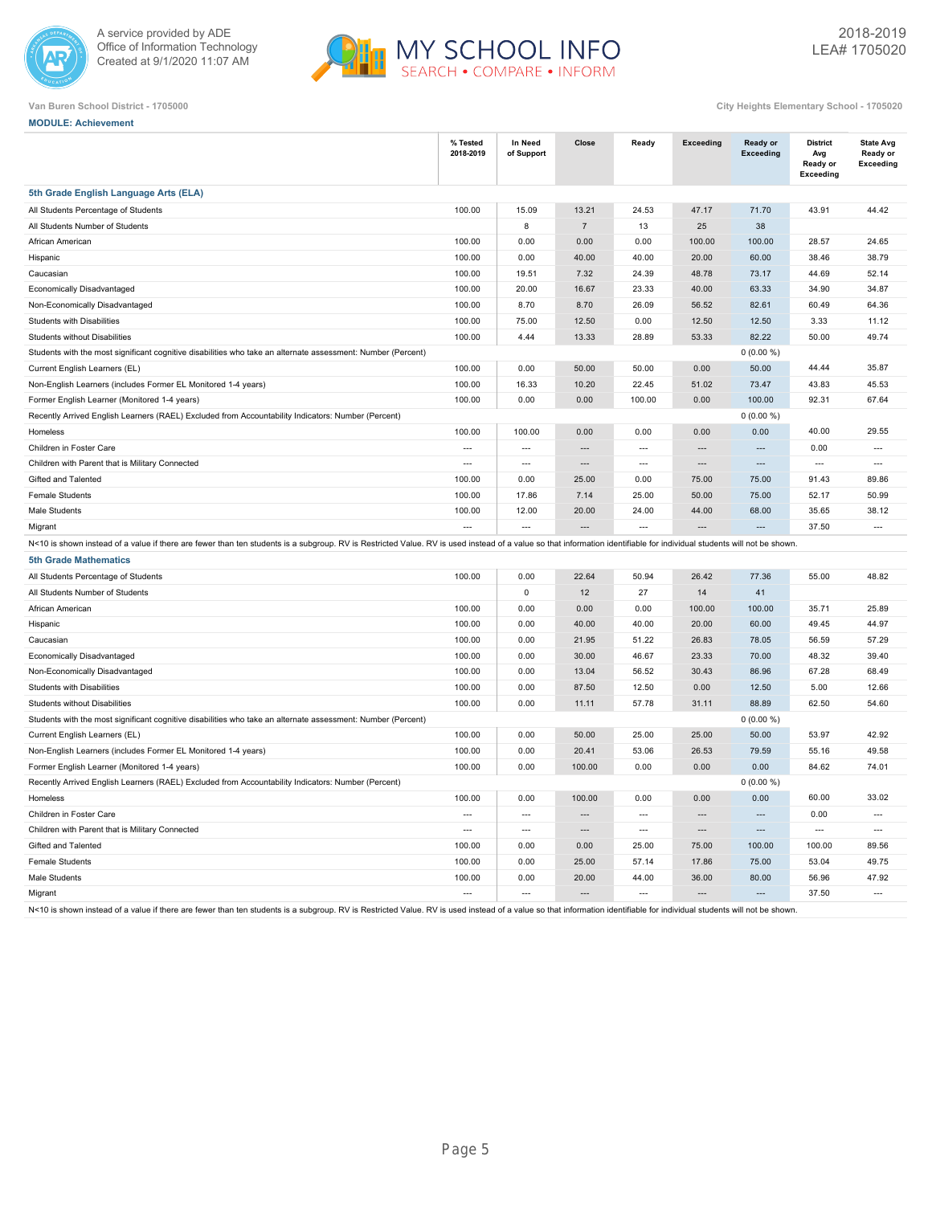A service provided by ADE
Office of Information Technology
Created at 9/1/2020 11:07 AM

MY SCHOOL INFO
SEARCH • COMPARE • INFORM

2018-2019
LEA# 1705020

Van Buren School District - 1705000

City Heights Elementary School - 1705020

**MODULE: Achievement**

| | % Tested 2018-2019 | In Need of Support | Close | Ready | Exceeding | Ready or Exceeding | District Avg Ready or Exceeding | State Avg Ready or Exceeding |
|---|---|---|---|---|---|---|---|---|
| **5th Grade English Language Arts (ELA)** | | | | | | | | |
| All Students Percentage of Students | 100.00 | 15.09 | 13.21 | 24.53 | 47.17 | 71.70 | 43.91 | 44.42 |
| All Students Number of Students | | 8 | 7 | 13 | 25 | 38 | | |
| African American | 100.00 | 0.00 | 0.00 | 0.00 | 100.00 | 100.00 | 28.57 | 24.65 |
| Hispanic | 100.00 | 0.00 | 40.00 | 40.00 | 20.00 | 60.00 | 38.46 | 38.79 |
| Caucasian | 100.00 | 19.51 | 7.32 | 24.39 | 48.78 | 73.17 | 44.69 | 52.14 |
| Economically Disadvantaged | 100.00 | 20.00 | 16.67 | 23.33 | 40.00 | 63.33 | 34.90 | 34.87 |
| Non-Economically Disadvantaged | 100.00 | 8.70 | 8.70 | 26.09 | 56.52 | 82.61 | 60.49 | 64.36 |
| Students with Disabilities | 100.00 | 75.00 | 12.50 | 0.00 | 12.50 | 12.50 | 3.33 | 11.12 |
| Students without Disabilities | 100.00 | 4.44 | 13.33 | 28.89 | 53.33 | 82.22 | 50.00 | 49.74 |
| Students with the most significant cognitive disabilities who take an alternate assessment: Number (Percent) | | | | | | 0 (0.00 %) | | |
| Current English Learners (EL) | 100.00 | 0.00 | 50.00 | 50.00 | 0.00 | 50.00 | 44.44 | 35.87 |
| Non-English Learners (includes Former EL Monitored 1-4 years) | 100.00 | 16.33 | 10.20 | 22.45 | 51.02 | 73.47 | 43.83 | 45.53 |
| Former English Learner (Monitored 1-4 years) | 100.00 | 0.00 | 0.00 | 100.00 | 0.00 | 100.00 | 92.31 | 67.64 |
| Recently Arrived English Learners (RAEL) Excluded from Accountability Indicators: Number (Percent) | | | | | | 0 (0.00 %) | | |
| Homeless | 100.00 | 100.00 | 0.00 | 0.00 | 0.00 | 0.00 | 40.00 | 29.55 |
| Children in Foster Care | --- | --- | --- | --- | --- | --- | 0.00 | --- |
| Children with Parent that is Military Connected | --- | --- | --- | --- | --- | --- | --- | --- |
| Gifted and Talented | 100.00 | 0.00 | 25.00 | 0.00 | 75.00 | 75.00 | 91.43 | 89.86 |
| Female Students | 100.00 | 17.86 | 7.14 | 25.00 | 50.00 | 75.00 | 52.17 | 50.99 |
| Male Students | 100.00 | 12.00 | 20.00 | 24.00 | 44.00 | 68.00 | 35.65 | 38.12 |
| Migrant | --- | --- | --- | --- | --- | --- | 37.50 | --- |

N<10 is shown instead of a value if there are fewer than ten students is a subgroup. RV is Restricted Value. RV is used instead of a value so that information identifiable for individual students will not be shown.

| | % Tested 2018-2019 | In Need of Support | Close | Ready | Exceeding | Ready or Exceeding | District Avg Ready or Exceeding | State Avg Ready or Exceeding |
|---|---|---|---|---|---|---|---|---|
| **5th Grade Mathematics** | | | | | | | | |
| All Students Percentage of Students | 100.00 | 0.00 | 22.64 | 50.94 | 26.42 | 77.36 | 55.00 | 48.82 |
| All Students Number of Students | | 0 | 12 | 27 | 14 | 41 | | |
| African American | 100.00 | 0.00 | 0.00 | 0.00 | 100.00 | 100.00 | 35.71 | 25.89 |
| Hispanic | 100.00 | 0.00 | 40.00 | 40.00 | 20.00 | 60.00 | 49.45 | 44.97 |
| Caucasian | 100.00 | 0.00 | 21.95 | 51.22 | 26.83 | 78.05 | 56.59 | 57.29 |
| Economically Disadvantaged | 100.00 | 0.00 | 30.00 | 46.67 | 23.33 | 70.00 | 48.32 | 39.40 |
| Non-Economically Disadvantaged | 100.00 | 0.00 | 13.04 | 56.52 | 30.43 | 86.96 | 67.28 | 68.49 |
| Students with Disabilities | 100.00 | 0.00 | 87.50 | 12.50 | 0.00 | 12.50 | 5.00 | 12.66 |
| Students without Disabilities | 100.00 | 0.00 | 11.11 | 57.78 | 31.11 | 88.89 | 62.50 | 54.60 |
| Students with the most significant cognitive disabilities who take an alternate assessment: Number (Percent) | | | | | | 0 (0.00 %) | | |
| Current English Learners (EL) | 100.00 | 0.00 | 50.00 | 25.00 | 25.00 | 50.00 | 53.97 | 42.92 |
| Non-English Learners (includes Former EL Monitored 1-4 years) | 100.00 | 0.00 | 20.41 | 53.06 | 26.53 | 79.59 | 55.16 | 49.58 |
| Former English Learner (Monitored 1-4 years) | 100.00 | 0.00 | 100.00 | 0.00 | 0.00 | 0.00 | 84.62 | 74.01 |
| Recently Arrived English Learners (RAEL) Excluded from Accountability Indicators: Number (Percent) | | | | | | 0 (0.00 %) | | |
| Homeless | 100.00 | 0.00 | 100.00 | 0.00 | 0.00 | 0.00 | 60.00 | 33.02 |
| Children in Foster Care | --- | --- | --- | --- | --- | --- | 0.00 | --- |
| Children with Parent that is Military Connected | --- | --- | --- | --- | --- | --- | --- | --- |
| Gifted and Talented | 100.00 | 0.00 | 0.00 | 25.00 | 75.00 | 100.00 | 100.00 | 89.56 |
| Female Students | 100.00 | 0.00 | 25.00 | 57.14 | 17.86 | 75.00 | 53.04 | 49.75 |
| Male Students | 100.00 | 0.00 | 20.00 | 44.00 | 36.00 | 80.00 | 56.96 | 47.92 |
| Migrant | --- | --- | --- | --- | --- | --- | 37.50 | --- |

N<10 is shown instead of a value if there are fewer than ten students is a subgroup. RV is Restricted Value. RV is used instead of a value so that information identifiable for individual students will not be shown.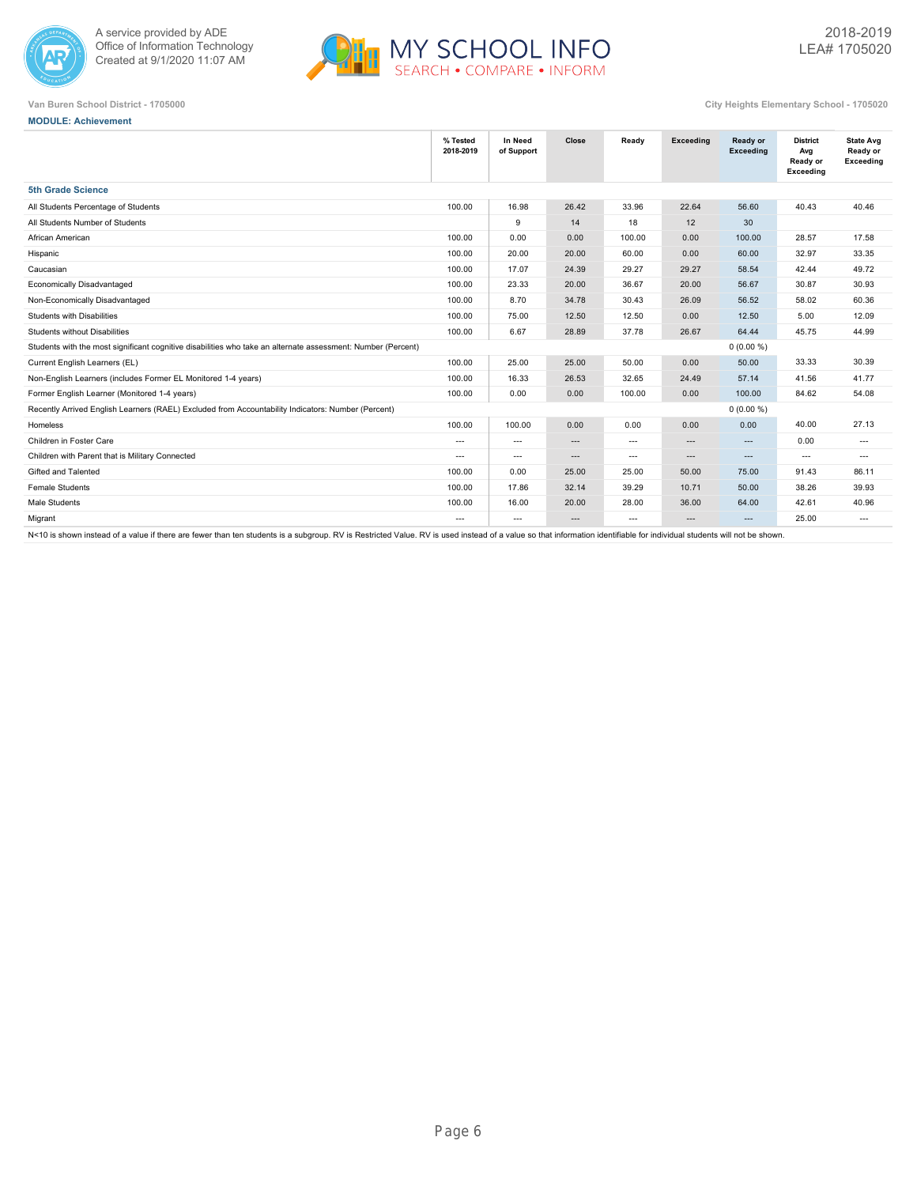Van Buren School District - 1705000

City Heights Elementary School - 1705020

**MODULE: Achievement**

| | % Tested 2018-2019 | In Need of Support | Close | Ready | Exceeding | Ready or Exceeding | District Avg Ready or Exceeding | State Avg Ready or Exceeding |
|---|---|---|---|---|---|---|---|---|
| **5th Grade Science** | | | | | | | | |
| All Students Percentage of Students | 100.00 | 16.98 | 26.42 | 33.96 | 22.64 | 56.60 | 40.43 | 40.46 |
| All Students Number of Students | | 9 | 14 | 18 | 12 | 30 | | |
| African American | 100.00 | 0.00 | 0.00 | 100.00 | 0.00 | 100.00 | 28.57 | 17.58 |
| Hispanic | 100.00 | 20.00 | 20.00 | 60.00 | 0.00 | 60.00 | 32.97 | 33.35 |
| Caucasian | 100.00 | 17.07 | 24.39 | 29.27 | 29.27 | 58.54 | 42.44 | 49.72 |
| Economically Disadvantaged | 100.00 | 23.33 | 20.00 | 36.67 | 20.00 | 56.67 | 30.87 | 30.93 |
| Non-Economically Disadvantaged | 100.00 | 8.70 | 34.78 | 30.43 | 26.09 | 56.52 | 58.02 | 60.36 |
| Students with Disabilities | 100.00 | 75.00 | 12.50 | 12.50 | 0.00 | 12.50 | 5.00 | 12.09 |
| Students without Disabilities | 100.00 | 6.67 | 28.89 | 37.78 | 26.67 | 64.44 | 45.75 | 44.99 |
| Students with the most significant cognitive disabilities who take an alternate assessment: Number (Percent) | | | | | | 0 (0.00 %) | | |
| Current English Learners (EL) | 100.00 | 25.00 | 25.00 | 50.00 | 0.00 | 50.00 | 33.33 | 30.39 |
| Non-English Learners (includes Former EL Monitored 1-4 years) | 100.00 | 16.33 | 26.53 | 32.65 | 24.49 | 57.14 | 41.56 | 41.77 |
| Former English Learner (Monitored 1-4 years) | 100.00 | 0.00 | 0.00 | 100.00 | 0.00 | 100.00 | 84.62 | 54.08 |
| Recently Arrived English Learners (RAEL) Excluded from Accountability Indicators: Number (Percent) | | | | | | 0 (0.00 %) | | |
| Homeless | 100.00 | 100.00 | 0.00 | 0.00 | 0.00 | 0.00 | 40.00 | 27.13 |
| Children in Foster Care | --- | --- | --- | --- | --- | --- | 0.00 | --- |
| Children with Parent that is Military Connected | --- | --- | --- | --- | --- | --- | --- | --- |
| Gifted and Talented | 100.00 | 0.00 | 25.00 | 25.00 | 50.00 | 75.00 | 91.43 | 86.11 |
| Female Students | 100.00 | 17.86 | 32.14 | 39.29 | 10.71 | 50.00 | 38.26 | 39.93 |
| Male Students | 100.00 | 16.00 | 20.00 | 28.00 | 36.00 | 64.00 | 42.61 | 40.96 |
| Migrant | --- | --- | --- | --- | --- | --- | 25.00 | --- |

N<10 is shown instead of a value if there are fewer than ten students is a subgroup. RV is Restricted Value. RV is used instead of a value so that information identifiable for individual students will not be shown.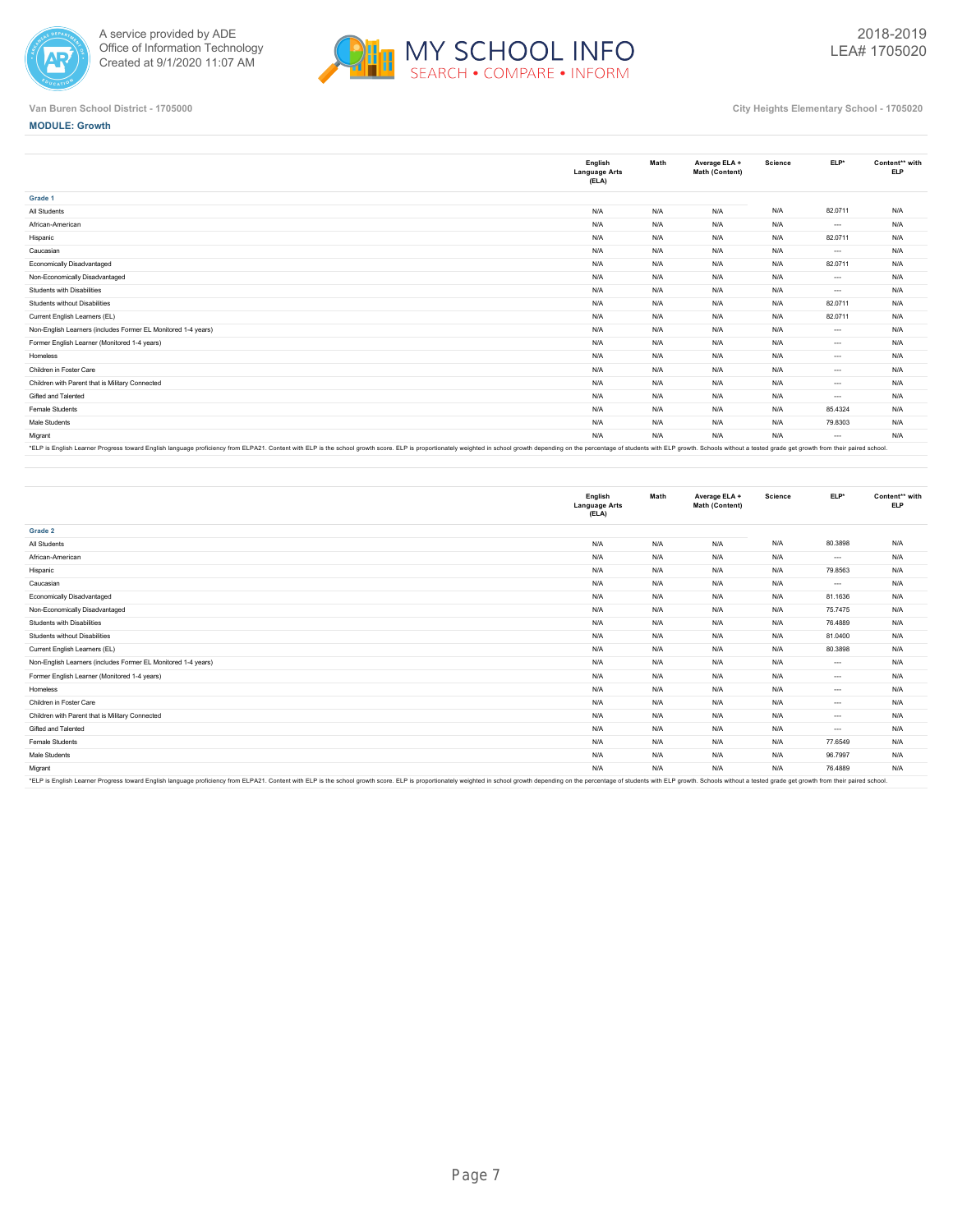Van Buren School District - 1705000

City Heights Elementary School - 1705020

**MODULE: Growth**

| | English Language Arts (ELA) | Math | Average ELA + Math (Content) | Science | ELP* | Content** with ELP |
|---|---|---|---|---|---|---|
| **Grade 1** | | | | | | |
| All Students | N/A | N/A | N/A | N/A | 82.0711 | N/A |
| African-American | N/A | N/A | N/A | N/A | --- | N/A |
| Hispanic | N/A | N/A | N/A | N/A | 82.0711 | N/A |
| Caucasian | N/A | N/A | N/A | N/A | --- | N/A |
| Economically Disadvantaged | N/A | N/A | N/A | N/A | 82.0711 | N/A |
| Non-Economically Disadvantaged | N/A | N/A | N/A | N/A | --- | N/A |
| Students with Disabilities | N/A | N/A | N/A | N/A | --- | N/A |
| Students without Disabilities | N/A | N/A | N/A | N/A | 82.0711 | N/A |
| Current English Learners (EL) | N/A | N/A | N/A | N/A | 82.0711 | N/A |
| Non-English Learners (includes Former EL Monitored 1-4 years) | N/A | N/A | N/A | N/A | --- | N/A |
| Former English Learner (Monitored 1-4 years) | N/A | N/A | N/A | N/A | --- | N/A |
| Homeless | N/A | N/A | N/A | N/A | --- | N/A |
| Children in Foster Care | N/A | N/A | N/A | N/A | --- | N/A |
| Children with Parent that is Military Connected | N/A | N/A | N/A | N/A | --- | N/A |
| Gifted and Talented | N/A | N/A | N/A | N/A | --- | N/A |
| Female Students | N/A | N/A | N/A | N/A | 85.4324 | N/A |
| Male Students | N/A | N/A | N/A | N/A | 79.8303 | N/A |
| Migrant | N/A | N/A | N/A | N/A | --- | N/A |

*ELP is English Learner Progress toward English language proficiency from ELPA21. Content with ELP is the school growth score. ELP is proportionately weighted in school growth depending on the percentage of students with ELP growth. Schools without a tested grade get growth from their paired school.

| | English Language Arts (ELA) | Math | Average ELA + Math (Content) | Science | ELP* | Content** with ELP |
|---|---|---|---|---|---|---|
| **Grade 2** | | | | | | |
| All Students | N/A | N/A | N/A | N/A | 80.3898 | N/A |
| African-American | N/A | N/A | N/A | N/A | --- | N/A |
| Hispanic | N/A | N/A | N/A | N/A | 79.8563 | N/A |
| Caucasian | N/A | N/A | N/A | N/A | --- | N/A |
| Economically Disadvantaged | N/A | N/A | N/A | N/A | 81.1636 | N/A |
| Non-Economically Disadvantaged | N/A | N/A | N/A | N/A | 75.7475 | N/A |
| Students with Disabilities | N/A | N/A | N/A | N/A | 76.4889 | N/A |
| Students without Disabilities | N/A | N/A | N/A | N/A | 81.0400 | N/A |
| Current English Learners (EL) | N/A | N/A | N/A | N/A | 80.3898 | N/A |
| Non-English Learners (includes Former EL Monitored 1-4 years) | N/A | N/A | N/A | N/A | --- | N/A |
| Former English Learner (Monitored 1-4 years) | N/A | N/A | N/A | N/A | --- | N/A |
| Homeless | N/A | N/A | N/A | N/A | --- | N/A |
| Children in Foster Care | N/A | N/A | N/A | N/A | --- | N/A |
| Children with Parent that is Military Connected | N/A | N/A | N/A | N/A | --- | N/A |
| Gifted and Talented | N/A | N/A | N/A | N/A | --- | N/A |
| Female Students | N/A | N/A | N/A | N/A | 77.6549 | N/A |
| Male Students | N/A | N/A | N/A | N/A | 96.7997 | N/A |
| Migrant | N/A | N/A | N/A | N/A | 76.4889 | N/A |

*ELP is English Learner Progress toward English language proficiency from ELPA21. Content with ELP is the school growth score. ELP is proportionately weighted in school growth depending on the percentage of students with ELP growth. Schools without a tested grade get growth from their paired school.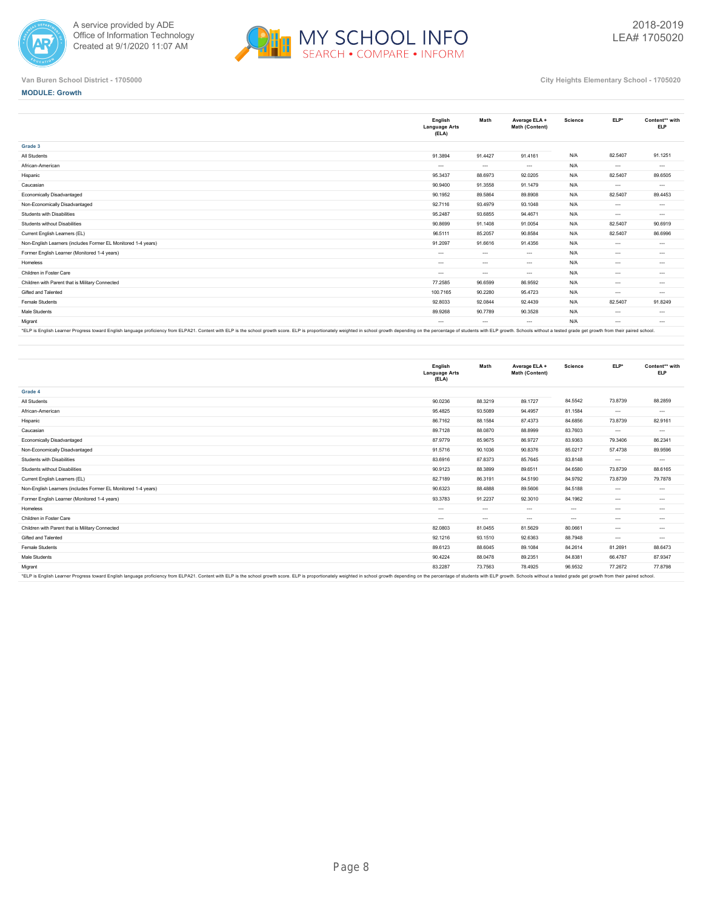Van Buren School District - 1705000

City Heights Elementary School - 1705020

**MODULE: Growth**

| | English Language Arts (ELA) | Math | Average ELA + Math (Content) | Science | ELP* | Content** with ELP |
|---|---|---|---|---|---|---|
| **Grade 3** | | | | | | |
| All Students | 91.3894 | 91.4427 | 91.4161 | N/A | 82.5407 | 91.1251 |
| African-American | --- | --- | --- | N/A | --- | --- |
| Hispanic | 95.3437 | 88.6973 | 92.0205 | N/A | 82.5407 | 89.6505 |
| Caucasian | 90.9400 | 91.3558 | 91.1479 | N/A | --- | --- |
| Economically Disadvantaged | 90.1952 | 89.5864 | 89.8908 | N/A | 82.5407 | 89.4453 |
| Non-Economically Disadvantaged | 92.7116 | 93.4979 | 93.1048 | N/A | --- | --- |
| Students with Disabilities | 95.2487 | 93.6855 | 94.4671 | N/A | --- | --- |
| Students without Disabilities | 90.8699 | 91.1408 | 91.0054 | N/A | 82.5407 | 90.6919 |
| Current English Learners (EL) | 96.5111 | 85.2057 | 90.8584 | N/A | 82.5407 | 86.6996 |
| Non-English Learners (includes Former EL Monitored 1-4 years) | 91.2097 | 91.6616 | 91.4356 | N/A | --- | --- |
| Former English Learner (Monitored 1-4 years) | --- | --- | --- | N/A | --- | --- |
| Homeless | --- | --- | --- | N/A | --- | --- |
| Children in Foster Care | --- | --- | --- | N/A | --- | --- |
| Children with Parent that is Military Connected | 77.2585 | 96.6599 | 86.9592 | N/A | --- | --- |
| Gifted and Talented | 100.7165 | 90.2280 | 95.4723 | N/A | --- | --- |
| Female Students | 92.8033 | 92.0844 | 92.4439 | N/A | 82.5407 | 91.8249 |
| Male Students | 89.9268 | 90.7789 | 90.3528 | N/A | --- | --- |
| Migrant | --- | --- | --- | N/A | --- | --- |

*ELP is English Learner Progress toward English language proficiency from ELPA21. Content with ELP is the school growth score. ELP is proportionately weighted in school growth depending on the percentage of students with ELP growth. Schools without a tested grade get growth from their paired school.

| | English Language Arts (ELA) | Math | Average ELA + Math (Content) | Science | ELP* | Content** with ELP |
|---|---|---|---|---|---|---|
| **Grade 4** | | | | | | |
| All Students | 90.0236 | 88.3219 | 89.1727 | 84.5542 | 73.8739 | 88.2859 |
| African-American | 95.4825 | 93.5089 | 94.4957 | 81.1584 | --- | --- |
| Hispanic | 86.7162 | 88.1584 | 87.4373 | 84.6856 | 73.8739 | 82.9161 |
| Caucasian | 89.7128 | 88.0870 | 88.8999 | 83.7603 | --- | --- |
| Economically Disadvantaged | 87.9779 | 85.9675 | 86.9727 | 83.9363 | 79.3406 | 86.2341 |
| Non-Economically Disadvantaged | 91.5716 | 90.1036 | 90.8376 | 85.0217 | 57.4738 | 89.9596 |
| Students with Disabilities | 83.6916 | 87.8373 | 85.7645 | 83.8148 | --- | --- |
| Students without Disabilities | 90.9123 | 88.3899 | 89.6511 | 84.6580 | 73.8739 | 88.6165 |
| Current English Learners (EL) | 82.7189 | 86.3191 | 84.5190 | 84.9792 | 73.8739 | 79.7878 |
| Non-English Learners (includes Former EL Monitored 1-4 years) | 90.6323 | 88.4888 | 89.5606 | 84.5188 | --- | --- |
| Former English Learner (Monitored 1-4 years) | 93.3783 | 91.2237 | 92.3010 | 84.1962 | --- | --- |
| Homeless | --- | --- | --- | --- | --- | --- |
| Children in Foster Care | --- | --- | --- | --- | --- | --- |
| Children with Parent that is Military Connected | 82.0803 | 81.0455 | 81.5629 | 80.0661 | --- | --- |
| Gifted and Talented | 92.1216 | 93.1510 | 92.6363 | 88.7948 | --- | --- |
| Female Students | 89.6123 | 88.6045 | 89.1084 | 84.2614 | 81.2691 | 88.6473 |
| Male Students | 90.4224 | 88.0478 | 89.2351 | 84.8381 | 66.4787 | 87.9347 |
| Migrant | 83.2287 | 73.7563 | 78.4925 | 96.9532 | 77.2672 | 77.8798 |

*ELP is English Learner Progress toward English language proficiency from ELPA21. Content with ELP is the school growth score. ELP is proportionately weighted in school growth depending on the percentage of students with ELP growth. Schools without a tested grade get growth from their paired school.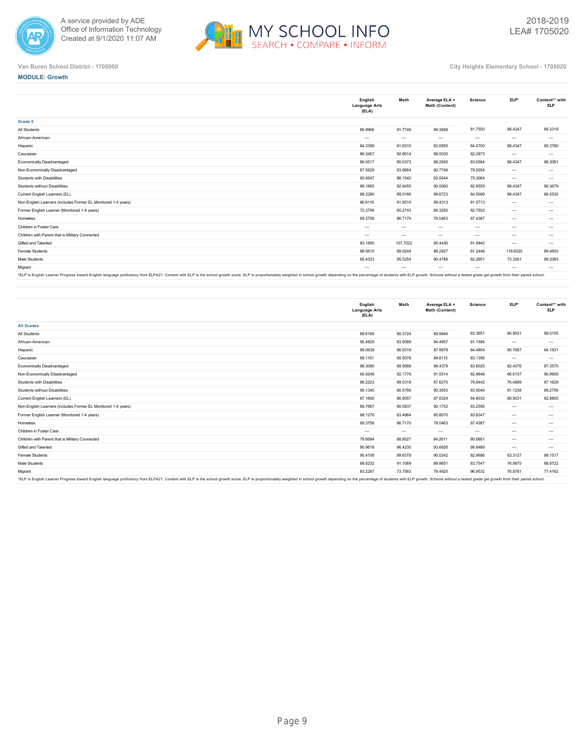Van Buren School District - 1705000

City Heights Elementary School - 1705020

**MODULE: Growth**

| | English Language Arts (ELA) | Math | Average ELA + Math (Content) | Science | ELP* | Content** with ELP |
|---|---|---|---|---|---|---|
| **Grade 5** | | | | | | |
| All Students | 86.9966 | 91.7749 | 89.3858 | 81.7550 | 88.4347 | 89.3319 |
| African-American | --- | --- | --- | --- | --- | --- |
| Hispanic | 84.3399 | 81.8310 | 83.0855 | 84.0700 | 88.4347 | 85.3780 |
| Caucasian | 86.3457 | 92.6614 | 89.5035 | 82.2973 | --- | --- |
| Economically Disadvantaged | 86.5517 | 90.0373 | 88.2945 | 83.6584 | 88.4347 | 88.3081 |
| Non-Economically Disadvantaged | 87.5629 | 93.9864 | 90.7746 | 79.5054 | --- | --- |
| Students with Disabilities | 80.8547 | 86.1542 | 83.5044 | 75.3064 | --- | --- |
| Students without Disabilities | 88.1665 | 92.8455 | 90.5060 | 82.8559 | 88.4347 | 90.3679 |
| Current English Learners (EL) | 88.3280 | 89.0166 | 88.6723 | 84.5099 | 88.4347 | 88.5535 |
| Non-English Learners (includes Former EL Monitored 1-4 years) | 86.9116 | 91.9510 | 89.4313 | 81.5713 | --- | --- |
| Former English Learner (Monitored 1-4 years) | 72.3756 | 60.2743 | 66.3250 | 82.7502 | --- | --- |
| Homeless | 69.3756 | 86.7170 | 78.0463 | 87.4387 | --- | --- |
| Children in Foster Care | --- | --- | --- | --- | --- | --- |
| Children with Parent that is Military Connected | --- | --- | --- | --- | --- | --- |
| Gifted and Talented | 83.1850 | 107.7022 | 95.4436 | 81.9842 | --- | --- |
| Female Students | 88.5610 | 88.0244 | 88.2927 | 81.2448 | 118.6520 | 89.4603 |
| Male Students | 85.4323 | 95.5254 | 90.4788 | 82.2651 | 73.3261 | 89.2083 |
| Migrant | --- | --- | --- | --- | --- | --- |

*ELP is English Learner Progress toward English language proficiency from ELPA21. Content with ELP is the school growth score. ELP is proportionately weighted in school growth depending on the percentage of students with ELP growth. Schools without a tested grade get growth from their paired school.

| | English Language Arts (ELA) | Math | Average ELA + Math (Content) | Science | ELP* | Content** with ELP |
|---|---|---|---|---|---|---|
| **All Grades** | | | | | | |
| All Students | 89.6169 | 90.3724 | 89.9946 | 83.3651 | 80.9031 | 89.0155 |
| African-American | 95.4825 | 93.5089 | 94.4957 | 81.1584 | --- | --- |
| Hispanic | 89.0639 | 86.9319 | 87.9979 | 84.4804 | 80.7687 | 84.1931 |
| Caucasian | 89.1151 | 90.5078 | 89.8115 | 83.1356 | --- | --- |
| Economically Disadvantaged | 88.3090 | 88.5668 | 88.4379 | 83.8025 | 82.4076 | 87.3570 |
| Non-Economically Disadvantaged | 90.9248 | 92.1779 | 91.5514 | 82.9648 | 66.6107 | 90.9909 |
| Students with Disabilities | 86.2223 | 89.0318 | 87.6270 | 79.8442 | 76.4889 | 87.1629 |
| Students without Disabilities | 90.1340 | 90.5766 | 90.3553 | 83.9040 | 81.1238 | 89.2756 |
| Current English Learners (EL) | 87.1600 | 86.9057 | 87.0329 | 84.8032 | 80.9031 | 82.8805 |
| Non-English Learners (includes Former EL Monitored 1-4 years) | 89.7667 | 90.5837 | 90.1752 | 83.2556 | --- | --- |
| Former English Learner (Monitored 1-4 years) | 88.1276 | 83.4864 | 85.8070 | 83.8347 | --- | --- |
| Homeless | 69.3756 | 86.7170 | 78.0463 | 87.4387 | --- | --- |
| Children in Foster Care | --- | --- | --- | --- | --- | --- |
| Children with Parent that is Military Connected | 79.6694 | 88.8527 | 84.2611 | 80.0661 | --- | --- |
| Gifted and Talented | 90.9618 | 96.4235 | 93.6926 | 86.8489 | --- | --- |
| Female Students | 90.4106 | 89.6378 | 90.0242 | 82.9686 | 83.3127 | 89.1517 |
| Male Students | 88.8232 | 91.1069 | 89.9651 | 83.7547 | 78.9875 | 88.8722 |
| Migrant | 83.2287 | 73.7563 | 78.4925 | 96.9532 | 76.8781 | 77.4162 |

*ELP is English Learner Progress toward English language proficiency from ELPA21. Content with ELP is the school growth score. ELP is proportionately weighted in school growth depending on the percentage of students with ELP growth. Schools without a tested grade get growth from their paired school.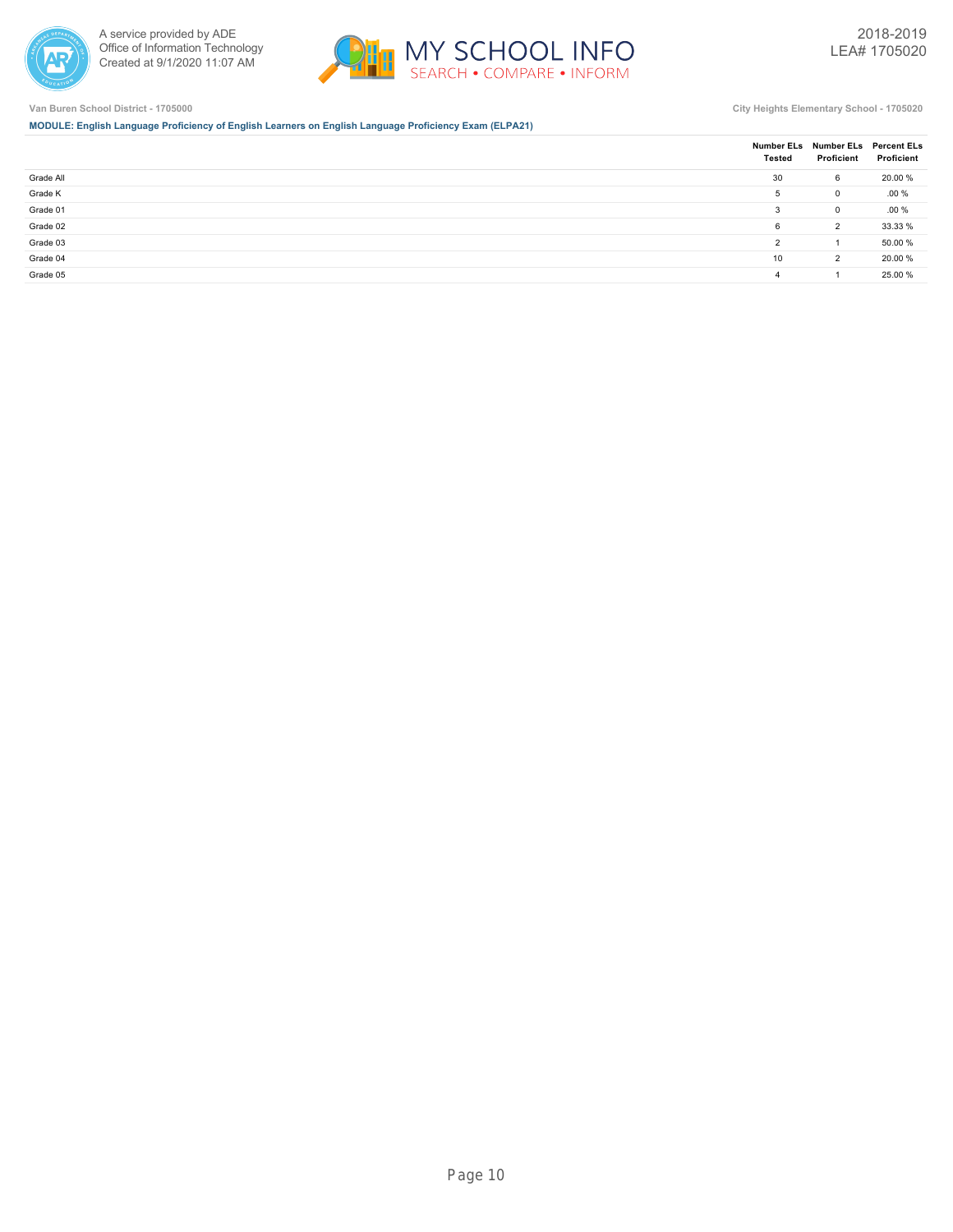Van Buren School District - 1705000

City Heights Elementary School - 1705020

**MODULE: English Language Proficiency of English Learners on English Language Proficiency Exam (ELPA21)**

| | Number ELs Tested | Number ELs Proficient | Percent ELs Proficient |
|---|---|---|---|
| Grade All | 30 | 6 | 20.00 % |
| Grade K | 5 | 0 | .00 % |
| Grade 01 | 3 | 0 | .00 % |
| Grade 02 | 6 | 2 | 33.33 % |
| Grade 03 | 2 | 1 | 50.00 % |
| Grade 04 | 10 | 2 | 20.00 % |
| Grade 05 | 4 | 1 | 25.00 % |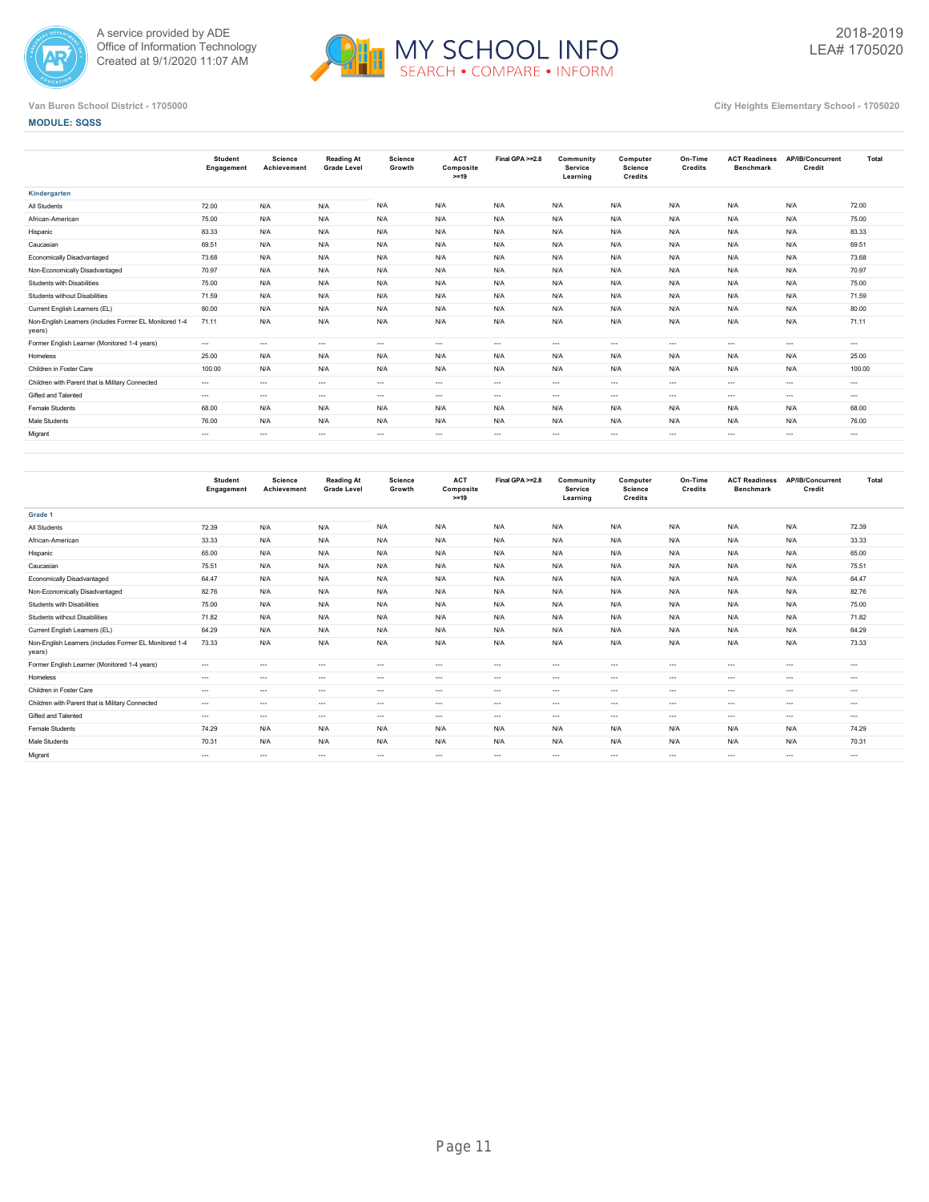Van Buren School District - 1705000

City Heights Elementary School - 1705020

**MODULE: SQSS**

| | Student Engagement | Science Achievement | Reading At Grade Level | Science Growth | ACT Composite >=19 | Final GPA >=2.8 | Community Service Learning | Computer Science Credits | On-Time Credits | ACT Readiness Benchmark | AP/IB/Concurrent Credit | Total |
|---|---|---|---|---|---|---|---|---|---|---|---|---|
| **Kindergarten** | | | | | | | | | | | | |
| All Students | 72.00 | N/A | N/A | N/A | N/A | N/A | N/A | N/A | N/A | N/A | N/A | 72.00 |
| African-American | 75.00 | N/A | N/A | N/A | N/A | N/A | N/A | N/A | N/A | N/A | N/A | 75.00 |
| Hispanic | 83.33 | N/A | N/A | N/A | N/A | N/A | N/A | N/A | N/A | N/A | N/A | 83.33 |
| Caucasian | 69.51 | N/A | N/A | N/A | N/A | N/A | N/A | N/A | N/A | N/A | N/A | 69.51 |
| Economically Disadvantaged | 73.68 | N/A | N/A | N/A | N/A | N/A | N/A | N/A | N/A | N/A | N/A | 73.68 |
| Non-Economically Disadvantaged | 70.97 | N/A | N/A | N/A | N/A | N/A | N/A | N/A | N/A | N/A | N/A | 70.97 |
| Students with Disabilities | 75.00 | N/A | N/A | N/A | N/A | N/A | N/A | N/A | N/A | N/A | N/A | 75.00 |
| Students without Disabilities | 71.59 | N/A | N/A | N/A | N/A | N/A | N/A | N/A | N/A | N/A | N/A | 71.59 |
| Current English Learners (EL) | 80.00 | N/A | N/A | N/A | N/A | N/A | N/A | N/A | N/A | N/A | N/A | 80.00 |
| Non-English Learners (includes Former EL Monitored 1-4 years) | 71.11 | N/A | N/A | N/A | N/A | N/A | N/A | N/A | N/A | N/A | N/A | 71.11 |
| Former English Learner (Monitored 1-4 years) | --- | --- | --- | --- | --- | --- | --- | --- | --- | --- | --- | --- |
| Homeless | 25.00 | N/A | N/A | N/A | N/A | N/A | N/A | N/A | N/A | N/A | N/A | 25.00 |
| Children in Foster Care | 100.00 | N/A | N/A | N/A | N/A | N/A | N/A | N/A | N/A | N/A | N/A | 100.00 |
| Children with Parent that is Military Connected | --- | --- | --- | --- | --- | --- | --- | --- | --- | --- | --- | --- |
| Gifted and Talented | --- | --- | --- | --- | --- | --- | --- | --- | --- | --- | --- | --- |
| Female Students | 68.00 | N/A | N/A | N/A | N/A | N/A | N/A | N/A | N/A | N/A | N/A | 68.00 |
| Male Students | 76.00 | N/A | N/A | N/A | N/A | N/A | N/A | N/A | N/A | N/A | N/A | 76.00 |
| Migrant | --- | --- | --- | --- | --- | --- | --- | --- | --- | --- | --- | --- |

| | Student Engagement | Science Achievement | Reading At Grade Level | Science Growth | ACT Composite >=19 | Final GPA >=2.8 | Community Service Learning | Computer Science Credits | On-Time Credits | ACT Readiness Benchmark | AP/IB/Concurrent Credit | Total |
|---|---|---|---|---|---|---|---|---|---|---|---|---|
| **Grade 1** | | | | | | | | | | | | |
| All Students | 72.39 | N/A | N/A | N/A | N/A | N/A | N/A | N/A | N/A | N/A | N/A | 72.39 |
| African-American | 33.33 | N/A | N/A | N/A | N/A | N/A | N/A | N/A | N/A | N/A | N/A | 33.33 |
| Hispanic | 65.00 | N/A | N/A | N/A | N/A | N/A | N/A | N/A | N/A | N/A | N/A | 65.00 |
| Caucasian | 75.51 | N/A | N/A | N/A | N/A | N/A | N/A | N/A | N/A | N/A | N/A | 75.51 |
| Economically Disadvantaged | 64.47 | N/A | N/A | N/A | N/A | N/A | N/A | N/A | N/A | N/A | N/A | 64.47 |
| Non-Economically Disadvantaged | 82.76 | N/A | N/A | N/A | N/A | N/A | N/A | N/A | N/A | N/A | N/A | 82.76 |
| Students with Disabilities | 75.00 | N/A | N/A | N/A | N/A | N/A | N/A | N/A | N/A | N/A | N/A | 75.00 |
| Students without Disabilities | 71.82 | N/A | N/A | N/A | N/A | N/A | N/A | N/A | N/A | N/A | N/A | 71.82 |
| Current English Learners (EL) | 64.29 | N/A | N/A | N/A | N/A | N/A | N/A | N/A | N/A | N/A | N/A | 64.29 |
| Non-English Learners (includes Former EL Monitored 1-4 years) | 73.33 | N/A | N/A | N/A | N/A | N/A | N/A | N/A | N/A | N/A | N/A | 73.33 |
| Former English Learner (Monitored 1-4 years) | --- | --- | --- | --- | --- | --- | --- | --- | --- | --- | --- | --- |
| Homeless | --- | --- | --- | --- | --- | --- | --- | --- | --- | --- | --- | --- |
| Children in Foster Care | --- | --- | --- | --- | --- | --- | --- | --- | --- | --- | --- | --- |
| Children with Parent that is Military Connected | --- | --- | --- | --- | --- | --- | --- | --- | --- | --- | --- | --- |
| Gifted and Talented | --- | --- | --- | --- | --- | --- | --- | --- | --- | --- | --- | --- |
| Female Students | 74.29 | N/A | N/A | N/A | N/A | N/A | N/A | N/A | N/A | N/A | N/A | 74.29 |
| Male Students | 70.31 | N/A | N/A | N/A | N/A | N/A | N/A | N/A | N/A | N/A | N/A | 70.31 |
| Migrant | --- | --- | --- | --- | --- | --- | --- | --- | --- | --- | --- | --- |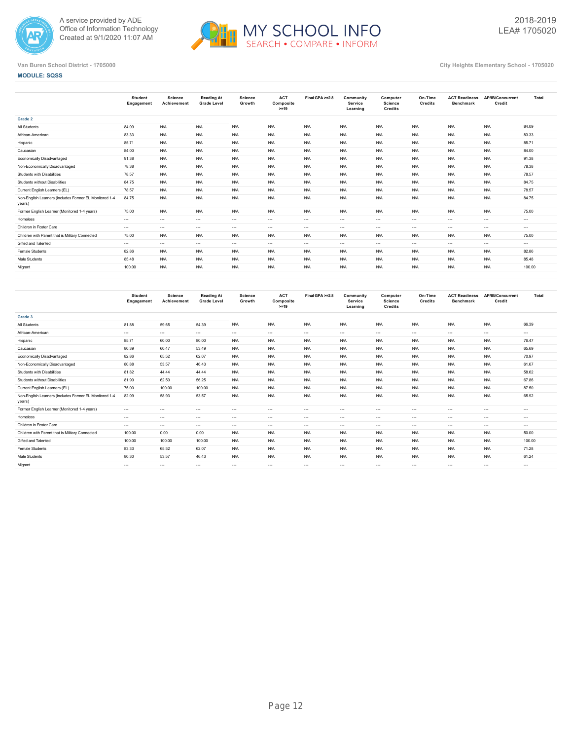Van Buren School District - 1705000

City Heights Elementary School - 1705020

**MODULE: SQSS**

| | Student Engagement | Science Achievement | Reading At Grade Level | Science Growth | ACT Composite >=19 | Final GPA >=2.8 | Community Service Learning | Computer Science Credits | On-Time Credits | ACT Readiness Benchmark | AP/IB/Concurrent Credit | Total |
|---|---|---|---|---|---|---|---|---|---|---|---|---|
| **Grade 2** | | | | | | | | | | | | |
| All Students | 84.09 | N/A | N/A | N/A | N/A | N/A | N/A | N/A | N/A | N/A | N/A | 84.09 |
| African-American | 83.33 | N/A | N/A | N/A | N/A | N/A | N/A | N/A | N/A | N/A | N/A | 83.33 |
| Hispanic | 85.71 | N/A | N/A | N/A | N/A | N/A | N/A | N/A | N/A | N/A | N/A | 85.71 |
| Caucasian | 84.00 | N/A | N/A | N/A | N/A | N/A | N/A | N/A | N/A | N/A | N/A | 84.00 |
| Economically Disadvantaged | 91.38 | N/A | N/A | N/A | N/A | N/A | N/A | N/A | N/A | N/A | N/A | 91.38 |
| Non-Economically Disadvantaged | 78.38 | N/A | N/A | N/A | N/A | N/A | N/A | N/A | N/A | N/A | N/A | 78.38 |
| Students with Disabilities | 78.57 | N/A | N/A | N/A | N/A | N/A | N/A | N/A | N/A | N/A | N/A | 78.57 |
| Students without Disabilities | 84.75 | N/A | N/A | N/A | N/A | N/A | N/A | N/A | N/A | N/A | N/A | 84.75 |
| Current English Learners (EL) | 78.57 | N/A | N/A | N/A | N/A | N/A | N/A | N/A | N/A | N/A | N/A | 78.57 |
| Non-English Learners (includes Former EL Monitored 1-4 years) | 84.75 | N/A | N/A | N/A | N/A | N/A | N/A | N/A | N/A | N/A | N/A | 84.75 |
| Former English Learner (Monitored 1-4 years) | 75.00 | N/A | N/A | N/A | N/A | N/A | N/A | N/A | N/A | N/A | N/A | 75.00 |
| Homeless | --- | --- | --- | --- | --- | --- | --- | --- | --- | --- | --- | --- |
| Children in Foster Care | --- | --- | --- | --- | --- | --- | --- | --- | --- | --- | --- | --- |
| Children with Parent that is Military Connected | 75.00 | N/A | N/A | N/A | N/A | N/A | N/A | N/A | N/A | N/A | N/A | 75.00 |
| Gifted and Talented | --- | --- | --- | --- | --- | --- | --- | --- | --- | --- | --- | --- |
| Female Students | 82.86 | N/A | N/A | N/A | N/A | N/A | N/A | N/A | N/A | N/A | N/A | 82.86 |
| Male Students | 85.48 | N/A | N/A | N/A | N/A | N/A | N/A | N/A | N/A | N/A | N/A | 85.48 |
| Migrant | 100.00 | N/A | N/A | N/A | N/A | N/A | N/A | N/A | N/A | N/A | N/A | 100.00 |

| | Student Engagement | Science Achievement | Reading At Grade Level | Science Growth | ACT Composite >=19 | Final GPA >=2.8 | Community Service Learning | Computer Science Credits | On-Time Credits | ACT Readiness Benchmark | AP/IB/Concurrent Credit | Total |
|---|---|---|---|---|---|---|---|---|---|---|---|---|
| **Grade 3** | | | | | | | | | | | | |
| All Students | 81.88 | 59.65 | 54.39 | N/A | N/A | N/A | N/A | N/A | N/A | N/A | N/A | 66.39 |
| African-American | --- | --- | --- | --- | --- | --- | --- | --- | --- | --- | --- | --- |
| Hispanic | 85.71 | 60.00 | 80.00 | N/A | N/A | N/A | N/A | N/A | N/A | N/A | N/A | 76.47 |
| Caucasian | 80.39 | 60.47 | 53.49 | N/A | N/A | N/A | N/A | N/A | N/A | N/A | N/A | 65.69 |
| Economically Disadvantaged | 82.86 | 65.52 | 62.07 | N/A | N/A | N/A | N/A | N/A | N/A | N/A | N/A | 70.97 |
| Non-Economically Disadvantaged | 80.88 | 53.57 | 46.43 | N/A | N/A | N/A | N/A | N/A | N/A | N/A | N/A | 61.67 |
| Students with Disabilities | 81.82 | 44.44 | 44.44 | N/A | N/A | N/A | N/A | N/A | N/A | N/A | N/A | 58.62 |
| Students without Disabilities | 81.90 | 62.50 | 56.25 | N/A | N/A | N/A | N/A | N/A | N/A | N/A | N/A | 67.86 |
| Current English Learners (EL) | 75.00 | 100.00 | 100.00 | N/A | N/A | N/A | N/A | N/A | N/A | N/A | N/A | 87.50 |
| Non-English Learners (includes Former EL Monitored 1-4 years) | 82.09 | 58.93 | 53.57 | N/A | N/A | N/A | N/A | N/A | N/A | N/A | N/A | 65.92 |
| Former English Learner (Monitored 1-4 years) | --- | --- | --- | --- | --- | --- | --- | --- | --- | --- | --- | --- |
| Homeless | --- | --- | --- | --- | --- | --- | --- | --- | --- | --- | --- | --- |
| Children in Foster Care | --- | --- | --- | --- | --- | --- | --- | --- | --- | --- | --- | --- |
| Children with Parent that is Military Connected | 100.00 | 0.00 | 0.00 | N/A | N/A | N/A | N/A | N/A | N/A | N/A | N/A | 50.00 |
| Gifted and Talented | 100.00 | 100.00 | 100.00 | N/A | N/A | N/A | N/A | N/A | N/A | N/A | N/A | 100.00 |
| Female Students | 83.33 | 65.52 | 62.07 | N/A | N/A | N/A | N/A | N/A | N/A | N/A | N/A | 71.28 |
| Male Students | 80.30 | 53.57 | 46.43 | N/A | N/A | N/A | N/A | N/A | N/A | N/A | N/A | 61.24 |
| Migrant | --- | --- | --- | --- | --- | --- | --- | --- | --- | --- | --- | --- |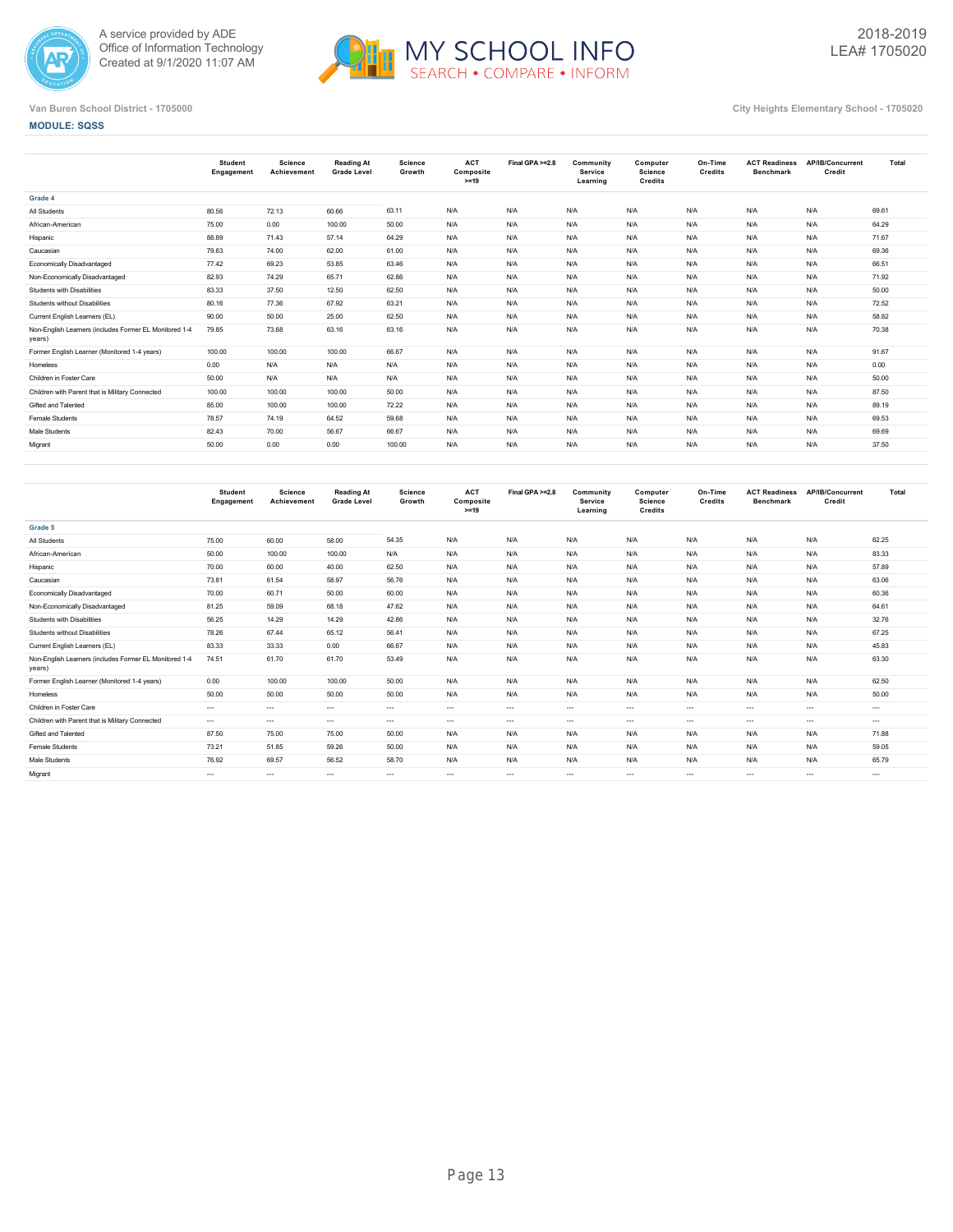A service provided by ADE
Office of Information Technology
Created at 9/1/2020 11:07 AM

# MY SCHOOL INFO
SEARCH • COMPARE • INFORM

2018-2019
LEA# 1705020

Van Buren School District - 1705000

City Heights Elementary School - 1705020

**MODULE: SQSS**

| | Student Engagement | Science Achievement | Reading At Grade Level | Science Growth | ACT Composite >=19 | Final GPA >=2.8 | Community Service Learning | Computer Science Credits | On-Time Credits | ACT Readiness Benchmark | AP/IB/Concurrent Credit | Total |
|---|---|---|---|---|---|---|---|---|---|---|---|---|
| **Grade 4** | | | | | | | | | | | | |
| All Students | 80.56 | 72.13 | 60.66 | 63.11 | N/A | N/A | N/A | N/A | N/A | N/A | N/A | 69.61 |
| African-American | 75.00 | 0.00 | 100.00 | 50.00 | N/A | N/A | N/A | N/A | N/A | N/A | N/A | 64.29 |
| Hispanic | 88.89 | 71.43 | 57.14 | 64.29 | N/A | N/A | N/A | N/A | N/A | N/A | N/A | 71.67 |
| Caucasian | 79.63 | 74.00 | 62.00 | 61.00 | N/A | N/A | N/A | N/A | N/A | N/A | N/A | 69.36 |
| Economically Disadvantaged | 77.42 | 69.23 | 53.85 | 63.46 | N/A | N/A | N/A | N/A | N/A | N/A | N/A | 66.51 |
| Non-Economically Disadvantaged | 82.93 | 74.29 | 65.71 | 62.86 | N/A | N/A | N/A | N/A | N/A | N/A | N/A | 71.92 |
| Students with Disabilities | 83.33 | 37.50 | 12.50 | 62.50 | N/A | N/A | N/A | N/A | N/A | N/A | N/A | 50.00 |
| Students without Disabilities | 80.16 | 77.36 | 67.92 | 63.21 | N/A | N/A | N/A | N/A | N/A | N/A | N/A | 72.52 |
| Current English Learners (EL) | 90.00 | 50.00 | 25.00 | 62.50 | N/A | N/A | N/A | N/A | N/A | N/A | N/A | 58.82 |
| Non-English Learners (includes Former EL Monitored 1-4 years) | 79.85 | 73.68 | 63.16 | 63.16 | N/A | N/A | N/A | N/A | N/A | N/A | N/A | 70.38 |
| Former English Learner (Monitored 1-4 years) | 100.00 | 100.00 | 100.00 | 66.67 | N/A | N/A | N/A | N/A | N/A | N/A | N/A | 91.67 |
| Homeless | 0.00 | N/A | N/A | N/A | N/A | N/A | N/A | N/A | N/A | N/A | N/A | 0.00 |
| Children in Foster Care | 50.00 | N/A | N/A | N/A | N/A | N/A | N/A | N/A | N/A | N/A | N/A | 50.00 |
| Children with Parent that is Military Connected | 100.00 | 100.00 | 100.00 | 50.00 | N/A | N/A | N/A | N/A | N/A | N/A | N/A | 87.50 |
| Gifted and Talented | 85.00 | 100.00 | 100.00 | 72.22 | N/A | N/A | N/A | N/A | N/A | N/A | N/A | 89.19 |
| Female Students | 78.57 | 74.19 | 64.52 | 59.68 | N/A | N/A | N/A | N/A | N/A | N/A | N/A | 69.53 |
| Male Students | 82.43 | 70.00 | 56.67 | 66.67 | N/A | N/A | N/A | N/A | N/A | N/A | N/A | 69.69 |
| Migrant | 50.00 | 0.00 | 0.00 | 100.00 | N/A | N/A | N/A | N/A | N/A | N/A | N/A | 37.50 |

| | Student Engagement | Science Achievement | Reading At Grade Level | Science Growth | ACT Composite >=19 | Final GPA >=2.8 | Community Service Learning | Computer Science Credits | On-Time Credits | ACT Readiness Benchmark | AP/IB/Concurrent Credit | Total |
|---|---|---|---|---|---|---|---|---|---|---|---|---|
| **Grade 5** | | | | | | | | | | | | |
| All Students | 75.00 | 60.00 | 58.00 | 54.35 | N/A | N/A | N/A | N/A | N/A | N/A | N/A | 62.25 |
| African-American | 50.00 | 100.00 | 100.00 | N/A | N/A | N/A | N/A | N/A | N/A | N/A | N/A | 83.33 |
| Hispanic | 70.00 | 60.00 | 40.00 | 62.50 | N/A | N/A | N/A | N/A | N/A | N/A | N/A | 57.89 |
| Caucasian | 73.81 | 61.54 | 58.97 | 56.76 | N/A | N/A | N/A | N/A | N/A | N/A | N/A | 63.06 |
| Economically Disadvantaged | 70.00 | 60.71 | 50.00 | 60.00 | N/A | N/A | N/A | N/A | N/A | N/A | N/A | 60.36 |
| Non-Economically Disadvantaged | 81.25 | 59.09 | 68.18 | 47.62 | N/A | N/A | N/A | N/A | N/A | N/A | N/A | 64.61 |
| Students with Disabilities | 56.25 | 14.29 | 14.29 | 42.86 | N/A | N/A | N/A | N/A | N/A | N/A | N/A | 32.76 |
| Students without Disabilities | 78.26 | 67.44 | 65.12 | 56.41 | N/A | N/A | N/A | N/A | N/A | N/A | N/A | 67.25 |
| Current English Learners (EL) | 83.33 | 33.33 | 0.00 | 66.67 | N/A | N/A | N/A | N/A | N/A | N/A | N/A | 45.83 |
| Non-English Learners (includes Former EL Monitored 1-4 years) | 74.51 | 61.70 | 61.70 | 53.49 | N/A | N/A | N/A | N/A | N/A | N/A | N/A | 63.30 |
| Former English Learner (Monitored 1-4 years) | 0.00 | 100.00 | 100.00 | 50.00 | N/A | N/A | N/A | N/A | N/A | N/A | N/A | 62.50 |
| Homeless | 50.00 | 50.00 | 50.00 | 50.00 | N/A | N/A | N/A | N/A | N/A | N/A | N/A | 50.00 |
| Children in Foster Care | --- | --- | --- | --- | --- | --- | --- | --- | --- | --- | --- | --- |
| Children with Parent that is Military Connected | --- | --- | --- | --- | --- | --- | --- | --- | --- | --- | --- | --- |
| Gifted and Talented | 87.50 | 75.00 | 75.00 | 50.00 | N/A | N/A | N/A | N/A | N/A | N/A | N/A | 71.88 |
| Female Students | 73.21 | 51.85 | 59.26 | 50.00 | N/A | N/A | N/A | N/A | N/A | N/A | N/A | 59.05 |
| Male Students | 76.92 | 69.57 | 56.52 | 58.70 | N/A | N/A | N/A | N/A | N/A | N/A | N/A | 65.79 |
| Migrant | --- | --- | --- | --- | --- | --- | --- | --- | --- | --- | --- | --- |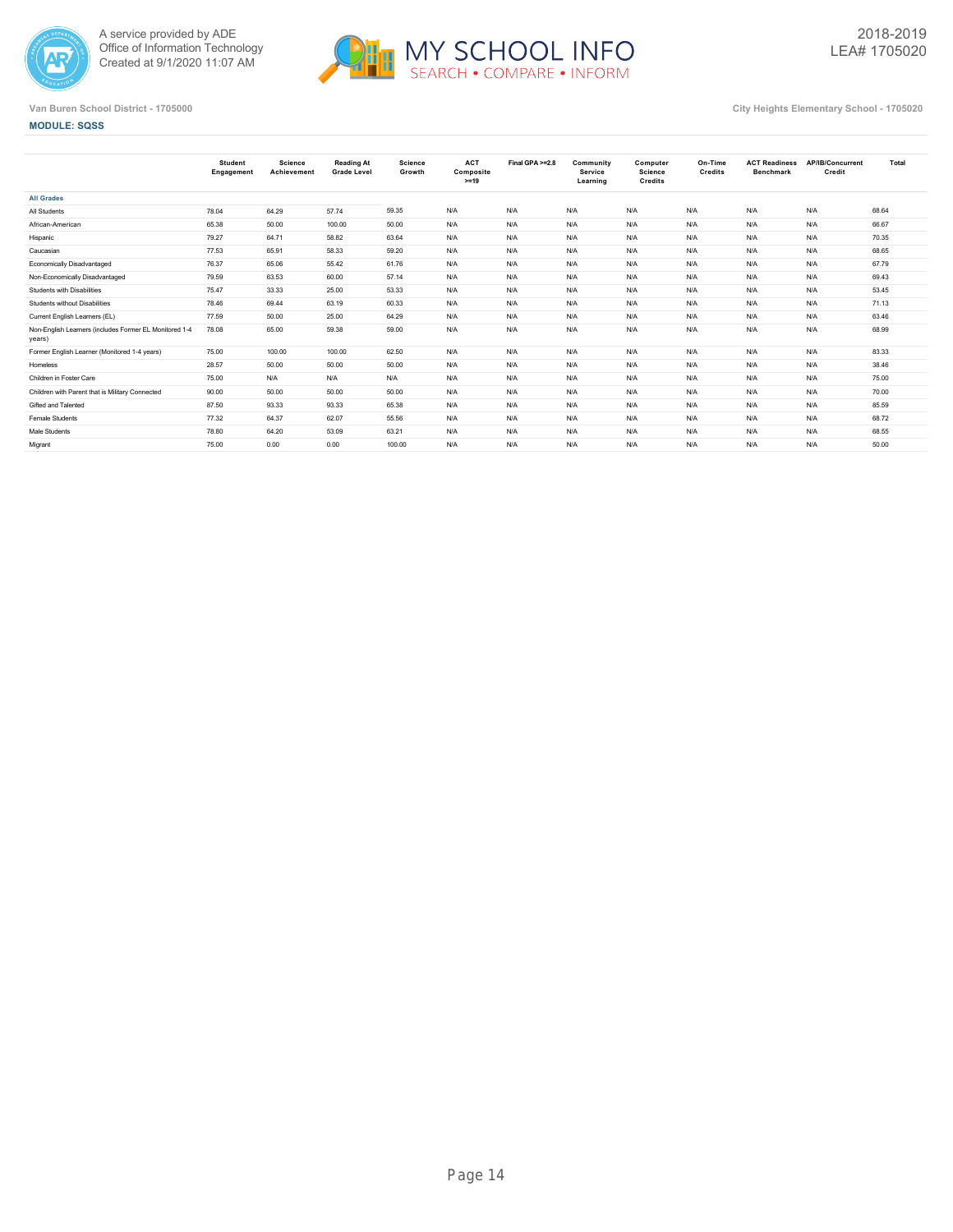A service provided by ADE
Office of Information Technology
Created at 9/1/2020 11:07 AM

2018-2019
LEA# 1705020

Van Buren School District - 1705000

City Heights Elementary School - 1705020

**MODULE: SQSS**

| | Student Engagement | Science Achievement | Reading At Grade Level | Science Growth | ACT Composite >=19 | Final GPA >=2.8 | Community Service Learning | Computer Science Credits | On-Time Credits | ACT Readiness Benchmark | AP/IB/Concurrent Credit | Total |
|---|---|---|---|---|---|---|---|---|---|---|---|---|
| **All Grades** | | | | | | | | | | | | |
| All Students | 78.04 | 64.29 | 57.74 | 59.35 | N/A | N/A | N/A | N/A | N/A | N/A | N/A | 68.64 |
| African-American | 65.38 | 50.00 | 100.00 | 50.00 | N/A | N/A | N/A | N/A | N/A | N/A | N/A | 66.67 |
| Hispanic | 79.27 | 64.71 | 58.82 | 63.64 | N/A | N/A | N/A | N/A | N/A | N/A | N/A | 70.35 |
| Caucasian | 77.53 | 65.91 | 58.33 | 59.20 | N/A | N/A | N/A | N/A | N/A | N/A | N/A | 68.65 |
| Economically Disadvantaged | 76.37 | 65.06 | 55.42 | 61.76 | N/A | N/A | N/A | N/A | N/A | N/A | N/A | 67.79 |
| Non-Economically Disadvantaged | 79.59 | 63.53 | 60.00 | 57.14 | N/A | N/A | N/A | N/A | N/A | N/A | N/A | 69.43 |
| Students with Disabilities | 75.47 | 33.33 | 25.00 | 53.33 | N/A | N/A | N/A | N/A | N/A | N/A | N/A | 53.45 |
| Students without Disabilities | 78.46 | 69.44 | 63.19 | 60.33 | N/A | N/A | N/A | N/A | N/A | N/A | N/A | 71.13 |
| Current English Learners (EL) | 77.59 | 50.00 | 25.00 | 64.29 | N/A | N/A | N/A | N/A | N/A | N/A | N/A | 63.46 |
| Non-English Learners (includes Former EL Monitored 1-4 years) | 78.08 | 65.00 | 59.38 | 59.00 | N/A | N/A | N/A | N/A | N/A | N/A | N/A | 68.99 |
| Former English Learner (Monitored 1-4 years) | 75.00 | 100.00 | 100.00 | 62.50 | N/A | N/A | N/A | N/A | N/A | N/A | N/A | 83.33 |
| Homeless | 28.57 | 50.00 | 50.00 | 50.00 | N/A | N/A | N/A | N/A | N/A | N/A | N/A | 38.46 |
| Children in Foster Care | 75.00 | N/A | N/A | N/A | N/A | N/A | N/A | N/A | N/A | N/A | N/A | 75.00 |
| Children with Parent that is Military Connected | 90.00 | 50.00 | 50.00 | 50.00 | N/A | N/A | N/A | N/A | N/A | N/A | N/A | 70.00 |
| Gifted and Talented | 87.50 | 93.33 | 93.33 | 65.38 | N/A | N/A | N/A | N/A | N/A | N/A | N/A | 85.59 |
| Female Students | 77.32 | 64.37 | 62.07 | 55.56 | N/A | N/A | N/A | N/A | N/A | N/A | N/A | 68.72 |
| Male Students | 78.80 | 64.20 | 53.09 | 63.21 | N/A | N/A | N/A | N/A | N/A | N/A | N/A | 68.55 |
| Migrant | 75.00 | 0.00 | 0.00 | 100.00 | N/A | N/A | N/A | N/A | N/A | N/A | N/A | 50.00 |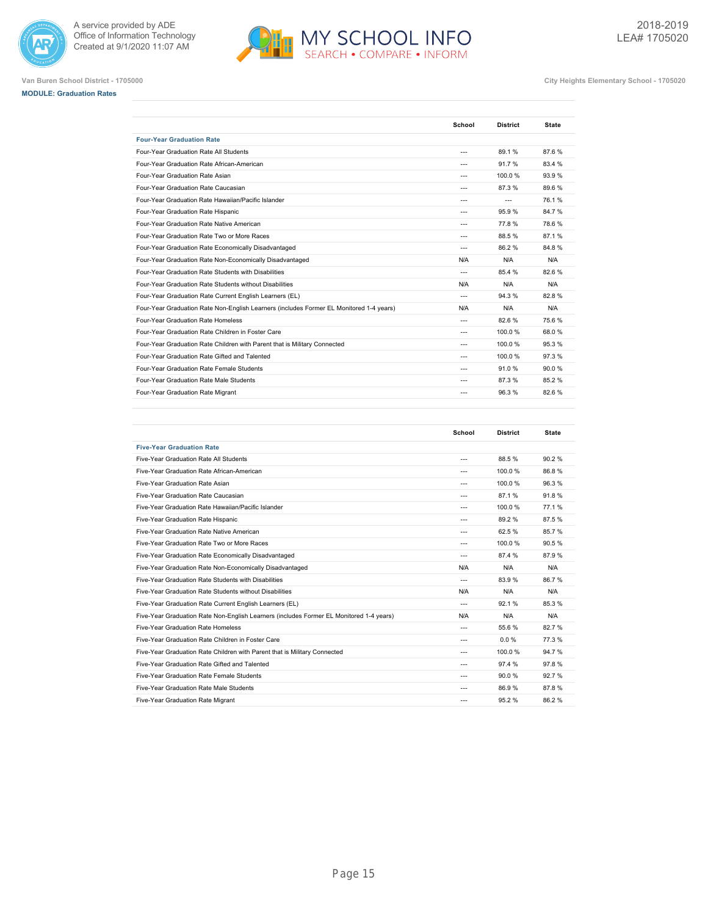Van Buren School District - 1705000

City Heights Elementary School - 1705020

**MODULE: Graduation Rates**

| | School | District | State |
|---|---|---|---|
| **Four-Year Graduation Rate** | | | |
| Four-Year Graduation Rate All Students | --- | 89.1 % | 87.6 % |
| Four-Year Graduation Rate African-American | --- | 91.7 % | 83.4 % |
| Four-Year Graduation Rate Asian | --- | 100.0 % | 93.9 % |
| Four-Year Graduation Rate Caucasian | --- | 87.3 % | 89.6 % |
| Four-Year Graduation Rate Hawaiian/Pacific Islander | --- | --- | 76.1 % |
| Four-Year Graduation Rate Hispanic | --- | 95.9 % | 84.7 % |
| Four-Year Graduation Rate Native American | --- | 77.8 % | 78.6 % |
| Four-Year Graduation Rate Two or More Races | --- | 88.5 % | 87.1 % |
| Four-Year Graduation Rate Economically Disadvantaged | --- | 86.2 % | 84.8 % |
| Four-Year Graduation Rate Non-Economically Disadvantaged | N/A | N/A | N/A |
| Four-Year Graduation Rate Students with Disabilities | --- | 85.4 % | 82.6 % |
| Four-Year Graduation Rate Students without Disabilities | N/A | N/A | N/A |
| Four-Year Graduation Rate Current English Learners (EL) | --- | 94.3 % | 82.8 % |
| Four-Year Graduation Rate Non-English Learners (includes Former EL Monitored 1-4 years) | N/A | N/A | N/A |
| Four-Year Graduation Rate Homeless | --- | 82.6 % | 75.6 % |
| Four-Year Graduation Rate Children in Foster Care | --- | 100.0 % | 68.0 % |
| Four-Year Graduation Rate Children with Parent that is Military Connected | --- | 100.0 % | 95.3 % |
| Four-Year Graduation Rate Gifted and Talented | --- | 100.0 % | 97.3 % |
| Four-Year Graduation Rate Female Students | --- | 91.0 % | 90.0 % |
| Four-Year Graduation Rate Male Students | --- | 87.3 % | 85.2 % |
| Four-Year Graduation Rate Migrant | --- | 96.3 % | 82.6 % |

| | School | District | State |
|---|---|---|---|
| **Five-Year Graduation Rate** | | | |
| Five-Year Graduation Rate All Students | --- | 88.5 % | 90.2 % |
| Five-Year Graduation Rate African-American | --- | 100.0 % | 86.8 % |
| Five-Year Graduation Rate Asian | --- | 100.0 % | 96.3 % |
| Five-Year Graduation Rate Caucasian | --- | 87.1 % | 91.8 % |
| Five-Year Graduation Rate Hawaiian/Pacific Islander | --- | 100.0 % | 77.1 % |
| Five-Year Graduation Rate Hispanic | --- | 89.2 % | 87.5 % |
| Five-Year Graduation Rate Native American | --- | 62.5 % | 85.7 % |
| Five-Year Graduation Rate Two or More Races | --- | 100.0 % | 90.5 % |
| Five-Year Graduation Rate Economically Disadvantaged | --- | 87.4 % | 87.9 % |
| Five-Year Graduation Rate Non-Economically Disadvantaged | N/A | N/A | N/A |
| Five-Year Graduation Rate Students with Disabilities | --- | 83.9 % | 86.7 % |
| Five-Year Graduation Rate Students without Disabilities | N/A | N/A | N/A |
| Five-Year Graduation Rate Current English Learners (EL) | --- | 92.1 % | 85.3 % |
| Five-Year Graduation Rate Non-English Learners (includes Former EL Monitored 1-4 years) | N/A | N/A | N/A |
| Five-Year Graduation Rate Homeless | --- | 55.6 % | 82.7 % |
| Five-Year Graduation Rate Children in Foster Care | --- | 0.0 % | 77.3 % |
| Five-Year Graduation Rate Children with Parent that is Military Connected | --- | 100.0 % | 94.7 % |
| Five-Year Graduation Rate Gifted and Talented | --- | 97.4 % | 97.8 % |
| Five-Year Graduation Rate Female Students | --- | 90.0 % | 92.7 % |
| Five-Year Graduation Rate Male Students | --- | 86.9 % | 87.8 % |
| Five-Year Graduation Rate Migrant | --- | 95.2 % | 86.2 % |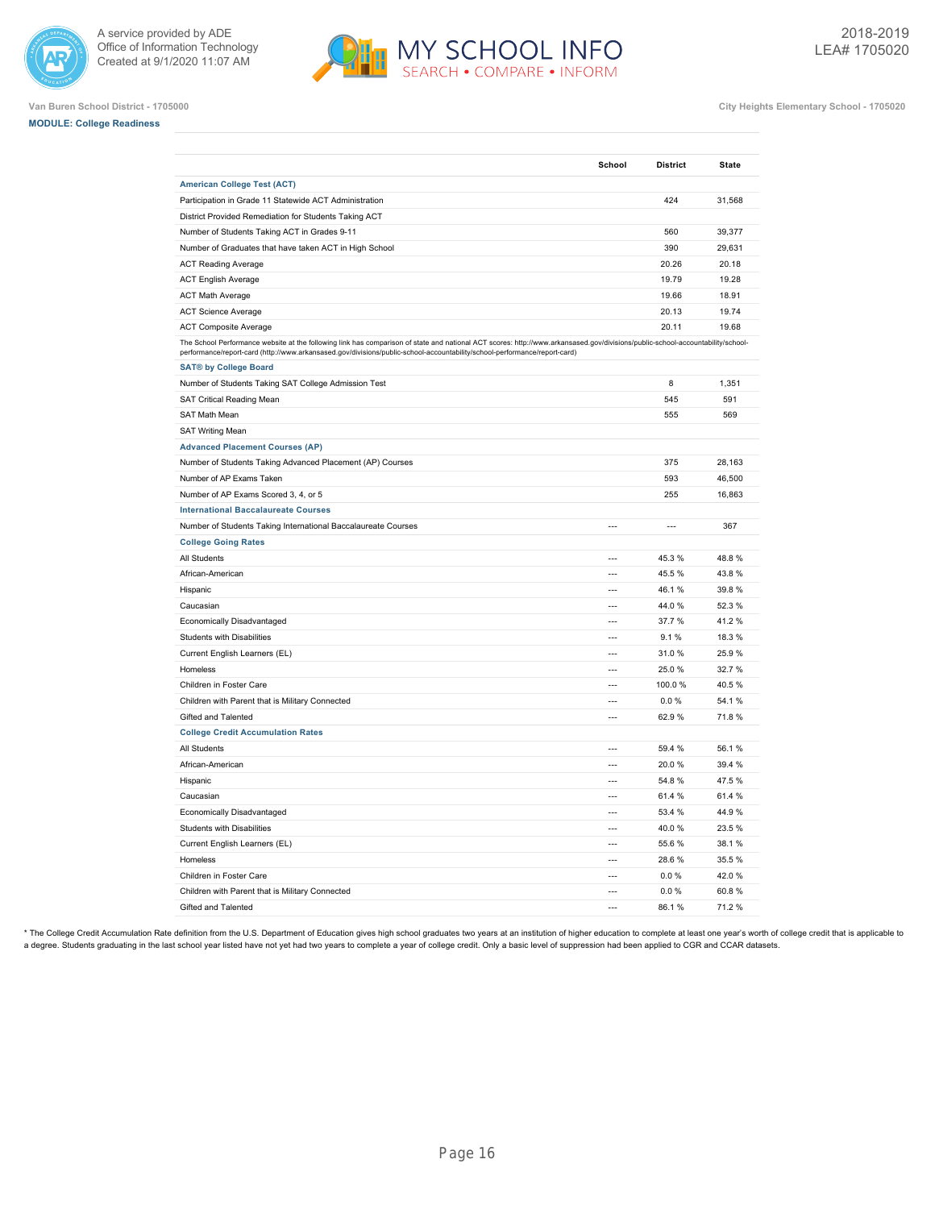Van Buren School District - 1705000

City Heights Elementary School - 1705020

**MODULE: College Readiness**

| | School | District | State |
|---|---|---|---|
| **American College Test (ACT)** | | | |
| Participation in Grade 11 Statewide ACT Administration | | 424 | 31,568 |
| District Provided Remediation for Students Taking ACT | | | |
| Number of Students Taking ACT in Grades 9-11 | | 560 | 39,377 |
| Number of Graduates that have taken ACT in High School | | 390 | 29,631 |
| ACT Reading Average | | 20.26 | 20.18 |
| ACT English Average | | 19.79 | 19.28 |
| ACT Math Average | | 19.66 | 18.91 |
| ACT Science Average | | 20.13 | 19.74 |
| ACT Composite Average | | 20.11 | 19.68 |
| The School Performance website at the following link has comparison of state and national ACT scores: http://www.arkansased.gov/divisions/public-school-accountability/school-performance/report-card (http://www.arkansased.gov/divisions/public-school-accountability/school-performance/report-card) | | | |
| **SAT® by College Board** | | | |
| Number of Students Taking SAT College Admission Test | | 8 | 1,351 |
| SAT Critical Reading Mean | | 545 | 591 |
| SAT Math Mean | | 555 | 569 |
| SAT Writing Mean | | | |
| **Advanced Placement Courses (AP)** | | | |
| Number of Students Taking Advanced Placement (AP) Courses | | 375 | 28,163 |
| Number of AP Exams Taken | | 593 | 46,500 |
| Number of AP Exams Scored 3, 4, or 5 | | 255 | 16,863 |
| **International Baccalaureate Courses** | | | |
| Number of Students Taking International Baccalaureate Courses | --- | --- | 367 |
| **College Going Rates** | | | |
| All Students | --- | 45.3 % | 48.8 % |
| African-American | --- | 45.5 % | 43.8 % |
| Hispanic | --- | 46.1 % | 39.8 % |
| Caucasian | --- | 44.0 % | 52.3 % |
| Economically Disadvantaged | --- | 37.7 % | 41.2 % |
| Students with Disabilities | --- | 9.1 % | 18.3 % |
| Current English Learners (EL) | --- | 31.0 % | 25.9 % |
| Homeless | --- | 25.0 % | 32.7 % |
| Children in Foster Care | --- | 100.0 % | 40.5 % |
| Children with Parent that is Military Connected | --- | 0.0 % | 54.1 % |
| Gifted and Talented | --- | 62.9 % | 71.8 % |
| **College Credit Accumulation Rates** | | | |
| All Students | --- | 59.4 % | 56.1 % |
| African-American | --- | 20.0 % | 39.4 % |
| Hispanic | --- | 54.8 % | 47.5 % |
| Caucasian | --- | 61.4 % | 61.4 % |
| Economically Disadvantaged | --- | 53.4 % | 44.9 % |
| Students with Disabilities | --- | 40.0 % | 23.5 % |
| Current English Learners (EL) | --- | 55.6 % | 38.1 % |
| Homeless | --- | 28.6 % | 35.5 % |
| Children in Foster Care | --- | 0.0 % | 42.0 % |
| Children with Parent that is Military Connected | --- | 0.0 % | 60.8 % |
| Gifted and Talented | --- | 86.1 % | 71.2 % |

* The College Credit Accumulation Rate definition from the U.S. Department of Education gives high school graduates two years at an institution of higher education to complete at least one year's worth of college credit that is applicable to a degree. Students graduating in the last school year listed have not yet had two years to complete a year of college credit. Only a basic level of suppression had been applied to CGR and CCAR datasets.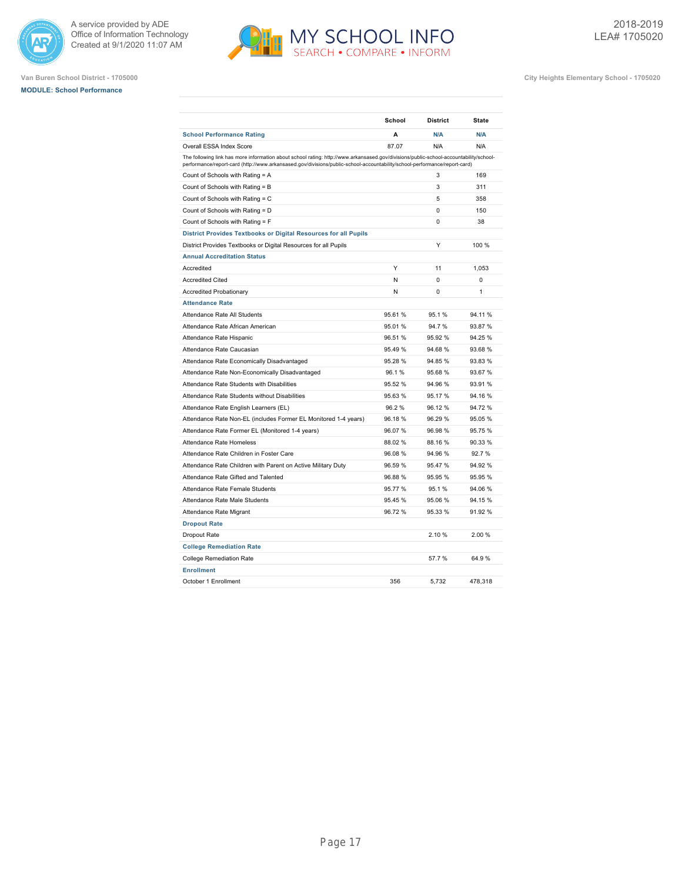A service provided by ADE
Office of Information Technology
Created at 9/1/2020 11:07 AM

2018-2019
LEA# 1705020

Van Buren School District - 1705000

City Heights Elementary School - 1705020

**MODULE: School Performance**

| | School | District | State |
|---|---|---|---|
| **School Performance Rating** | **A** | **N/A** | **N/A** |
| Overall ESSA Index Score | 87.07 | N/A | N/A |
| The following link has more information about school rating: http://www.arkansased.gov/divisions/public-school-accountability/school-performance/report-card (http://www.arkansased.gov/divisions/public-school-accountability/school-performance/report-card) | | | |
| Count of Schools with Rating = A | | 3 | 169 |
| Count of Schools with Rating = B | | 3 | 311 |
| Count of Schools with Rating = C | | 5 | 358 |
| Count of Schools with Rating = D | | 0 | 150 |
| Count of Schools with Rating = F | | 0 | 38 |
| **District Provides Textbooks or Digital Resources for all Pupils** | | | |
| District Provides Textbooks or Digital Resources for all Pupils | | Y | 100 % |
| **Annual Accreditation Status** | | | |
| Accredited | Y | 11 | 1,053 |
| Accredited Cited | N | 0 | 0 |
| Accredited Probationary | N | 0 | 1 |
| **Attendance Rate** | | | |
| Attendance Rate All Students | 95.61 % | 95.1 % | 94.11 % |
| Attendance Rate African American | 95.01 % | 94.7 % | 93.87 % |
| Attendance Rate Hispanic | 96.51 % | 95.92 % | 94.25 % |
| Attendance Rate Caucasian | 95.49 % | 94.68 % | 93.68 % |
| Attendance Rate Economically Disadvantaged | 95.28 % | 94.85 % | 93.83 % |
| Attendance Rate Non-Economically Disadvantaged | 96.1 % | 95.68 % | 93.67 % |
| Attendance Rate Students with Disabilities | 95.52 % | 94.96 % | 93.91 % |
| Attendance Rate Students without Disabilities | 95.63 % | 95.17 % | 94.16 % |
| Attendance Rate English Learners (EL) | 96.2 % | 96.12 % | 94.72 % |
| Attendance Rate Non-EL (includes Former EL Monitored 1-4 years) | 96.18 % | 96.29 % | 95.05 % |
| Attendance Rate Former EL (Monitored 1-4 years) | 96.07 % | 96.98 % | 95.75 % |
| Attendance Rate Homeless | 88.02 % | 88.16 % | 90.33 % |
| Attendance Rate Children in Foster Care | 96.08 % | 94.96 % | 92.7 % |
| Attendance Rate Children with Parent on Active Military Duty | 96.59 % | 95.47 % | 94.92 % |
| Attendance Rate Gifted and Talented | 96.88 % | 95.95 % | 95.95 % |
| Attendance Rate Female Students | 95.77 % | 95.1 % | 94.06 % |
| Attendance Rate Male Students | 95.45 % | 95.06 % | 94.15 % |
| Attendance Rate Migrant | 96.72 % | 95.33 % | 91.92 % |
| **Dropout Rate** | | | |
| Dropout Rate | | 2.10 % | 2.00 % |
| **College Remediation Rate** | | | |
| College Remediation Rate | | 57.7 % | 64.9 % |
| **Enrollment** | | | |
| October 1 Enrollment | 356 | 5,732 | 478,318 |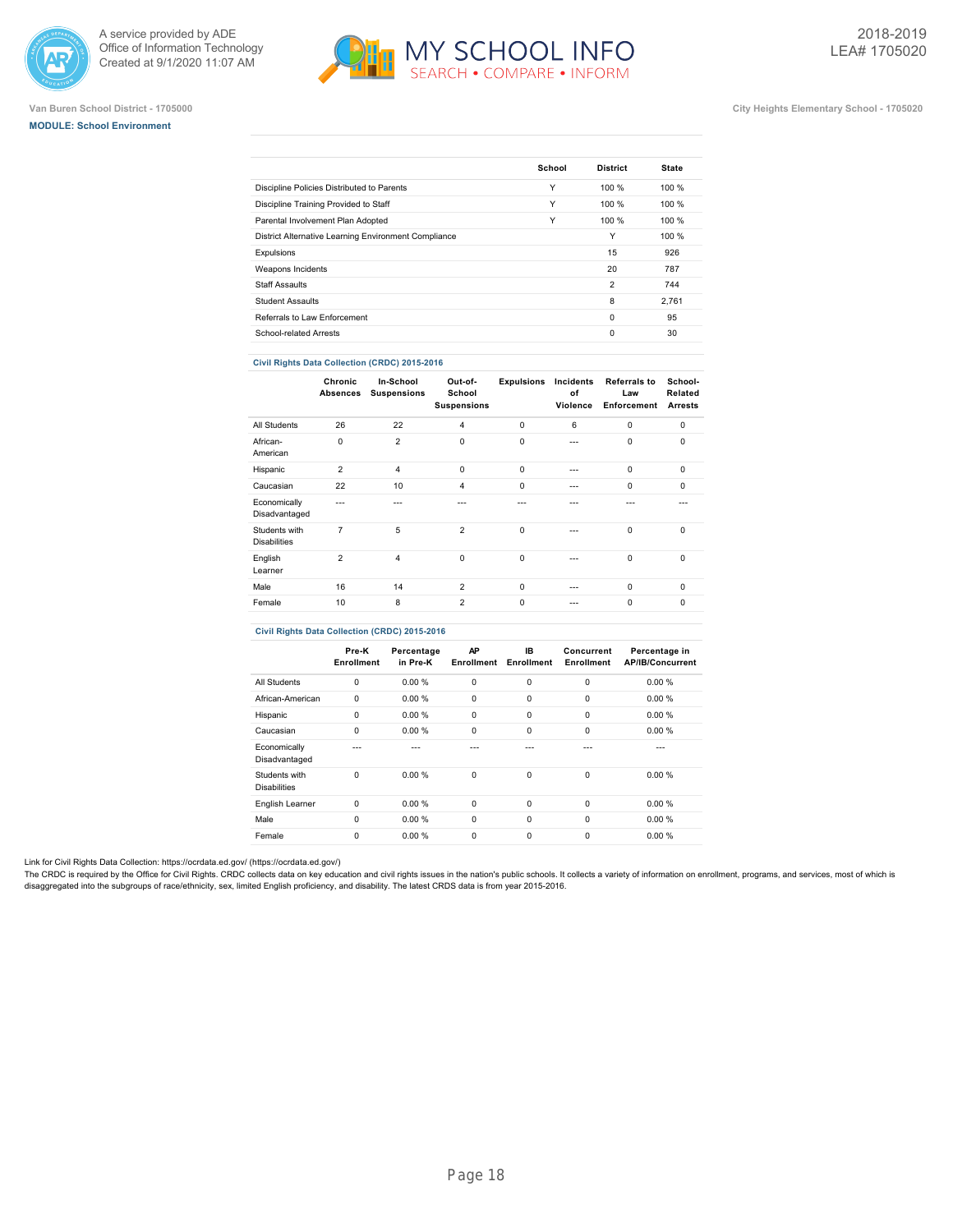Van Buren School District - 1705000

**MODULE: School Environment**

City Heights Elementary School - 1705020

| | School | District | State |
|---|---|---|---|
| Discipline Policies Distributed to Parents | Y | 100 % | 100 % |
| Discipline Training Provided to Staff | Y | 100 % | 100 % |
| Parental Involvement Plan Adopted | Y | 100 % | 100 % |
| District Alternative Learning Environment Compliance | | Y | 100 % |
| Expulsions | | 15 | 926 |
| Weapons Incidents | | 20 | 787 |
| Staff Assaults | | 2 | 744 |
| Student Assaults | | 8 | 2,761 |
| Referrals to Law Enforcement | | 0 | 95 |
| School-related Arrests | | 0 | 30 |

**Civil Rights Data Collection (CRDC) 2015-2016**

| | Chronic Absences | In-School Suspensions | Out-of-School Suspensions | Expulsions | Incidents of Violence | Referrals to Law Enforcement | School-Related Arrests |
|---|---|---|---|---|---|---|---|
| All Students | 26 | 22 | 4 | 0 | 6 | 0 | 0 |
| African-American | 0 | 2 | 0 | 0 | --- | 0 | 0 |
| Hispanic | 2 | 4 | 0 | 0 | --- | 0 | 0 |
| Caucasian | 22 | 10 | 4 | 0 | --- | 0 | 0 |
| Economically Disadvantaged | --- | --- | --- | --- | --- | --- | --- |
| Students with Disabilities | 7 | 5 | 2 | 0 | --- | 0 | 0 |
| English Learner | 2 | 4 | 0 | 0 | --- | 0 | 0 |
| Male | 16 | 14 | 2 | 0 | --- | 0 | 0 |
| Female | 10 | 8 | 2 | 0 | --- | 0 | 0 |

**Civil Rights Data Collection (CRDC) 2015-2016**

| | Pre-K Enrollment | Percentage in Pre-K | AP Enrollment | IB Enrollment | Concurrent Enrollment | Percentage in AP/IB/Concurrent |
|---|---|---|---|---|---|---|
| All Students | 0 | 0.00 % | 0 | 0 | 0 | 0.00 % |
| African-American | 0 | 0.00 % | 0 | 0 | 0 | 0.00 % |
| Hispanic | 0 | 0.00 % | 0 | 0 | 0 | 0.00 % |
| Caucasian | 0 | 0.00 % | 0 | 0 | 0 | 0.00 % |
| Economically Disadvantaged | --- | --- | --- | --- | --- | --- |
| Students with Disabilities | 0 | 0.00 % | 0 | 0 | 0 | 0.00 % |
| English Learner | 0 | 0.00 % | 0 | 0 | 0 | 0.00 % |
| Male | 0 | 0.00 % | 0 | 0 | 0 | 0.00 % |
| Female | 0 | 0.00 % | 0 | 0 | 0 | 0.00 % |

Link for Civil Rights Data Collection: https://ocrdata.ed.gov/ (https://ocrdata.ed.gov/)

The CRDC is required by the Office for Civil Rights. CRDC collects data on key education and civil rights issues in the nation's public schools. It collects a variety of information on enrollment, programs, and services, most of which is disaggregated into the subgroups of race/ethnicity, sex, limited English proficiency, and disability. The latest CRDS data is from year 2015-2016.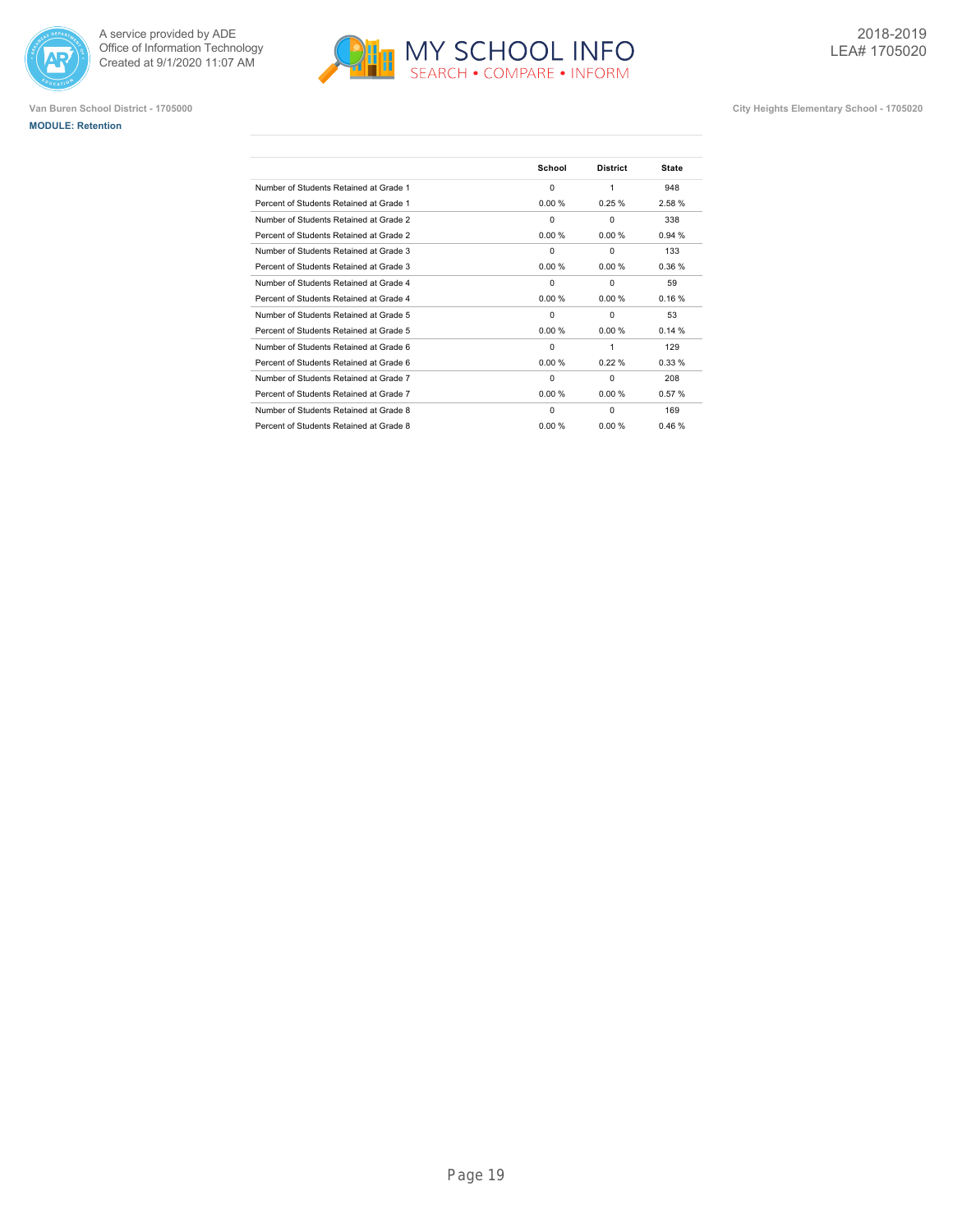Van Buren School District - 1705000

City Heights Elementary School - 1705020

**MODULE: Retention**

| | School | District | State |
|---|---|---|---|
| Number of Students Retained at Grade 1 | 0 | 1 | 948 |
| Percent of Students Retained at Grade 1 | 0.00 % | 0.25 % | 2.58 % |
| Number of Students Retained at Grade 2 | 0 | 0 | 338 |
| Percent of Students Retained at Grade 2 | 0.00 % | 0.00 % | 0.94 % |
| Number of Students Retained at Grade 3 | 0 | 0 | 133 |
| Percent of Students Retained at Grade 3 | 0.00 % | 0.00 % | 0.36 % |
| Number of Students Retained at Grade 4 | 0 | 0 | 59 |
| Percent of Students Retained at Grade 4 | 0.00 % | 0.00 % | 0.16 % |
| Number of Students Retained at Grade 5 | 0 | 0 | 53 |
| Percent of Students Retained at Grade 5 | 0.00 % | 0.00 % | 0.14 % |
| Number of Students Retained at Grade 6 | 0 | 1 | 129 |
| Percent of Students Retained at Grade 6 | 0.00 % | 0.22 % | 0.33 % |
| Number of Students Retained at Grade 7 | 0 | 0 | 208 |
| Percent of Students Retained at Grade 7 | 0.00 % | 0.00 % | 0.57 % |
| Number of Students Retained at Grade 8 | 0 | 0 | 169 |
| Percent of Students Retained at Grade 8 | 0.00 % | 0.00 % | 0.46 % |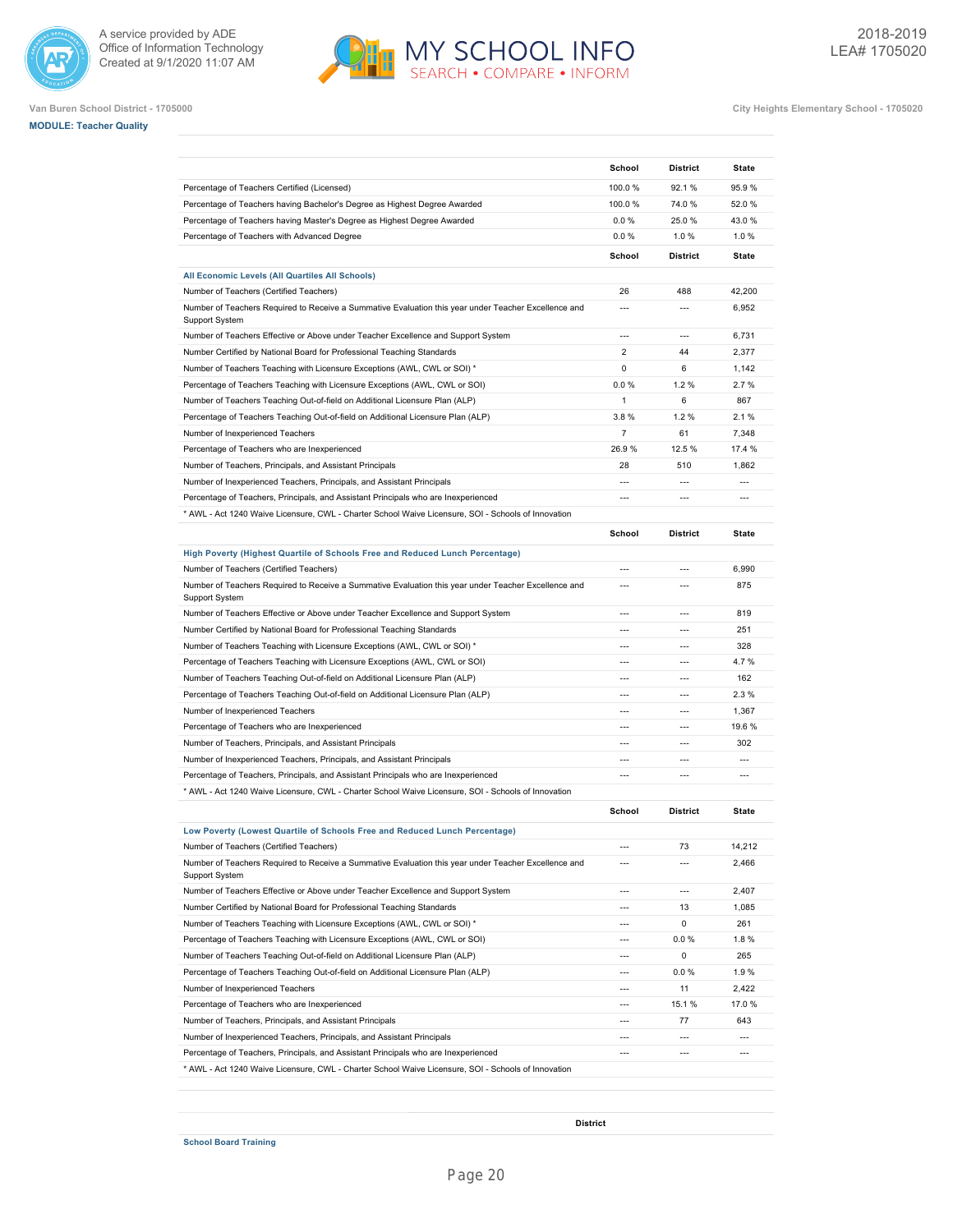Van Buren School District - 1705000

City Heights Elementary School - 1705020

**MODULE: Teacher Quality**

| | School | District | State |
|---|---|---|---|
| Percentage of Teachers Certified (Licensed) | 100.0 % | 92.1 % | 95.9 % |
| Percentage of Teachers having Bachelor's Degree as Highest Degree Awarded | 100.0 % | 74.0 % | 52.0 % |
| Percentage of Teachers having Master's Degree as Highest Degree Awarded | 0.0 % | 25.0 % | 43.0 % |
| Percentage of Teachers with Advanced Degree | 0.0 % | 1.0 % | 1.0 % |

| | School | District | State |
|---|---|---|---|
| **All Economic Levels (All Quartiles All Schools)** | | | |
| Number of Teachers (Certified Teachers) | 26 | 488 | 42,200 |
| Number of Teachers Required to Receive a Summative Evaluation this year under Teacher Excellence and Support System | --- | --- | 6,952 |
| Number of Teachers Effective or Above under Teacher Excellence and Support System | --- | --- | 6,731 |
| Number Certified by National Board for Professional Teaching Standards | 2 | 44 | 2,377 |
| Number of Teachers Teaching with Licensure Exceptions (AWL, CWL or SOI) * | 0 | 6 | 1,142 |
| Percentage of Teachers Teaching with Licensure Exceptions (AWL, CWL or SOI) | 0.0 % | 1.2 % | 2.7 % |
| Number of Teachers Teaching Out-of-field on Additional Licensure Plan (ALP) | 1 | 6 | 867 |
| Percentage of Teachers Teaching Out-of-field on Additional Licensure Plan (ALP) | 3.8 % | 1.2 % | 2.1 % |
| Number of Inexperienced Teachers | 7 | 61 | 7,348 |
| Percentage of Teachers who are Inexperienced | 26.9 % | 12.5 % | 17.4 % |
| Number of Teachers, Principals, and Assistant Principals | 28 | 510 | 1,862 |
| Number of Inexperienced Teachers, Principals, and Assistant Principals | --- | --- | --- |
| Percentage of Teachers, Principals, and Assistant Principals who are Inexperienced | --- | --- | --- |

* AWL - Act 1240 Waive Licensure, CWL - Charter School Waive Licensure, SOI - Schools of Innovation

| | School | District | State |
|---|---|---|---|
| **High Poverty (Highest Quartile of Schools Free and Reduced Lunch Percentage)** | | | |
| Number of Teachers (Certified Teachers) | --- | --- | 6,990 |
| Number of Teachers Required to Receive a Summative Evaluation this year under Teacher Excellence and Support System | --- | --- | 875 |
| Number of Teachers Effective or Above under Teacher Excellence and Support System | --- | --- | 819 |
| Number Certified by National Board for Professional Teaching Standards | --- | --- | 251 |
| Number of Teachers Teaching with Licensure Exceptions (AWL, CWL or SOI) * | --- | --- | 328 |
| Percentage of Teachers Teaching with Licensure Exceptions (AWL, CWL or SOI) | --- | --- | 4.7 % |
| Number of Teachers Teaching Out-of-field on Additional Licensure Plan (ALP) | --- | --- | 162 |
| Percentage of Teachers Teaching Out-of-field on Additional Licensure Plan (ALP) | --- | --- | 2.3 % |
| Number of Inexperienced Teachers | --- | --- | 1,367 |
| Percentage of Teachers who are Inexperienced | --- | --- | 19.6 % |
| Number of Teachers, Principals, and Assistant Principals | --- | --- | 302 |
| Number of Inexperienced Teachers, Principals, and Assistant Principals | --- | --- | --- |
| Percentage of Teachers, Principals, and Assistant Principals who are Inexperienced | --- | --- | --- |

* AWL - Act 1240 Waive Licensure, CWL - Charter School Waive Licensure, SOI - Schools of Innovation

| | School | District | State |
|---|---|---|---|
| **Low Poverty (Lowest Quartile of Schools Free and Reduced Lunch Percentage)** | | | |
| Number of Teachers (Certified Teachers) | --- | 73 | 14,212 |
| Number of Teachers Required to Receive a Summative Evaluation this year under Teacher Excellence and Support System | --- | --- | 2,466 |
| Number of Teachers Effective or Above under Teacher Excellence and Support System | --- | --- | 2,407 |
| Number Certified by National Board for Professional Teaching Standards | --- | 13 | 1,085 |
| Number of Teachers Teaching with Licensure Exceptions (AWL, CWL or SOI) * | --- | 0 | 261 |
| Percentage of Teachers Teaching with Licensure Exceptions (AWL, CWL or SOI) | --- | 0.0 % | 1.8 % |
| Number of Teachers Teaching Out-of-field on Additional Licensure Plan (ALP) | --- | 0 | 265 |
| Percentage of Teachers Teaching Out-of-field on Additional Licensure Plan (ALP) | --- | 0.0 % | 1.9 % |
| Number of Inexperienced Teachers | --- | 11 | 2,422 |
| Percentage of Teachers who are Inexperienced | --- | 15.1 % | 17.0 % |
| Number of Teachers, Principals, and Assistant Principals | --- | 77 | 643 |
| Number of Inexperienced Teachers, Principals, and Assistant Principals | --- | --- | --- |
| Percentage of Teachers, Principals, and Assistant Principals who are Inexperienced | --- | --- | --- |

* AWL - Act 1240 Waive Licensure, CWL - Charter School Waive Licensure, SOI - Schools of Innovation

| | District |
|---|---|
| **School Board Training** | |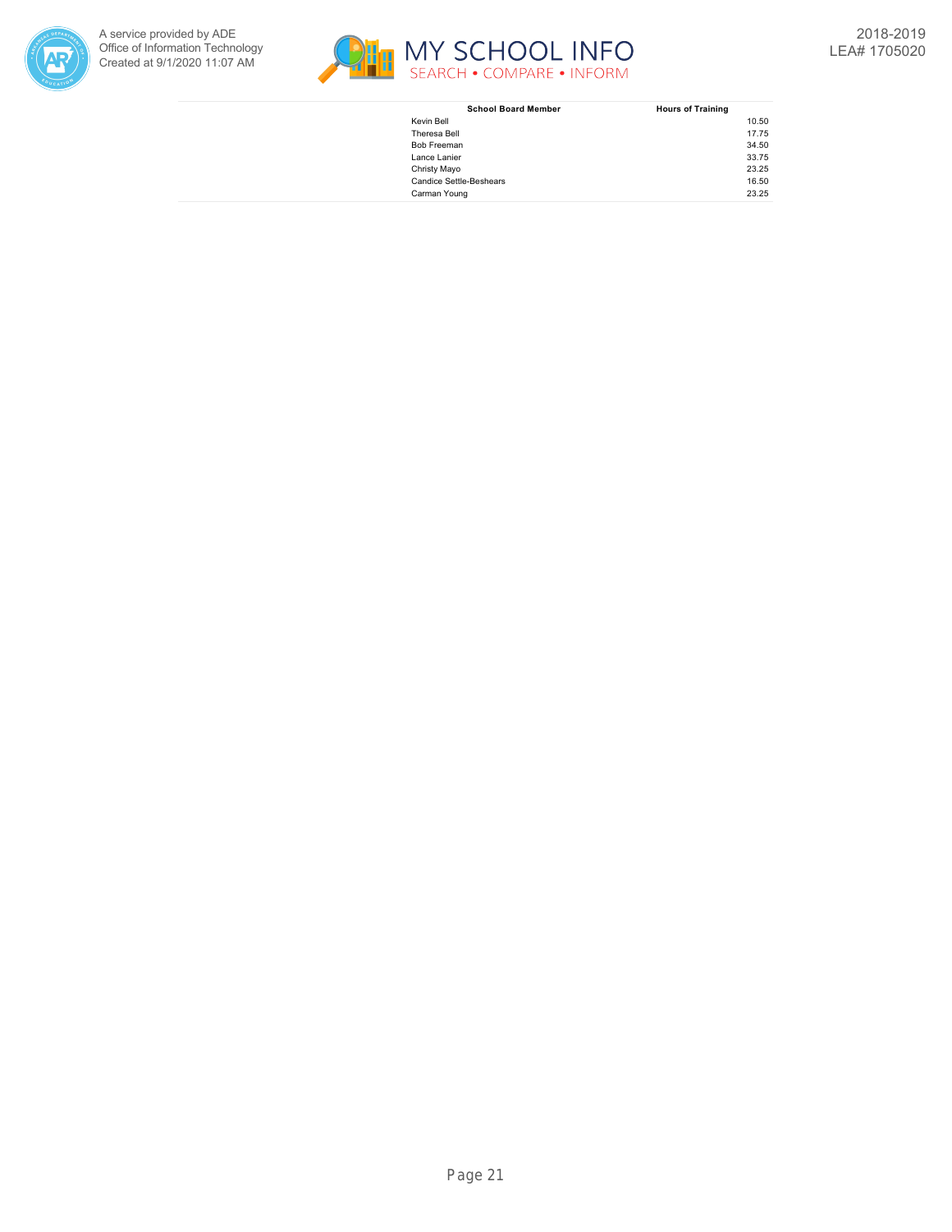| School Board Member | Hours of Training |
| --- | --- |
| Kevin Bell | 10.50 |
| Theresa Bell | 17.75 |
| Bob Freeman | 34.50 |
| Lance Lanier | 33.75 |
| Christy Mayo | 23.25 |
| Candice Settle-Beshears | 16.50 |
| Carman Young | 23.25 |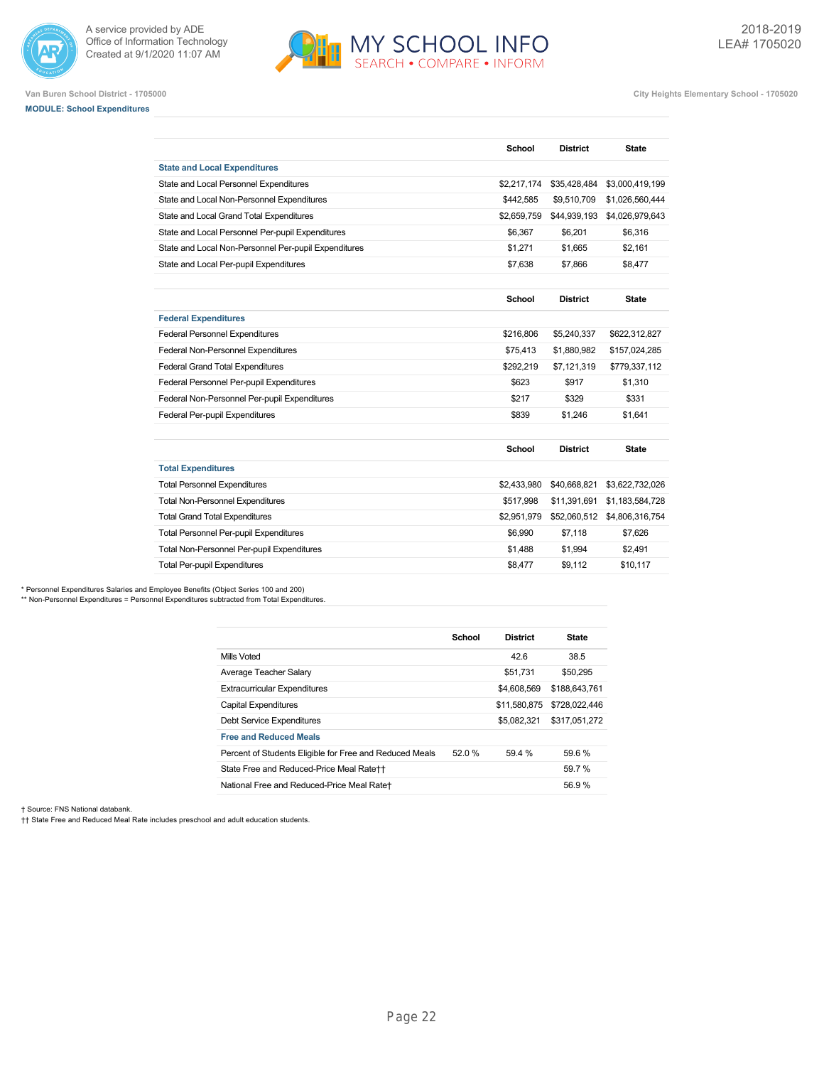Van Buren School District - 1705000

City Heights Elementary School - 1705020

**MODULE: School Expenditures**

| | School | District | State |
|---|---|---|---|
| **State and Local Expenditures** | | | |
| State and Local Personnel Expenditures | $2,217,174 | $35,428,484 | $3,000,419,199 |
| State and Local Non-Personnel Expenditures | $442,585 | $9,510,709 | $1,026,560,444 |
| State and Local Grand Total Expenditures | $2,659,759 | $44,939,193 | $4,026,979,643 |
| State and Local Personnel Per-pupil Expenditures | $6,367 | $6,201 | $6,316 |
| State and Local Non-Personnel Per-pupil Expenditures | $1,271 | $1,665 | $2,161 |
| State and Local Per-pupil Expenditures | $7,638 | $7,866 | $8,477 |

| | School | District | State |
|---|---|---|---|
| **Federal Expenditures** | | | |
| Federal Personnel Expenditures | $216,806 | $5,240,337 | $622,312,827 |
| Federal Non-Personnel Expenditures | $75,413 | $1,880,982 | $157,024,285 |
| Federal Grand Total Expenditures | $292,219 | $7,121,319 | $779,337,112 |
| Federal Personnel Per-pupil Expenditures | $623 | $917 | $1,310 |
| Federal Non-Personnel Per-pupil Expenditures | $217 | $329 | $331 |
| Federal Per-pupil Expenditures | $839 | $1,246 | $1,641 |

| | School | District | State |
|---|---|---|---|
| **Total Expenditures** | | | |
| Total Personnel Expenditures | $2,433,980 | $40,668,821 | $3,622,732,026 |
| Total Non-Personnel Expenditures | $517,998 | $11,391,691 | $1,183,584,728 |
| Total Grand Total Expenditures | $2,951,979 | $52,060,512 | $4,806,316,754 |
| Total Personnel Per-pupil Expenditures | $6,990 | $7,118 | $7,626 |
| Total Non-Personnel Per-pupil Expenditures | $1,488 | $1,994 | $2,491 |
| Total Per-pupil Expenditures | $8,477 | $9,112 | $10,117 |

\* Personnel Expenditures Salaries and Employee Benefits (Object Series 100 and 200)
\*\* Non-Personnel Expenditures = Personnel Expenditures subtracted from Total Expenditures.

| | School | District | State |
|---|---|---|---|
| Mills Voted | | 42.6 | 38.5 |
| Average Teacher Salary | | $51,731 | $50,295 |
| Extracurricular Expenditures | | $4,608,569 | $188,643,761 |
| Capital Expenditures | | $11,580,875 | $728,022,446 |
| Debt Service Expenditures | | $5,082,321 | $317,051,272 |
| **Free and Reduced Meals** | | | |
| Percent of Students Eligible for Free and Reduced Meals | 52.0 % | 59.4 % | 59.6 % |
| State Free and Reduced-Price Meal Rate†† | | | 59.7 % |
| National Free and Reduced-Price Meal Rate† | | | 56.9 % |

† Source: FNS National databank.
†† State Free and Reduced Meal Rate includes preschool and adult education students.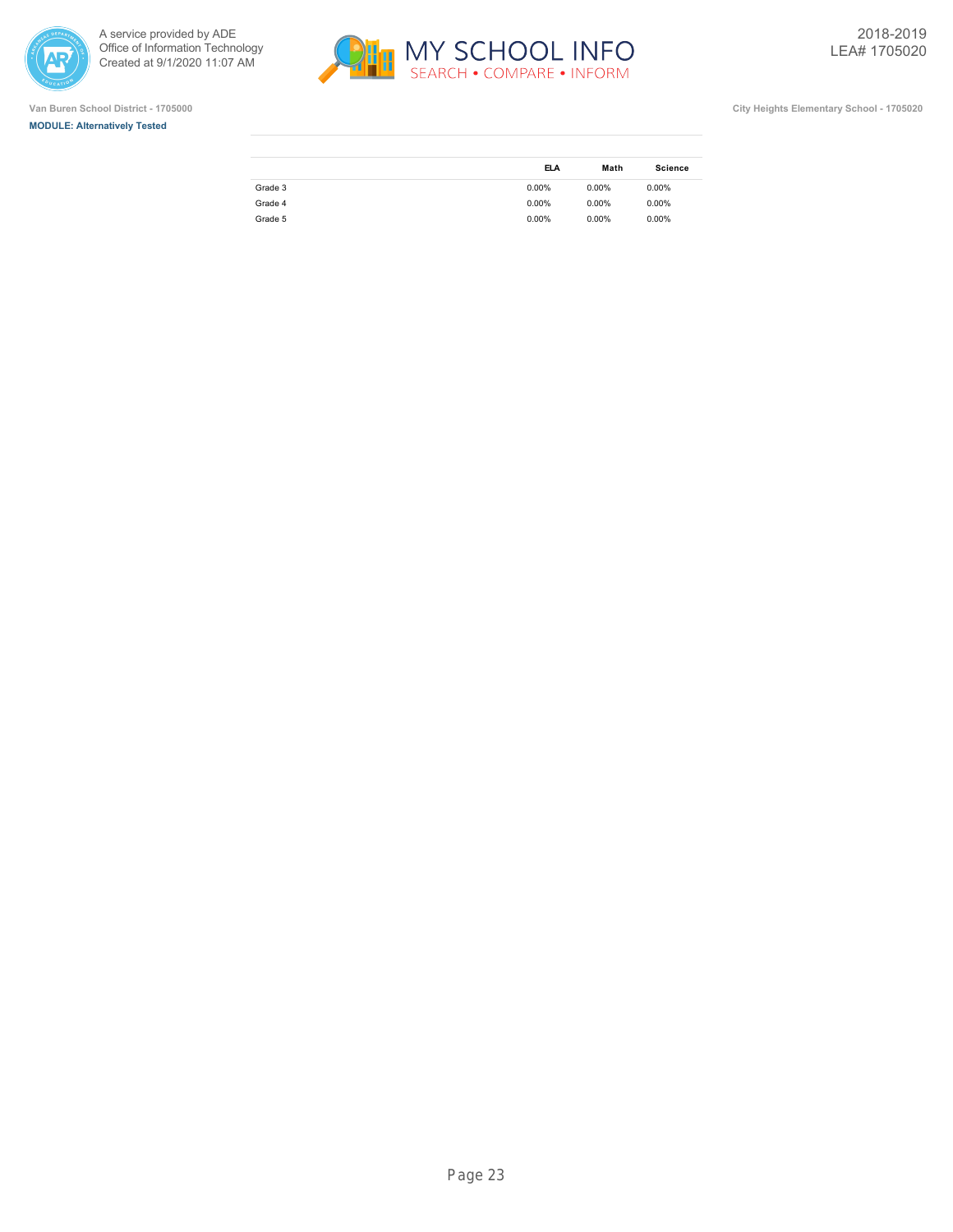Van Buren School District - 1705000

City Heights Elementary School - 1705020

**MODULE: Alternatively Tested**

| | ELA | Math | Science |
|---|---|---|---|
| Grade 3 | 0.00% | 0.00% | 0.00% |
| Grade 4 | 0.00% | 0.00% | 0.00% |
| Grade 5 | 0.00% | 0.00% | 0.00% |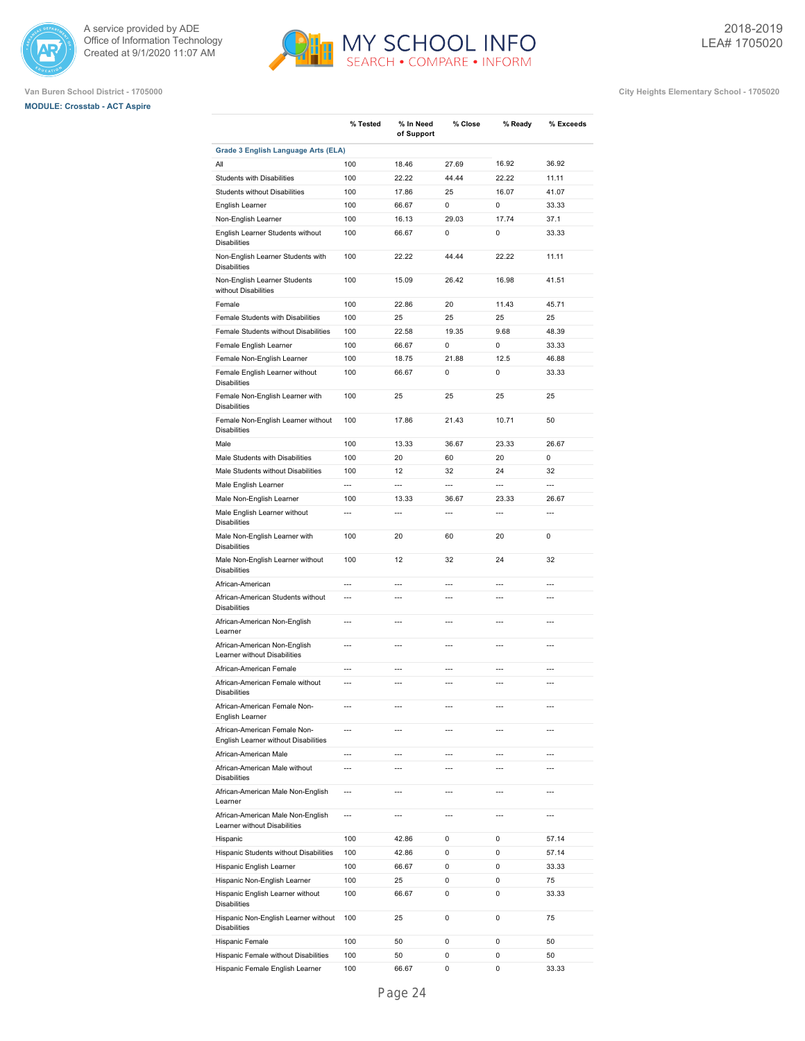Van Buren School District - 1705000

**MODULE: Crosstab - ACT Aspire**

City Heights Elementary School - 1705020

| | % Tested | % In Need of Support | % Close | % Ready | % Exceeds |
|---|---|---|---|---|---|
| **Grade 3 English Language Arts (ELA)** | | | | | |
| All | 100 | 18.46 | 27.69 | 16.92 | 36.92 |
| Students with Disabilities | 100 | 22.22 | 44.44 | 22.22 | 11.11 |
| Students without Disabilities | 100 | 17.86 | 25 | 16.07 | 41.07 |
| English Learner | 100 | 66.67 | 0 | 0 | 33.33 |
| Non-English Learner | 100 | 16.13 | 29.03 | 17.74 | 37.1 |
| English Learner Students without Disabilities | 100 | 66.67 | 0 | 0 | 33.33 |
| Non-English Learner Students with Disabilities | 100 | 22.22 | 44.44 | 22.22 | 11.11 |
| Non-English Learner Students without Disabilities | 100 | 15.09 | 26.42 | 16.98 | 41.51 |
| Female | 100 | 22.86 | 20 | 11.43 | 45.71 |
| Female Students with Disabilities | 100 | 25 | 25 | 25 | 25 |
| Female Students without Disabilities | 100 | 22.58 | 19.35 | 9.68 | 48.39 |
| Female English Learner | 100 | 66.67 | 0 | 0 | 33.33 |
| Female Non-English Learner | 100 | 18.75 | 21.88 | 12.5 | 46.88 |
| Female English Learner without Disabilities | 100 | 66.67 | 0 | 0 | 33.33 |
| Female Non-English Learner with Disabilities | 100 | 25 | 25 | 25 | 25 |
| Female Non-English Learner without Disabilities | 100 | 17.86 | 21.43 | 10.71 | 50 |
| Male | 100 | 13.33 | 36.67 | 23.33 | 26.67 |
| Male Students with Disabilities | 100 | 20 | 60 | 20 | 0 |
| Male Students without Disabilities | 100 | 12 | 32 | 24 | 32 |
| Male English Learner | --- | --- | --- | --- | --- |
| Male Non-English Learner | 100 | 13.33 | 36.67 | 23.33 | 26.67 |
| Male English Learner without Disabilities | --- | --- | --- | --- | --- |
| Male Non-English Learner with Disabilities | 100 | 20 | 60 | 20 | 0 |
| Male Non-English Learner without Disabilities | 100 | 12 | 32 | 24 | 32 |
| African-American | --- | --- | --- | --- | --- |
| African-American Students without Disabilities | --- | --- | --- | --- | --- |
| African-American Non-English Learner | --- | --- | --- | --- | --- |
| African-American Non-English Learner without Disabilities | --- | --- | --- | --- | --- |
| African-American Female | --- | --- | --- | --- | --- |
| African-American Female without Disabilities | --- | --- | --- | --- | --- |
| African-American Female Non-English Learner | --- | --- | --- | --- | --- |
| African-American Female Non-English Learner without Disabilities | --- | --- | --- | --- | --- |
| African-American Male | --- | --- | --- | --- | --- |
| African-American Male without Disabilities | --- | --- | --- | --- | --- |
| African-American Male Non-English Learner | --- | --- | --- | --- | --- |
| African-American Male Non-English Learner without Disabilities | --- | --- | --- | --- | --- |
| Hispanic | 100 | 42.86 | 0 | 0 | 57.14 |
| Hispanic Students without Disabilities | 100 | 42.86 | 0 | 0 | 57.14 |
| Hispanic English Learner | 100 | 66.67 | 0 | 0 | 33.33 |
| Hispanic Non-English Learner | 100 | 25 | 0 | 0 | 75 |
| Hispanic English Learner without Disabilities | 100 | 66.67 | 0 | 0 | 33.33 |
| Hispanic Non-English Learner without Disabilities | 100 | 25 | 0 | 0 | 75 |
| Hispanic Female | 100 | 50 | 0 | 0 | 50 |
| Hispanic Female without Disabilities | 100 | 50 | 0 | 0 | 50 |
| Hispanic Female English Learner | 100 | 66.67 | 0 | 0 | 33.33 |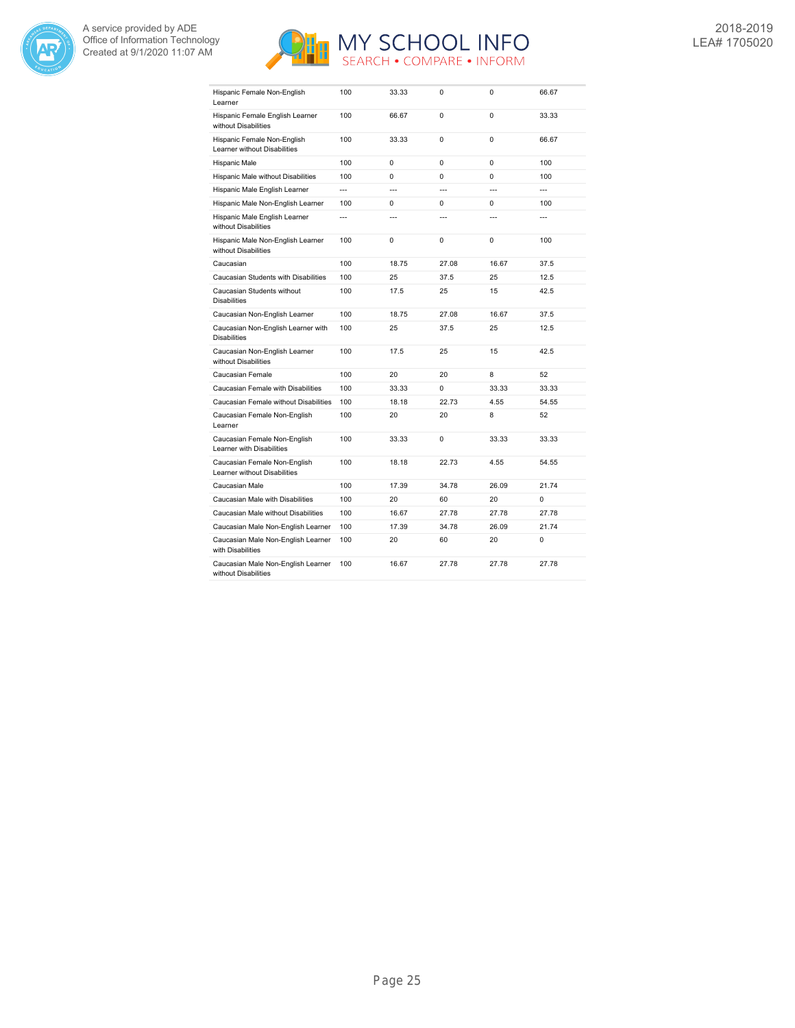| | | | | | |
|---|---|---|---|---|---|
| Hispanic Female Non-English Learner | 100 | 33.33 | 0 | 0 | 66.67 |
| Hispanic Female English Learner without Disabilities | 100 | 66.67 | 0 | 0 | 33.33 |
| Hispanic Female Non-English Learner without Disabilities | 100 | 33.33 | 0 | 0 | 66.67 |
| Hispanic Male | 100 | 0 | 0 | 0 | 100 |
| Hispanic Male without Disabilities | 100 | 0 | 0 | 0 | 100 |
| Hispanic Male English Learner | --- | --- | --- | --- | --- |
| Hispanic Male Non-English Learner | 100 | 0 | 0 | 0 | 100 |
| Hispanic Male English Learner without Disabilities | --- | --- | --- | --- | --- |
| Hispanic Male Non-English Learner without Disabilities | 100 | 0 | 0 | 0 | 100 |
| Caucasian | 100 | 18.75 | 27.08 | 16.67 | 37.5 |
| Caucasian Students with Disabilities | 100 | 25 | 37.5 | 25 | 12.5 |
| Caucasian Students without Disabilities | 100 | 17.5 | 25 | 15 | 42.5 |
| Caucasian Non-English Learner | 100 | 18.75 | 27.08 | 16.67 | 37.5 |
| Caucasian Non-English Learner with Disabilities | 100 | 25 | 37.5 | 25 | 12.5 |
| Caucasian Non-English Learner without Disabilities | 100 | 17.5 | 25 | 15 | 42.5 |
| Caucasian Female | 100 | 20 | 20 | 8 | 52 |
| Caucasian Female with Disabilities | 100 | 33.33 | 0 | 33.33 | 33.33 |
| Caucasian Female without Disabilities | 100 | 18.18 | 22.73 | 4.55 | 54.55 |
| Caucasian Female Non-English Learner | 100 | 20 | 20 | 8 | 52 |
| Caucasian Female Non-English Learner with Disabilities | 100 | 33.33 | 0 | 33.33 | 33.33 |
| Caucasian Female Non-English Learner without Disabilities | 100 | 18.18 | 22.73 | 4.55 | 54.55 |
| Caucasian Male | 100 | 17.39 | 34.78 | 26.09 | 21.74 |
| Caucasian Male with Disabilities | 100 | 20 | 60 | 20 | 0 |
| Caucasian Male without Disabilities | 100 | 16.67 | 27.78 | 27.78 | 27.78 |
| Caucasian Male Non-English Learner | 100 | 17.39 | 34.78 | 26.09 | 21.74 |
| Caucasian Male Non-English Learner with Disabilities | 100 | 20 | 60 | 20 | 0 |
| Caucasian Male Non-English Learner without Disabilities | 100 | 16.67 | 27.78 | 27.78 | 27.78 |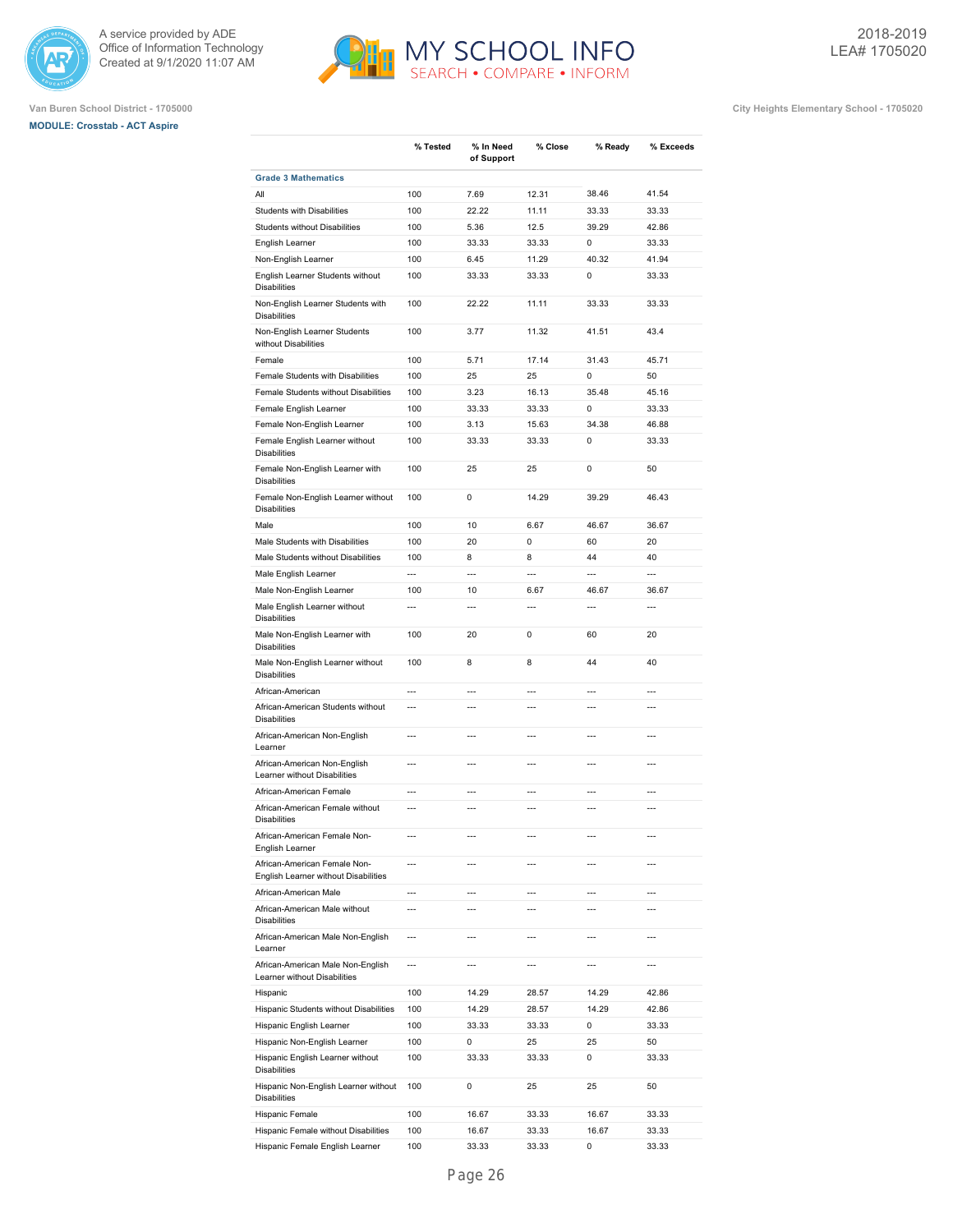Van Buren School District - 1705000

**MODULE: Crosstab - ACT Aspire**

City Heights Elementary School - 1705020

| | % Tested | % In Need of Support | % Close | % Ready | % Exceeds |
|---|---|---|---|---|---|
| **Grade 3 Mathematics** | | | | | |
| All | 100 | 7.69 | 12.31 | 38.46 | 41.54 |
| Students with Disabilities | 100 | 22.22 | 11.11 | 33.33 | 33.33 |
| Students without Disabilities | 100 | 5.36 | 12.5 | 39.29 | 42.86 |
| English Learner | 100 | 33.33 | 33.33 | 0 | 33.33 |
| Non-English Learner | 100 | 6.45 | 11.29 | 40.32 | 41.94 |
| English Learner Students without Disabilities | 100 | 33.33 | 33.33 | 0 | 33.33 |
| Non-English Learner Students with Disabilities | 100 | 22.22 | 11.11 | 33.33 | 33.33 |
| Non-English Learner Students without Disabilities | 100 | 3.77 | 11.32 | 41.51 | 43.4 |
| Female | 100 | 5.71 | 17.14 | 31.43 | 45.71 |
| Female Students with Disabilities | 100 | 25 | 25 | 0 | 50 |
| Female Students without Disabilities | 100 | 3.23 | 16.13 | 35.48 | 45.16 |
| Female English Learner | 100 | 33.33 | 33.33 | 0 | 33.33 |
| Female Non-English Learner | 100 | 3.13 | 15.63 | 34.38 | 46.88 |
| Female English Learner without Disabilities | 100 | 33.33 | 33.33 | 0 | 33.33 |
| Female Non-English Learner with Disabilities | 100 | 25 | 25 | 0 | 50 |
| Female Non-English Learner without Disabilities | 100 | 0 | 14.29 | 39.29 | 46.43 |
| Male | 100 | 10 | 6.67 | 46.67 | 36.67 |
| Male Students with Disabilities | 100 | 20 | 0 | 60 | 20 |
| Male Students without Disabilities | 100 | 8 | 8 | 44 | 40 |
| Male English Learner | --- | --- | --- | --- | --- |
| Male Non-English Learner | 100 | 10 | 6.67 | 46.67 | 36.67 |
| Male English Learner without Disabilities | --- | --- | --- | --- | --- |
| Male Non-English Learner with Disabilities | 100 | 20 | 0 | 60 | 20 |
| Male Non-English Learner without Disabilities | 100 | 8 | 8 | 44 | 40 |
| African-American | --- | --- | --- | --- | --- |
| African-American Students without Disabilities | --- | --- | --- | --- | --- |
| African-American Non-English Learner | --- | --- | --- | --- | --- |
| African-American Non-English Learner without Disabilities | --- | --- | --- | --- | --- |
| African-American Female | --- | --- | --- | --- | --- |
| African-American Female without Disabilities | --- | --- | --- | --- | --- |
| African-American Female Non-English Learner | --- | --- | --- | --- | --- |
| African-American Female Non-English Learner without Disabilities | --- | --- | --- | --- | --- |
| African-American Male | --- | --- | --- | --- | --- |
| African-American Male without Disabilities | --- | --- | --- | --- | --- |
| African-American Male Non-English Learner | --- | --- | --- | --- | --- |
| African-American Male Non-English Learner without Disabilities | --- | --- | --- | --- | --- |
| Hispanic | 100 | 14.29 | 28.57 | 14.29 | 42.86 |
| Hispanic Students without Disabilities | 100 | 14.29 | 28.57 | 14.29 | 42.86 |
| Hispanic English Learner | 100 | 33.33 | 33.33 | 0 | 33.33 |
| Hispanic Non-English Learner | 100 | 0 | 25 | 25 | 50 |
| Hispanic English Learner without Disabilities | 100 | 33.33 | 33.33 | 0 | 33.33 |
| Hispanic Non-English Learner without Disabilities | 100 | 0 | 25 | 25 | 50 |
| Hispanic Female | 100 | 16.67 | 33.33 | 16.67 | 33.33 |
| Hispanic Female without Disabilities | 100 | 16.67 | 33.33 | 16.67 | 33.33 |
| Hispanic Female English Learner | 100 | 33.33 | 33.33 | 0 | 33.33 |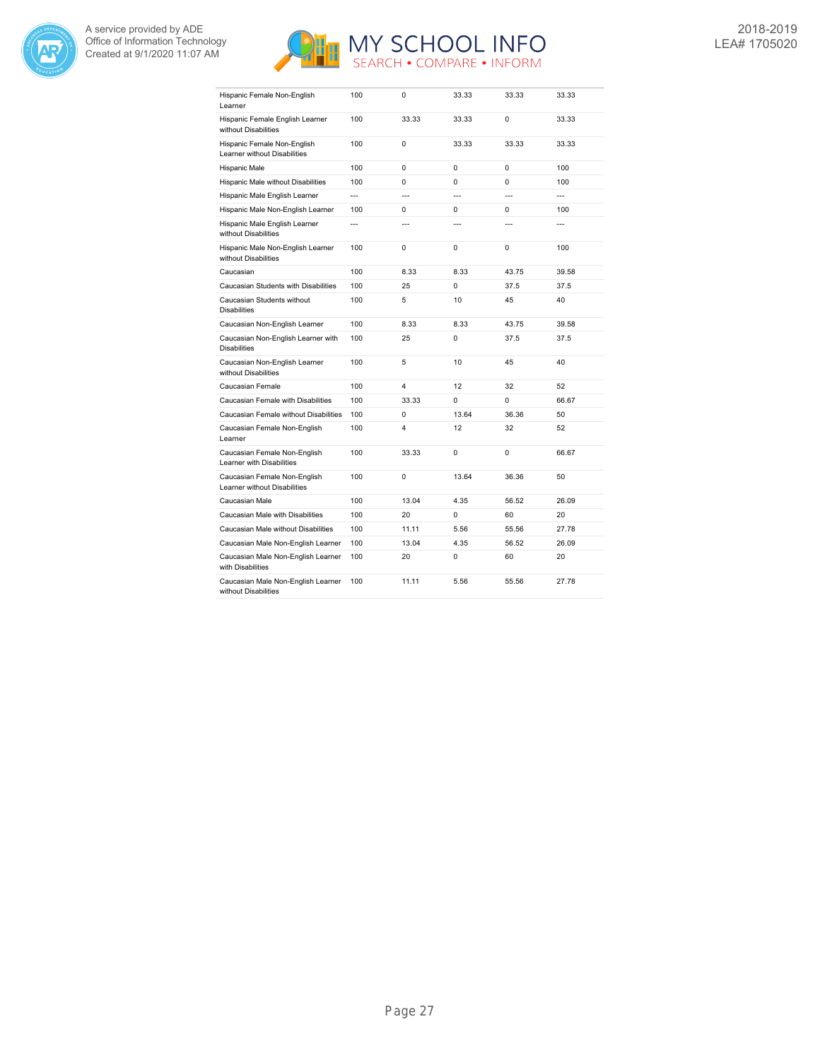| | | | | | |
|---|---|---|---|---|---|
| Hispanic Female Non-English Learner | 100 | 0 | 33.33 | 33.33 | 33.33 |
| Hispanic Female English Learner without Disabilities | 100 | 33.33 | 33.33 | 0 | 33.33 |
| Hispanic Female Non-English Learner without Disabilities | 100 | 0 | 33.33 | 33.33 | 33.33 |
| Hispanic Male | 100 | 0 | 0 | 0 | 100 |
| Hispanic Male without Disabilities | 100 | 0 | 0 | 0 | 100 |
| Hispanic Male English Learner | --- | --- | --- | --- | --- |
| Hispanic Male Non-English Learner | 100 | 0 | 0 | 0 | 100 |
| Hispanic Male English Learner without Disabilities | --- | --- | --- | --- | --- |
| Hispanic Male Non-English Learner without Disabilities | 100 | 0 | 0 | 0 | 100 |
| Caucasian | 100 | 8.33 | 8.33 | 43.75 | 39.58 |
| Caucasian Students with Disabilities | 100 | 25 | 0 | 37.5 | 37.5 |
| Caucasian Students without Disabilities | 100 | 5 | 10 | 45 | 40 |
| Caucasian Non-English Learner | 100 | 8.33 | 8.33 | 43.75 | 39.58 |
| Caucasian Non-English Learner with Disabilities | 100 | 25 | 0 | 37.5 | 37.5 |
| Caucasian Non-English Learner without Disabilities | 100 | 5 | 10 | 45 | 40 |
| Caucasian Female | 100 | 4 | 12 | 32 | 52 |
| Caucasian Female with Disabilities | 100 | 33.33 | 0 | 0 | 66.67 |
| Caucasian Female without Disabilities | 100 | 0 | 13.64 | 36.36 | 50 |
| Caucasian Female Non-English Learner | 100 | 4 | 12 | 32 | 52 |
| Caucasian Female Non-English Learner with Disabilities | 100 | 33.33 | 0 | 0 | 66.67 |
| Caucasian Female Non-English Learner without Disabilities | 100 | 0 | 13.64 | 36.36 | 50 |
| Caucasian Male | 100 | 13.04 | 4.35 | 56.52 | 26.09 |
| Caucasian Male with Disabilities | 100 | 20 | 0 | 60 | 20 |
| Caucasian Male without Disabilities | 100 | 11.11 | 5.56 | 55.56 | 27.78 |
| Caucasian Male Non-English Learner | 100 | 13.04 | 4.35 | 56.52 | 26.09 |
| Caucasian Male Non-English Learner with Disabilities | 100 | 20 | 0 | 60 | 20 |
| Caucasian Male Non-English Learner without Disabilities | 100 | 11.11 | 5.56 | 55.56 | 27.78 |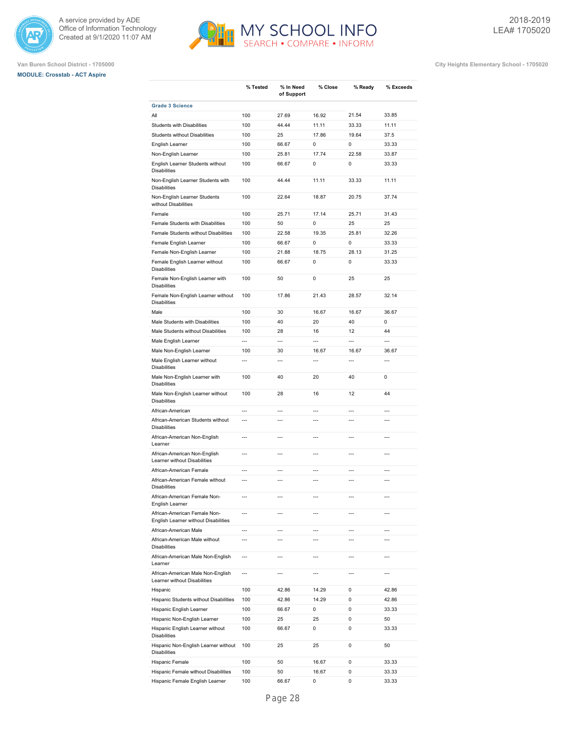Van Buren School District - 1705000

City Heights Elementary School - 1705020

**MODULE: Crosstab - ACT Aspire**

| | % Tested | % In Need of Support | % Close | % Ready | % Exceeds |
|---|---|---|---|---|---|
| **Grade 3 Science** | | | | | |
| All | 100 | 27.69 | 16.92 | 21.54 | 33.85 |
| Students with Disabilities | 100 | 44.44 | 11.11 | 33.33 | 11.11 |
| Students without Disabilities | 100 | 25 | 17.86 | 19.64 | 37.5 |
| English Learner | 100 | 66.67 | 0 | 0 | 33.33 |
| Non-English Learner | 100 | 25.81 | 17.74 | 22.58 | 33.87 |
| English Learner Students without Disabilities | 100 | 66.67 | 0 | 0 | 33.33 |
| Non-English Learner Students with Disabilities | 100 | 44.44 | 11.11 | 33.33 | 11.11 |
| Non-English Learner Students without Disabilities | 100 | 22.64 | 18.87 | 20.75 | 37.74 |
| Female | 100 | 25.71 | 17.14 | 25.71 | 31.43 |
| Female Students with Disabilities | 100 | 50 | 0 | 25 | 25 |
| Female Students without Disabilities | 100 | 22.58 | 19.35 | 25.81 | 32.26 |
| Female English Learner | 100 | 66.67 | 0 | 0 | 33.33 |
| Female Non-English Learner | 100 | 21.88 | 18.75 | 28.13 | 31.25 |
| Female English Learner without Disabilities | 100 | 66.67 | 0 | 0 | 33.33 |
| Female Non-English Learner with Disabilities | 100 | 50 | 0 | 25 | 25 |
| Female Non-English Learner without Disabilities | 100 | 17.86 | 21.43 | 28.57 | 32.14 |
| Male | 100 | 30 | 16.67 | 16.67 | 36.67 |
| Male Students with Disabilities | 100 | 40 | 20 | 40 | 0 |
| Male Students without Disabilities | 100 | 28 | 16 | 12 | 44 |
| Male English Learner | --- | --- | --- | --- | --- |
| Male Non-English Learner | 100 | 30 | 16.67 | 16.67 | 36.67 |
| Male English Learner without Disabilities | --- | --- | --- | --- | --- |
| Male Non-English Learner with Disabilities | 100 | 40 | 20 | 40 | 0 |
| Male Non-English Learner without Disabilities | 100 | 28 | 16 | 12 | 44 |
| African-American | --- | --- | --- | --- | --- |
| African-American Students without Disabilities | --- | --- | --- | --- | --- |
| African-American Non-English Learner | --- | --- | --- | --- | --- |
| African-American Non-English Learner without Disabilities | --- | --- | --- | --- | --- |
| African-American Female | --- | --- | --- | --- | --- |
| African-American Female without Disabilities | --- | --- | --- | --- | --- |
| African-American Female Non-English Learner | --- | --- | --- | --- | --- |
| African-American Female Non-English Learner without Disabilities | --- | --- | --- | --- | --- |
| African-American Male | --- | --- | --- | --- | --- |
| African-American Male without Disabilities | --- | --- | --- | --- | --- |
| African-American Male Non-English Learner | --- | --- | --- | --- | --- |
| African-American Male Non-English Learner without Disabilities | --- | --- | --- | --- | --- |
| Hispanic | 100 | 42.86 | 14.29 | 0 | 42.86 |
| Hispanic Students without Disabilities | 100 | 42.86 | 14.29 | 0 | 42.86 |
| Hispanic English Learner | 100 | 66.67 | 0 | 0 | 33.33 |
| Hispanic Non-English Learner | 100 | 25 | 25 | 0 | 50 |
| Hispanic English Learner without Disabilities | 100 | 66.67 | 0 | 0 | 33.33 |
| Hispanic Non-English Learner without Disabilities | 100 | 25 | 25 | 0 | 50 |
| Hispanic Female | 100 | 50 | 16.67 | 0 | 33.33 |
| Hispanic Female without Disabilities | 100 | 50 | 16.67 | 0 | 33.33 |
| Hispanic Female English Learner | 100 | 66.67 | 0 | 0 | 33.33 |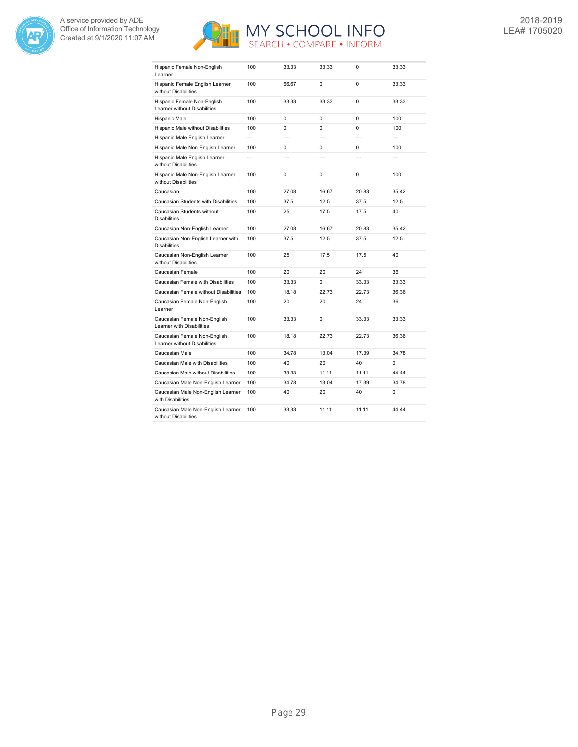| | | | | | |
|---|---|---|---|---|---|
| Hispanic Female Non-English Learner | 100 | 33.33 | 33.33 | 0 | 33.33 |
| Hispanic Female English Learner without Disabilities | 100 | 66.67 | 0 | 0 | 33.33 |
| Hispanic Female Non-English Learner without Disabilities | 100 | 33.33 | 33.33 | 0 | 33.33 |
| Hispanic Male | 100 | 0 | 0 | 0 | 100 |
| Hispanic Male without Disabilities | 100 | 0 | 0 | 0 | 100 |
| Hispanic Male English Learner | --- | --- | --- | --- | --- |
| Hispanic Male Non-English Learner | 100 | 0 | 0 | 0 | 100 |
| Hispanic Male English Learner without Disabilities | --- | --- | --- | --- | --- |
| Hispanic Male Non-English Learner without Disabilities | 100 | 0 | 0 | 0 | 100 |
| Caucasian | 100 | 27.08 | 16.67 | 20.83 | 35.42 |
| Caucasian Students with Disabilities | 100 | 37.5 | 12.5 | 37.5 | 12.5 |
| Caucasian Students without Disabilities | 100 | 25 | 17.5 | 17.5 | 40 |
| Caucasian Non-English Learner | 100 | 27.08 | 16.67 | 20.83 | 35.42 |
| Caucasian Non-English Learner with Disabilities | 100 | 37.5 | 12.5 | 37.5 | 12.5 |
| Caucasian Non-English Learner without Disabilities | 100 | 25 | 17.5 | 17.5 | 40 |
| Caucasian Female | 100 | 20 | 20 | 24 | 36 |
| Caucasian Female with Disabilities | 100 | 33.33 | 0 | 33.33 | 33.33 |
| Caucasian Female without Disabilities | 100 | 18.18 | 22.73 | 22.73 | 36.36 |
| Caucasian Female Non-English Learner | 100 | 20 | 20 | 24 | 36 |
| Caucasian Female Non-English Learner with Disabilities | 100 | 33.33 | 0 | 33.33 | 33.33 |
| Caucasian Female Non-English Learner without Disabilities | 100 | 18.18 | 22.73 | 22.73 | 36.36 |
| Caucasian Male | 100 | 34.78 | 13.04 | 17.39 | 34.78 |
| Caucasian Male with Disabilities | 100 | 40 | 20 | 40 | 0 |
| Caucasian Male without Disabilities | 100 | 33.33 | 11.11 | 11.11 | 44.44 |
| Caucasian Male Non-English Learner | 100 | 34.78 | 13.04 | 17.39 | 34.78 |
| Caucasian Male Non-English Learner with Disabilities | 100 | 40 | 20 | 40 | 0 |
| Caucasian Male Non-English Learner without Disabilities | 100 | 33.33 | 11.11 | 11.11 | 44.44 |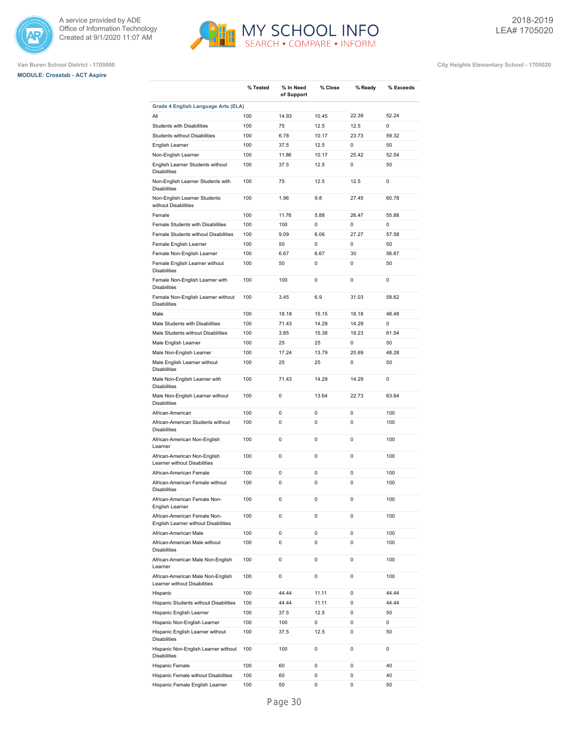Van Buren School District - 1705000

**MODULE: Crosstab - ACT Aspire**

City Heights Elementary School - 1705020

| | % Tested | % In Need of Support | % Close | % Ready | % Exceeds |
|---|---|---|---|---|---|
| **Grade 4 English Language Arts (ELA)** | | | | | |
| All | 100 | 14.93 | 10.45 | 22.39 | 52.24 |
| Students with Disabilities | 100 | 75 | 12.5 | 12.5 | 0 |
| Students without Disabilities | 100 | 6.78 | 10.17 | 23.73 | 59.32 |
| English Learner | 100 | 37.5 | 12.5 | 0 | 50 |
| Non-English Learner | 100 | 11.86 | 10.17 | 25.42 | 52.54 |
| English Learner Students without Disabilities | 100 | 37.5 | 12.5 | 0 | 50 |
| Non-English Learner Students with Disabilities | 100 | 75 | 12.5 | 12.5 | 0 |
| Non-English Learner Students without Disabilities | 100 | 1.96 | 9.8 | 27.45 | 60.78 |
| Female | 100 | 11.76 | 5.88 | 26.47 | 55.88 |
| Female Students with Disabilities | 100 | 100 | 0 | 0 | 0 |
| Female Students without Disabilities | 100 | 9.09 | 6.06 | 27.27 | 57.58 |
| Female English Learner | 100 | 50 | 0 | 0 | 50 |
| Female Non-English Learner | 100 | 6.67 | 6.67 | 30 | 56.67 |
| Female English Learner without Disabilities | 100 | 50 | 0 | 0 | 50 |
| Female Non-English Learner with Disabilities | 100 | 100 | 0 | 0 | 0 |
| Female Non-English Learner without Disabilities | 100 | 3.45 | 6.9 | 31.03 | 58.62 |
| Male | 100 | 18.18 | 15.15 | 18.18 | 48.48 |
| Male Students with Disabilities | 100 | 71.43 | 14.29 | 14.29 | 0 |
| Male Students without Disabilities | 100 | 3.85 | 15.38 | 19.23 | 61.54 |
| Male English Learner | 100 | 25 | 25 | 0 | 50 |
| Male Non-English Learner | 100 | 17.24 | 13.79 | 20.69 | 48.28 |
| Male English Learner without Disabilities | 100 | 25 | 25 | 0 | 50 |
| Male Non-English Learner with Disabilities | 100 | 71.43 | 14.29 | 14.29 | 0 |
| Male Non-English Learner without Disabilities | 100 | 0 | 13.64 | 22.73 | 63.64 |
| African-American | 100 | 0 | 0 | 0 | 100 |
| African-American Students without Disabilities | 100 | 0 | 0 | 0 | 100 |
| African-American Non-English Learner | 100 | 0 | 0 | 0 | 100 |
| African-American Non-English Learner without Disabilities | 100 | 0 | 0 | 0 | 100 |
| African-American Female | 100 | 0 | 0 | 0 | 100 |
| African-American Female without Disabilities | 100 | 0 | 0 | 0 | 100 |
| African-American Female Non-English Learner | 100 | 0 | 0 | 0 | 100 |
| African-American Female Non-English Learner without Disabilities | 100 | 0 | 0 | 0 | 100 |
| African-American Male | 100 | 0 | 0 | 0 | 100 |
| African-American Male without Disabilities | 100 | 0 | 0 | 0 | 100 |
| African-American Male Non-English Learner | 100 | 0 | 0 | 0 | 100 |
| African-American Male Non-English Learner without Disabilities | 100 | 0 | 0 | 0 | 100 |
| Hispanic | 100 | 44.44 | 11.11 | 0 | 44.44 |
| Hispanic Students without Disabilities | 100 | 44.44 | 11.11 | 0 | 44.44 |
| Hispanic English Learner | 100 | 37.5 | 12.5 | 0 | 50 |
| Hispanic Non-English Learner | 100 | 100 | 0 | 0 | 0 |
| Hispanic English Learner without Disabilities | 100 | 37.5 | 12.5 | 0 | 50 |
| Hispanic Non-English Learner without Disabilities | 100 | 100 | 0 | 0 | 0 |
| Hispanic Female | 100 | 60 | 0 | 0 | 40 |
| Hispanic Female without Disabilities | 100 | 60 | 0 | 0 | 40 |
| Hispanic Female English Learner | 100 | 50 | 0 | 0 | 50 |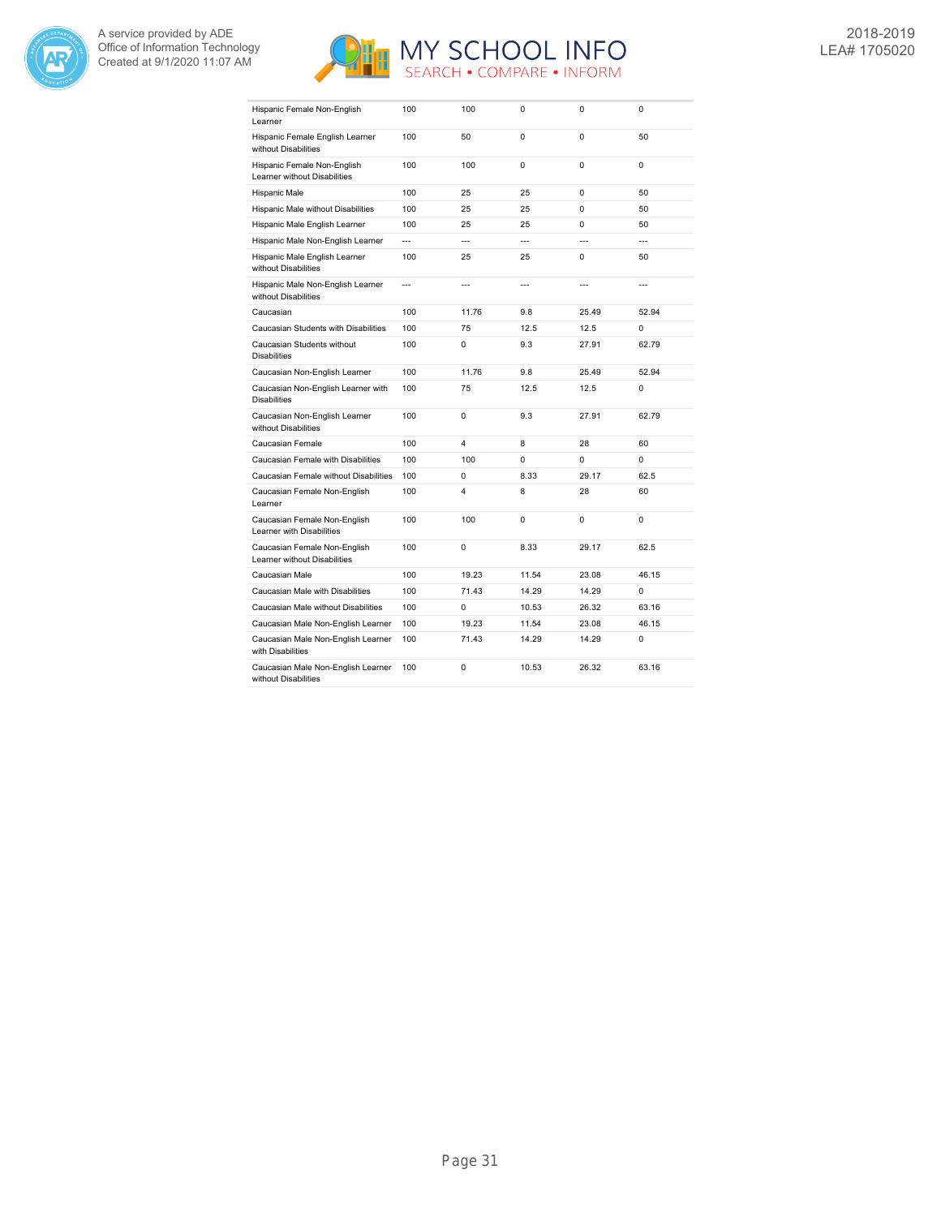| | | | | | |
|---|---|---|---|---|---|
| Hispanic Female Non-English Learner | 100 | 100 | 0 | 0 | 0 |
| Hispanic Female English Learner without Disabilities | 100 | 50 | 0 | 0 | 50 |
| Hispanic Female Non-English Learner without Disabilities | 100 | 100 | 0 | 0 | 0 |
| Hispanic Male | 100 | 25 | 25 | 0 | 50 |
| Hispanic Male without Disabilities | 100 | 25 | 25 | 0 | 50 |
| Hispanic Male English Learner | 100 | 25 | 25 | 0 | 50 |
| Hispanic Male Non-English Learner | --- | --- | --- | --- | --- |
| Hispanic Male English Learner without Disabilities | 100 | 25 | 25 | 0 | 50 |
| Hispanic Male Non-English Learner without Disabilities | --- | --- | --- | --- | --- |
| Caucasian | 100 | 11.76 | 9.8 | 25.49 | 52.94 |
| Caucasian Students with Disabilities | 100 | 75 | 12.5 | 12.5 | 0 |
| Caucasian Students without Disabilities | 100 | 0 | 9.3 | 27.91 | 62.79 |
| Caucasian Non-English Learner | 100 | 11.76 | 9.8 | 25.49 | 52.94 |
| Caucasian Non-English Learner with Disabilities | 100 | 75 | 12.5 | 12.5 | 0 |
| Caucasian Non-English Learner without Disabilities | 100 | 0 | 9.3 | 27.91 | 62.79 |
| Caucasian Female | 100 | 4 | 8 | 28 | 60 |
| Caucasian Female with Disabilities | 100 | 100 | 0 | 0 | 0 |
| Caucasian Female without Disabilities | 100 | 0 | 8.33 | 29.17 | 62.5 |
| Caucasian Female Non-English Learner | 100 | 4 | 8 | 28 | 60 |
| Caucasian Female Non-English Learner with Disabilities | 100 | 100 | 0 | 0 | 0 |
| Caucasian Female Non-English Learner without Disabilities | 100 | 0 | 8.33 | 29.17 | 62.5 |
| Caucasian Male | 100 | 19.23 | 11.54 | 23.08 | 46.15 |
| Caucasian Male with Disabilities | 100 | 71.43 | 14.29 | 14.29 | 0 |
| Caucasian Male without Disabilities | 100 | 0 | 10.53 | 26.32 | 63.16 |
| Caucasian Male Non-English Learner | 100 | 19.23 | 11.54 | 23.08 | 46.15 |
| Caucasian Male Non-English Learner with Disabilities | 100 | 71.43 | 14.29 | 14.29 | 0 |
| Caucasian Male Non-English Learner without Disabilities | 100 | 0 | 10.53 | 26.32 | 63.16 |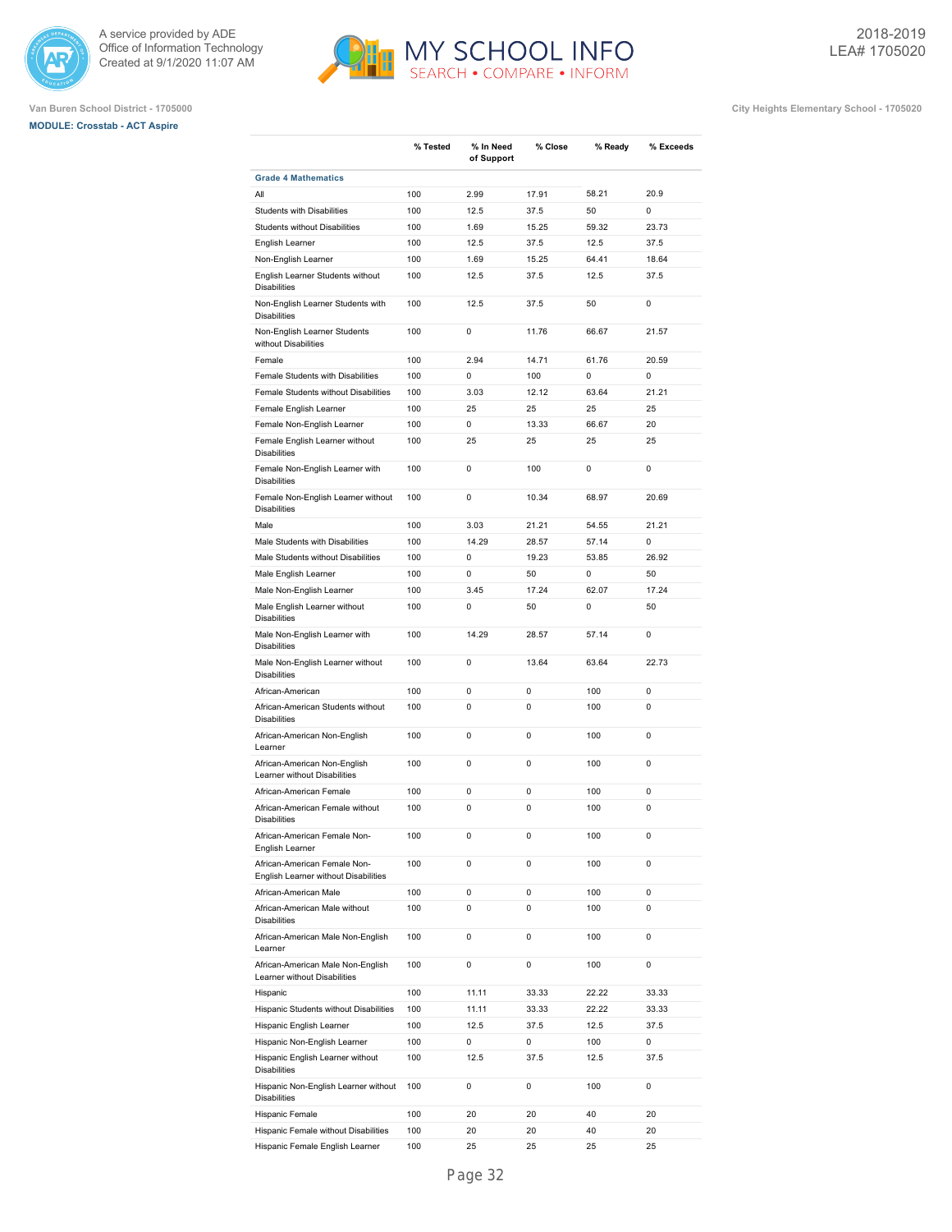Van Buren School District - 1705000

**MODULE: Crosstab - ACT Aspire**

City Heights Elementary School - 1705020

| | % Tested | % In Need of Support | % Close | % Ready | % Exceeds |
|---|---|---|---|---|---|
| **Grade 4 Mathematics** | | | | | |
| All | 100 | 2.99 | 17.91 | 58.21 | 20.9 |
| Students with Disabilities | 100 | 12.5 | 37.5 | 50 | 0 |
| Students without Disabilities | 100 | 1.69 | 15.25 | 59.32 | 23.73 |
| English Learner | 100 | 12.5 | 37.5 | 12.5 | 37.5 |
| Non-English Learner | 100 | 1.69 | 15.25 | 64.41 | 18.64 |
| English Learner Students without Disabilities | 100 | 12.5 | 37.5 | 12.5 | 37.5 |
| Non-English Learner Students with Disabilities | 100 | 12.5 | 37.5 | 50 | 0 |
| Non-English Learner Students without Disabilities | 100 | 0 | 11.76 | 66.67 | 21.57 |
| Female | 100 | 2.94 | 14.71 | 61.76 | 20.59 |
| Female Students with Disabilities | 100 | 0 | 100 | 0 | 0 |
| Female Students without Disabilities | 100 | 3.03 | 12.12 | 63.64 | 21.21 |
| Female English Learner | 100 | 25 | 25 | 25 | 25 |
| Female Non-English Learner | 100 | 0 | 13.33 | 66.67 | 20 |
| Female English Learner without Disabilities | 100 | 25 | 25 | 25 | 25 |
| Female Non-English Learner with Disabilities | 100 | 0 | 100 | 0 | 0 |
| Female Non-English Learner without Disabilities | 100 | 0 | 10.34 | 68.97 | 20.69 |
| Male | 100 | 3.03 | 21.21 | 54.55 | 21.21 |
| Male Students with Disabilities | 100 | 14.29 | 28.57 | 57.14 | 0 |
| Male Students without Disabilities | 100 | 0 | 19.23 | 53.85 | 26.92 |
| Male English Learner | 100 | 0 | 50 | 0 | 50 |
| Male Non-English Learner | 100 | 3.45 | 17.24 | 62.07 | 17.24 |
| Male English Learner without Disabilities | 100 | 0 | 50 | 0 | 50 |
| Male Non-English Learner with Disabilities | 100 | 14.29 | 28.57 | 57.14 | 0 |
| Male Non-English Learner without Disabilities | 100 | 0 | 13.64 | 63.64 | 22.73 |
| African-American | 100 | 0 | 0 | 100 | 0 |
| African-American Students without Disabilities | 100 | 0 | 0 | 100 | 0 |
| African-American Non-English Learner | 100 | 0 | 0 | 100 | 0 |
| African-American Non-English Learner without Disabilities | 100 | 0 | 0 | 100 | 0 |
| African-American Female | 100 | 0 | 0 | 100 | 0 |
| African-American Female without Disabilities | 100 | 0 | 0 | 100 | 0 |
| African-American Female Non-English Learner | 100 | 0 | 0 | 100 | 0 |
| African-American Female Non-English Learner without Disabilities | 100 | 0 | 0 | 100 | 0 |
| African-American Male | 100 | 0 | 0 | 100 | 0 |
| African-American Male without Disabilities | 100 | 0 | 0 | 100 | 0 |
| African-American Male Non-English Learner | 100 | 0 | 0 | 100 | 0 |
| African-American Male Non-English Learner without Disabilities | 100 | 0 | 0 | 100 | 0 |
| Hispanic | 100 | 11.11 | 33.33 | 22.22 | 33.33 |
| Hispanic Students without Disabilities | 100 | 11.11 | 33.33 | 22.22 | 33.33 |
| Hispanic English Learner | 100 | 12.5 | 37.5 | 12.5 | 37.5 |
| Hispanic Non-English Learner | 100 | 0 | 0 | 100 | 0 |
| Hispanic English Learner without Disabilities | 100 | 12.5 | 37.5 | 12.5 | 37.5 |
| Hispanic Non-English Learner without Disabilities | 100 | 0 | 0 | 100 | 0 |
| Hispanic Female | 100 | 20 | 20 | 40 | 20 |
| Hispanic Female without Disabilities | 100 | 20 | 20 | 40 | 20 |
| Hispanic Female English Learner | 100 | 25 | 25 | 25 | 25 |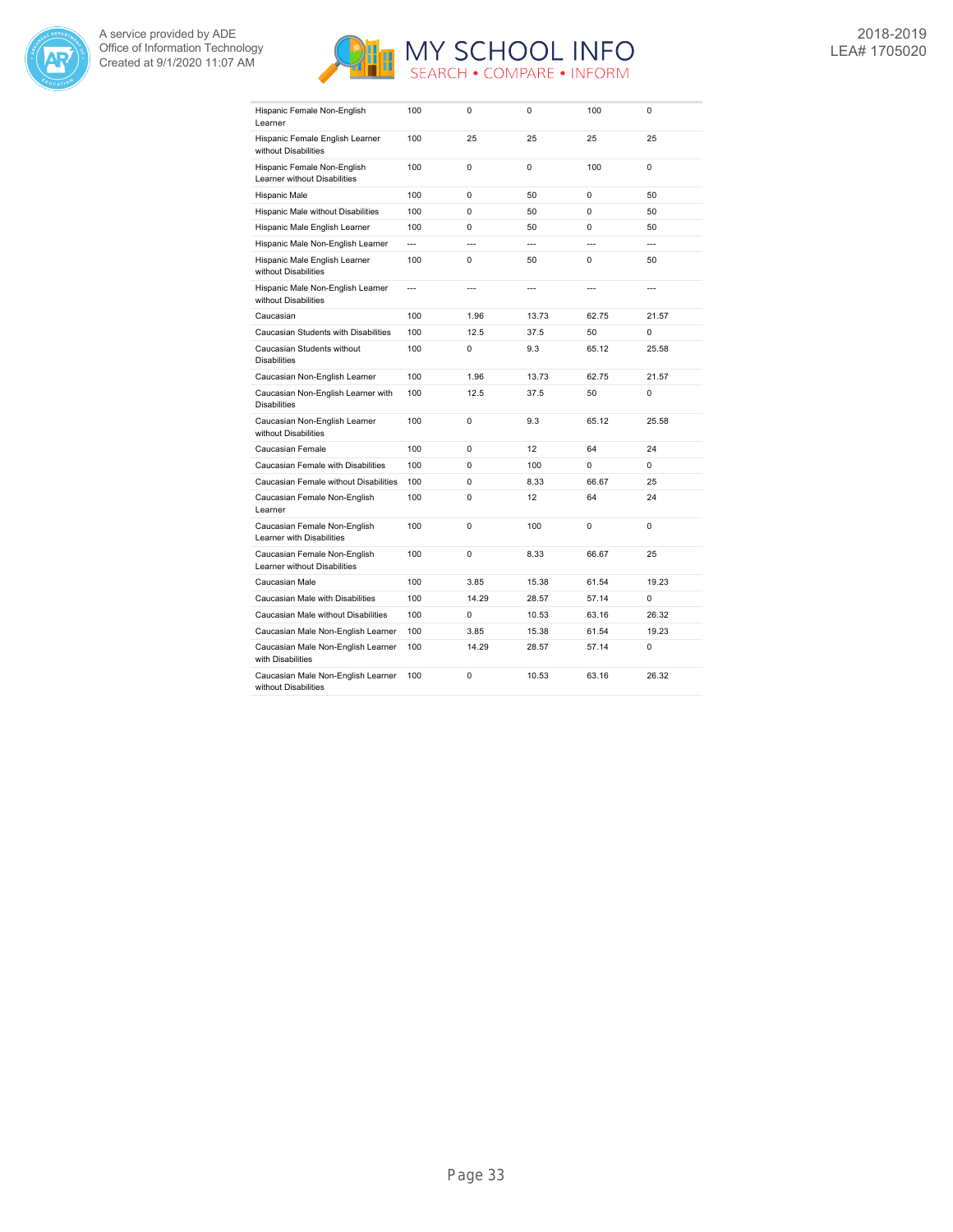| | | | | | |
|---|---|---|---|---|---|
| Hispanic Female Non-English Learner | 100 | 0 | 0 | 100 | 0 |
| Hispanic Female English Learner without Disabilities | 100 | 25 | 25 | 25 | 25 |
| Hispanic Female Non-English Learner without Disabilities | 100 | 0 | 0 | 100 | 0 |
| Hispanic Male | 100 | 0 | 50 | 0 | 50 |
| Hispanic Male without Disabilities | 100 | 0 | 50 | 0 | 50 |
| Hispanic Male English Learner | 100 | 0 | 50 | 0 | 50 |
| Hispanic Male Non-English Learner | --- | --- | --- | --- | --- |
| Hispanic Male English Learner without Disabilities | 100 | 0 | 50 | 0 | 50 |
| Hispanic Male Non-English Learner without Disabilities | --- | --- | --- | --- | --- |
| Caucasian | 100 | 1.96 | 13.73 | 62.75 | 21.57 |
| Caucasian Students with Disabilities | 100 | 12.5 | 37.5 | 50 | 0 |
| Caucasian Students without Disabilities | 100 | 0 | 9.3 | 65.12 | 25.58 |
| Caucasian Non-English Learner | 100 | 1.96 | 13.73 | 62.75 | 21.57 |
| Caucasian Non-English Learner with Disabilities | 100 | 12.5 | 37.5 | 50 | 0 |
| Caucasian Non-English Learner without Disabilities | 100 | 0 | 9.3 | 65.12 | 25.58 |
| Caucasian Female | 100 | 0 | 12 | 64 | 24 |
| Caucasian Female with Disabilities | 100 | 0 | 100 | 0 | 0 |
| Caucasian Female without Disabilities | 100 | 0 | 8.33 | 66.67 | 25 |
| Caucasian Female Non-English Learner | 100 | 0 | 12 | 64 | 24 |
| Caucasian Female Non-English Learner with Disabilities | 100 | 0 | 100 | 0 | 0 |
| Caucasian Female Non-English Learner without Disabilities | 100 | 0 | 8.33 | 66.67 | 25 |
| Caucasian Male | 100 | 3.85 | 15.38 | 61.54 | 19.23 |
| Caucasian Male with Disabilities | 100 | 14.29 | 28.57 | 57.14 | 0 |
| Caucasian Male without Disabilities | 100 | 0 | 10.53 | 63.16 | 26.32 |
| Caucasian Male Non-English Learner | 100 | 3.85 | 15.38 | 61.54 | 19.23 |
| Caucasian Male Non-English Learner with Disabilities | 100 | 14.29 | 28.57 | 57.14 | 0 |
| Caucasian Male Non-English Learner without Disabilities | 100 | 0 | 10.53 | 63.16 | 26.32 |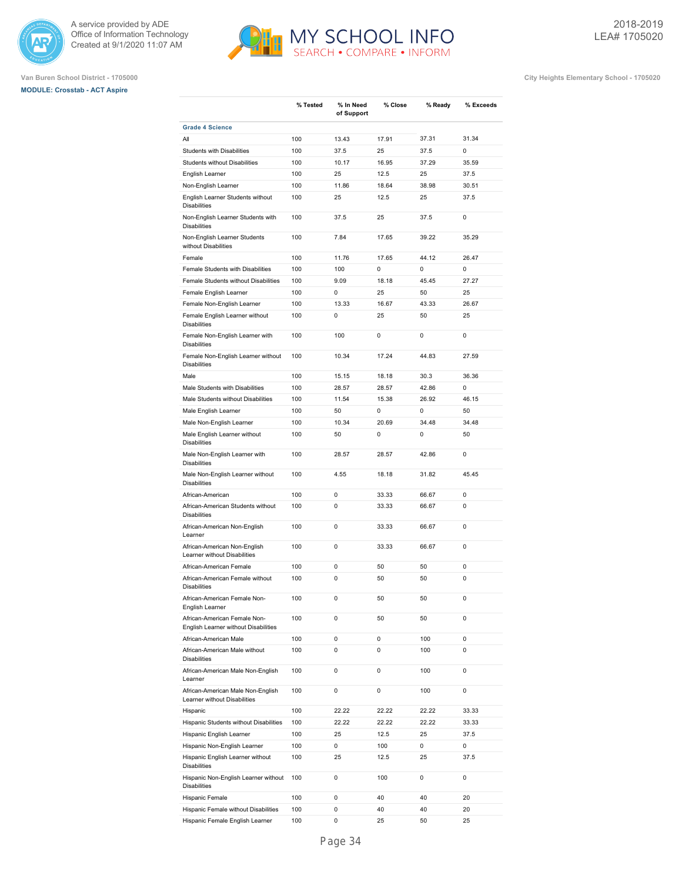Van Buren School District - 1705000

**MODULE: Crosstab - ACT Aspire**

City Heights Elementary School - 1705020

| | % Tested | % In Need of Support | % Close | % Ready | % Exceeds |
|---|---|---|---|---|---|
| **Grade 4 Science** | | | | | |
| All | 100 | 13.43 | 17.91 | 37.31 | 31.34 |
| Students with Disabilities | 100 | 37.5 | 25 | 37.5 | 0 |
| Students without Disabilities | 100 | 10.17 | 16.95 | 37.29 | 35.59 |
| English Learner | 100 | 25 | 12.5 | 25 | 37.5 |
| Non-English Learner | 100 | 11.86 | 18.64 | 38.98 | 30.51 |
| English Learner Students without Disabilities | 100 | 25 | 12.5 | 25 | 37.5 |
| Non-English Learner Students with Disabilities | 100 | 37.5 | 25 | 37.5 | 0 |
| Non-English Learner Students without Disabilities | 100 | 7.84 | 17.65 | 39.22 | 35.29 |
| Female | 100 | 11.76 | 17.65 | 44.12 | 26.47 |
| Female Students with Disabilities | 100 | 100 | 0 | 0 | 0 |
| Female Students without Disabilities | 100 | 9.09 | 18.18 | 45.45 | 27.27 |
| Female English Learner | 100 | 0 | 25 | 50 | 25 |
| Female Non-English Learner | 100 | 13.33 | 16.67 | 43.33 | 26.67 |
| Female English Learner without Disabilities | 100 | 0 | 25 | 50 | 25 |
| Female Non-English Learner with Disabilities | 100 | 100 | 0 | 0 | 0 |
| Female Non-English Learner without Disabilities | 100 | 10.34 | 17.24 | 44.83 | 27.59 |
| Male | 100 | 15.15 | 18.18 | 30.3 | 36.36 |
| Male Students with Disabilities | 100 | 28.57 | 28.57 | 42.86 | 0 |
| Male Students without Disabilities | 100 | 11.54 | 15.38 | 26.92 | 46.15 |
| Male English Learner | 100 | 50 | 0 | 0 | 50 |
| Male Non-English Learner | 100 | 10.34 | 20.69 | 34.48 | 34.48 |
| Male English Learner without Disabilities | 100 | 50 | 0 | 0 | 50 |
| Male Non-English Learner with Disabilities | 100 | 28.57 | 28.57 | 42.86 | 0 |
| Male Non-English Learner without Disabilities | 100 | 4.55 | 18.18 | 31.82 | 45.45 |
| African-American | 100 | 0 | 33.33 | 66.67 | 0 |
| African-American Students without Disabilities | 100 | 0 | 33.33 | 66.67 | 0 |
| African-American Non-English Learner | 100 | 0 | 33.33 | 66.67 | 0 |
| African-American Non-English Learner without Disabilities | 100 | 0 | 33.33 | 66.67 | 0 |
| African-American Female | 100 | 0 | 50 | 50 | 0 |
| African-American Female without Disabilities | 100 | 0 | 50 | 50 | 0 |
| African-American Female Non-English Learner | 100 | 0 | 50 | 50 | 0 |
| African-American Female Non-English Learner without Disabilities | 100 | 0 | 50 | 50 | 0 |
| African-American Male | 100 | 0 | 0 | 100 | 0 |
| African-American Male without Disabilities | 100 | 0 | 0 | 100 | 0 |
| African-American Male Non-English Learner | 100 | 0 | 0 | 100 | 0 |
| African-American Male Non-English Learner without Disabilities | 100 | 0 | 0 | 100 | 0 |
| Hispanic | 100 | 22.22 | 22.22 | 22.22 | 33.33 |
| Hispanic Students without Disabilities | 100 | 22.22 | 22.22 | 22.22 | 33.33 |
| Hispanic English Learner | 100 | 25 | 12.5 | 25 | 37.5 |
| Hispanic Non-English Learner | 100 | 0 | 100 | 0 | 0 |
| Hispanic English Learner without Disabilities | 100 | 25 | 12.5 | 25 | 37.5 |
| Hispanic Non-English Learner without Disabilities | 100 | 0 | 100 | 0 | 0 |
| Hispanic Female | 100 | 0 | 40 | 40 | 20 |
| Hispanic Female without Disabilities | 100 | 0 | 40 | 40 | 20 |
| Hispanic Female English Learner | 100 | 0 | 25 | 50 | 25 |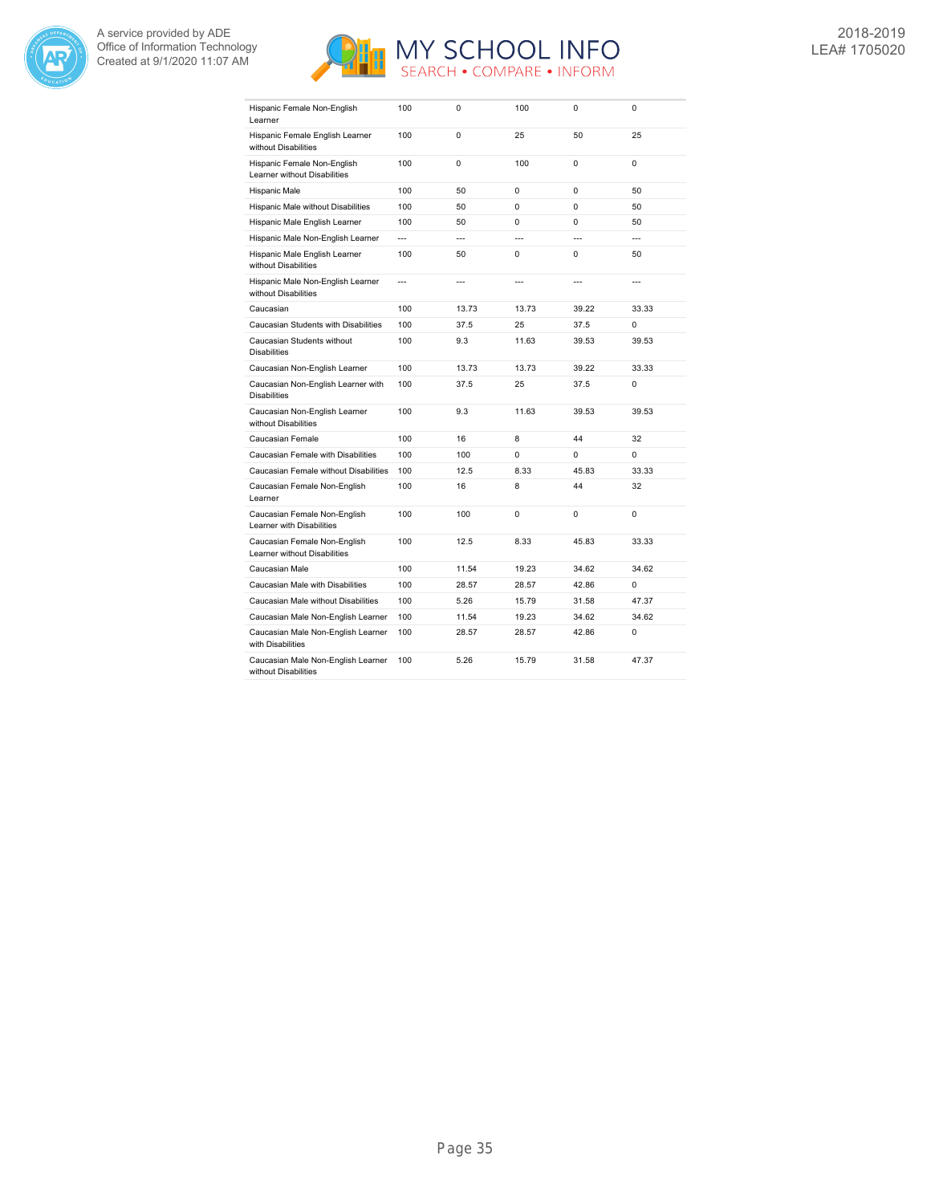| | | | | | |
|---|---|---|---|---|---|
| Hispanic Female Non-English Learner | 100 | 0 | 100 | 0 | 0 |
| Hispanic Female English Learner without Disabilities | 100 | 0 | 25 | 50 | 25 |
| Hispanic Female Non-English Learner without Disabilities | 100 | 0 | 100 | 0 | 0 |
| Hispanic Male | 100 | 50 | 0 | 0 | 50 |
| Hispanic Male without Disabilities | 100 | 50 | 0 | 0 | 50 |
| Hispanic Male English Learner | 100 | 50 | 0 | 0 | 50 |
| Hispanic Male Non-English Learner | --- | --- | --- | --- | --- |
| Hispanic Male English Learner without Disabilities | 100 | 50 | 0 | 0 | 50 |
| Hispanic Male Non-English Learner without Disabilities | --- | --- | --- | --- | --- |
| Caucasian | 100 | 13.73 | 13.73 | 39.22 | 33.33 |
| Caucasian Students with Disabilities | 100 | 37.5 | 25 | 37.5 | 0 |
| Caucasian Students without Disabilities | 100 | 9.3 | 11.63 | 39.53 | 39.53 |
| Caucasian Non-English Learner | 100 | 13.73 | 13.73 | 39.22 | 33.33 |
| Caucasian Non-English Learner with Disabilities | 100 | 37.5 | 25 | 37.5 | 0 |
| Caucasian Non-English Learner without Disabilities | 100 | 9.3 | 11.63 | 39.53 | 39.53 |
| Caucasian Female | 100 | 16 | 8 | 44 | 32 |
| Caucasian Female with Disabilities | 100 | 100 | 0 | 0 | 0 |
| Caucasian Female without Disabilities | 100 | 12.5 | 8.33 | 45.83 | 33.33 |
| Caucasian Female Non-English Learner | 100 | 16 | 8 | 44 | 32 |
| Caucasian Female Non-English Learner with Disabilities | 100 | 100 | 0 | 0 | 0 |
| Caucasian Female Non-English Learner without Disabilities | 100 | 12.5 | 8.33 | 45.83 | 33.33 |
| Caucasian Male | 100 | 11.54 | 19.23 | 34.62 | 34.62 |
| Caucasian Male with Disabilities | 100 | 28.57 | 28.57 | 42.86 | 0 |
| Caucasian Male without Disabilities | 100 | 5.26 | 15.79 | 31.58 | 47.37 |
| Caucasian Male Non-English Learner | 100 | 11.54 | 19.23 | 34.62 | 34.62 |
| Caucasian Male Non-English Learner with Disabilities | 100 | 28.57 | 28.57 | 42.86 | 0 |
| Caucasian Male Non-English Learner without Disabilities | 100 | 5.26 | 15.79 | 31.58 | 47.37 |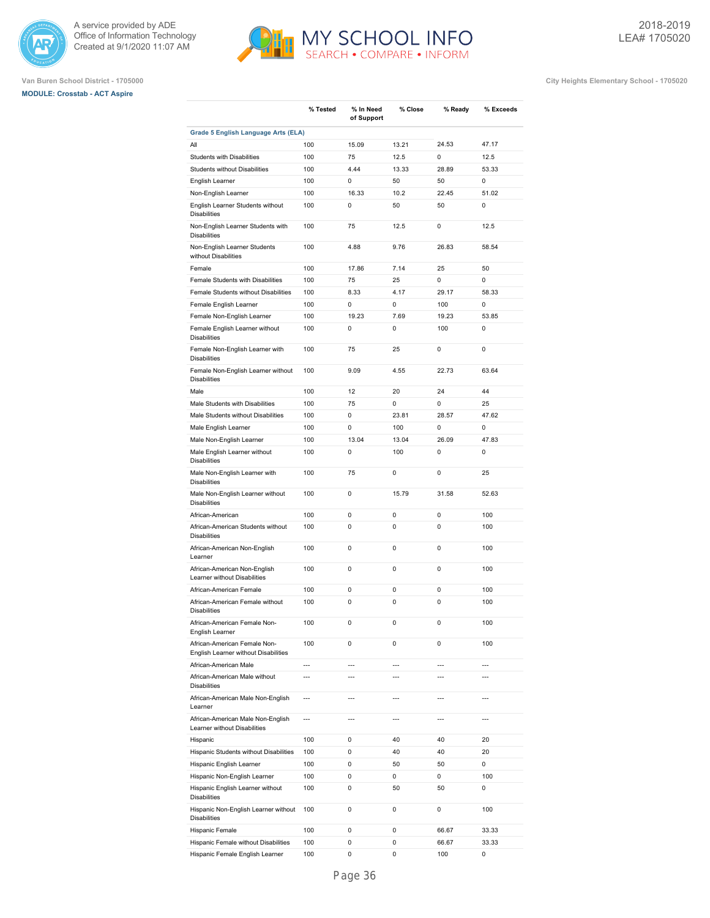Van Buren School District - 1705000

City Heights Elementary School - 1705020

**MODULE: Crosstab - ACT Aspire**

| | % Tested | % In Need of Support | % Close | % Ready | % Exceeds |
|---|---|---|---|---|---|
| **Grade 5 English Language Arts (ELA)** | | | | | |
| All | 100 | 15.09 | 13.21 | 24.53 | 47.17 |
| Students with Disabilities | 100 | 75 | 12.5 | 0 | 12.5 |
| Students without Disabilities | 100 | 4.44 | 13.33 | 28.89 | 53.33 |
| English Learner | 100 | 0 | 50 | 50 | 0 |
| Non-English Learner | 100 | 16.33 | 10.2 | 22.45 | 51.02 |
| English Learner Students without Disabilities | 100 | 0 | 50 | 50 | 0 |
| Non-English Learner Students with Disabilities | 100 | 75 | 12.5 | 0 | 12.5 |
| Non-English Learner Students without Disabilities | 100 | 4.88 | 9.76 | 26.83 | 58.54 |
| Female | 100 | 17.86 | 7.14 | 25 | 50 |
| Female Students with Disabilities | 100 | 75 | 25 | 0 | 0 |
| Female Students without Disabilities | 100 | 8.33 | 4.17 | 29.17 | 58.33 |
| Female English Learner | 100 | 0 | 0 | 100 | 0 |
| Female Non-English Learner | 100 | 19.23 | 7.69 | 19.23 | 53.85 |
| Female English Learner without Disabilities | 100 | 0 | 0 | 100 | 0 |
| Female Non-English Learner with Disabilities | 100 | 75 | 25 | 0 | 0 |
| Female Non-English Learner without Disabilities | 100 | 9.09 | 4.55 | 22.73 | 63.64 |
| Male | 100 | 12 | 20 | 24 | 44 |
| Male Students with Disabilities | 100 | 75 | 0 | 0 | 25 |
| Male Students without Disabilities | 100 | 0 | 23.81 | 28.57 | 47.62 |
| Male English Learner | 100 | 0 | 100 | 0 | 0 |
| Male Non-English Learner | 100 | 13.04 | 13.04 | 26.09 | 47.83 |
| Male English Learner without Disabilities | 100 | 0 | 100 | 0 | 0 |
| Male Non-English Learner with Disabilities | 100 | 75 | 0 | 0 | 25 |
| Male Non-English Learner without Disabilities | 100 | 0 | 15.79 | 31.58 | 52.63 |
| African-American | 100 | 0 | 0 | 0 | 100 |
| African-American Students without Disabilities | 100 | 0 | 0 | 0 | 100 |
| African-American Non-English Learner | 100 | 0 | 0 | 0 | 100 |
| African-American Non-English Learner without Disabilities | 100 | 0 | 0 | 0 | 100 |
| African-American Female | 100 | 0 | 0 | 0 | 100 |
| African-American Female without Disabilities | 100 | 0 | 0 | 0 | 100 |
| African-American Female Non-English Learner | 100 | 0 | 0 | 0 | 100 |
| African-American Female Non-English Learner without Disabilities | 100 | 0 | 0 | 0 | 100 |
| African-American Male | --- | --- | --- | --- | --- |
| African-American Male without Disabilities | --- | --- | --- | --- | --- |
| African-American Male Non-English Learner | --- | --- | --- | --- | --- |
| African-American Male Non-English Learner without Disabilities | --- | --- | --- | --- | --- |
| Hispanic | 100 | 0 | 40 | 40 | 20 |
| Hispanic Students without Disabilities | 100 | 0 | 40 | 40 | 20 |
| Hispanic English Learner | 100 | 0 | 50 | 50 | 0 |
| Hispanic Non-English Learner | 100 | 0 | 0 | 0 | 100 |
| Hispanic English Learner without Disabilities | 100 | 0 | 50 | 50 | 0 |
| Hispanic Non-English Learner without Disabilities | 100 | 0 | 0 | 0 | 100 |
| Hispanic Female | 100 | 0 | 0 | 66.67 | 33.33 |
| Hispanic Female without Disabilities | 100 | 0 | 0 | 66.67 | 33.33 |
| Hispanic Female English Learner | 100 | 0 | 0 | 100 | 0 |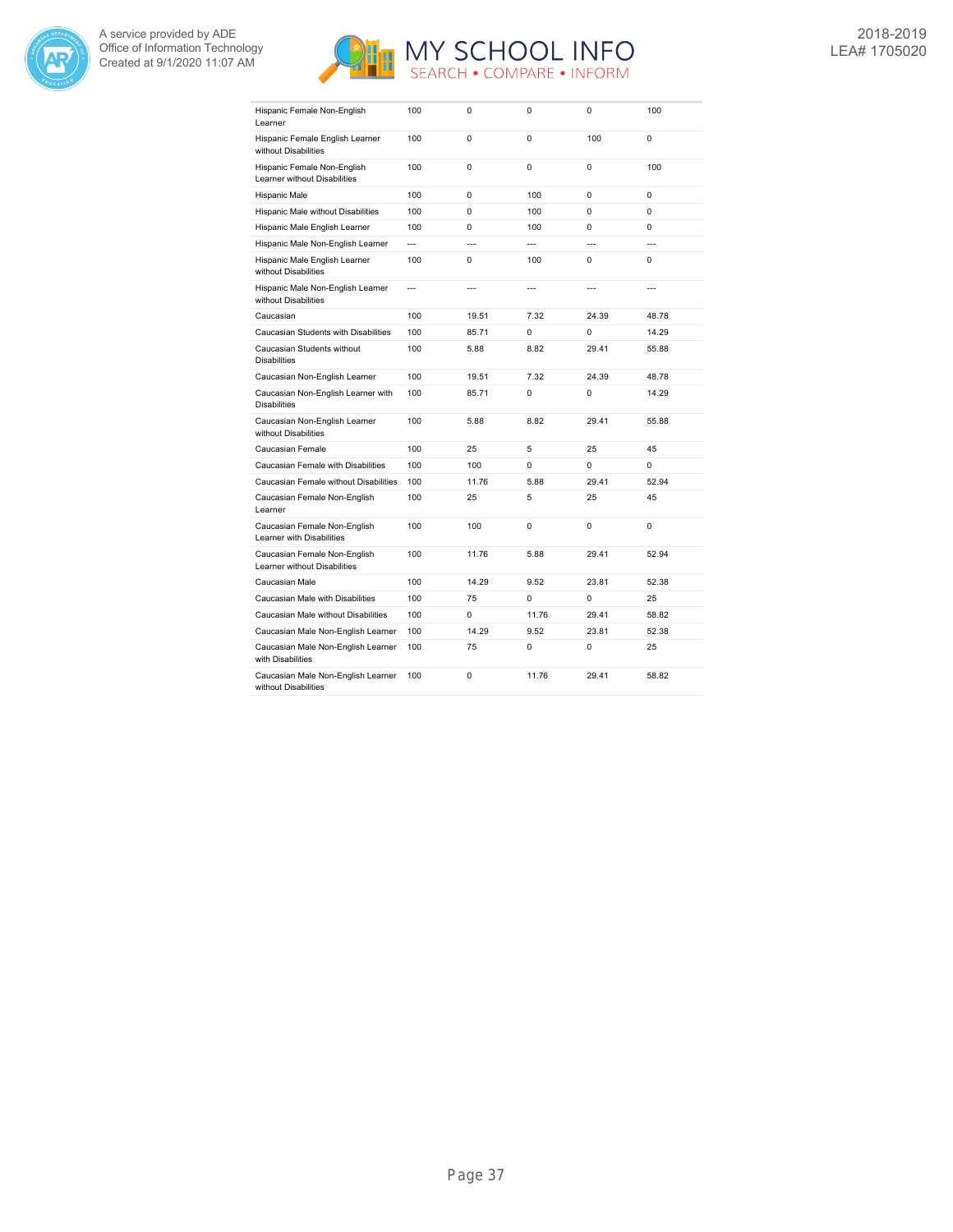| | | | | | |
|---|---|---|---|---|---|
| Hispanic Female Non-English Learner | 100 | 0 | 0 | 0 | 100 |
| Hispanic Female English Learner without Disabilities | 100 | 0 | 0 | 100 | 0 |
| Hispanic Female Non-English Learner without Disabilities | 100 | 0 | 0 | 0 | 100 |
| Hispanic Male | 100 | 0 | 100 | 0 | 0 |
| Hispanic Male without Disabilities | 100 | 0 | 100 | 0 | 0 |
| Hispanic Male English Learner | 100 | 0 | 100 | 0 | 0 |
| Hispanic Male Non-English Learner | --- | --- | --- | --- | --- |
| Hispanic Male English Learner without Disabilities | 100 | 0 | 100 | 0 | 0 |
| Hispanic Male Non-English Learner without Disabilities | --- | --- | --- | --- | --- |
| Caucasian | 100 | 19.51 | 7.32 | 24.39 | 48.78 |
| Caucasian Students with Disabilities | 100 | 85.71 | 0 | 0 | 14.29 |
| Caucasian Students without Disabilities | 100 | 5.88 | 8.82 | 29.41 | 55.88 |
| Caucasian Non-English Learner | 100 | 19.51 | 7.32 | 24.39 | 48.78 |
| Caucasian Non-English Learner with Disabilities | 100 | 85.71 | 0 | 0 | 14.29 |
| Caucasian Non-English Learner without Disabilities | 100 | 5.88 | 8.82 | 29.41 | 55.88 |
| Caucasian Female | 100 | 25 | 5 | 25 | 45 |
| Caucasian Female with Disabilities | 100 | 100 | 0 | 0 | 0 |
| Caucasian Female without Disabilities | 100 | 11.76 | 5.88 | 29.41 | 52.94 |
| Caucasian Female Non-English Learner | 100 | 25 | 5 | 25 | 45 |
| Caucasian Female Non-English Learner with Disabilities | 100 | 100 | 0 | 0 | 0 |
| Caucasian Female Non-English Learner without Disabilities | 100 | 11.76 | 5.88 | 29.41 | 52.94 |
| Caucasian Male | 100 | 14.29 | 9.52 | 23.81 | 52.38 |
| Caucasian Male with Disabilities | 100 | 75 | 0 | 0 | 25 |
| Caucasian Male without Disabilities | 100 | 0 | 11.76 | 29.41 | 58.82 |
| Caucasian Male Non-English Learner | 100 | 14.29 | 9.52 | 23.81 | 52.38 |
| Caucasian Male Non-English Learner with Disabilities | 100 | 75 | 0 | 0 | 25 |
| Caucasian Male Non-English Learner without Disabilities | 100 | 0 | 11.76 | 29.41 | 58.82 |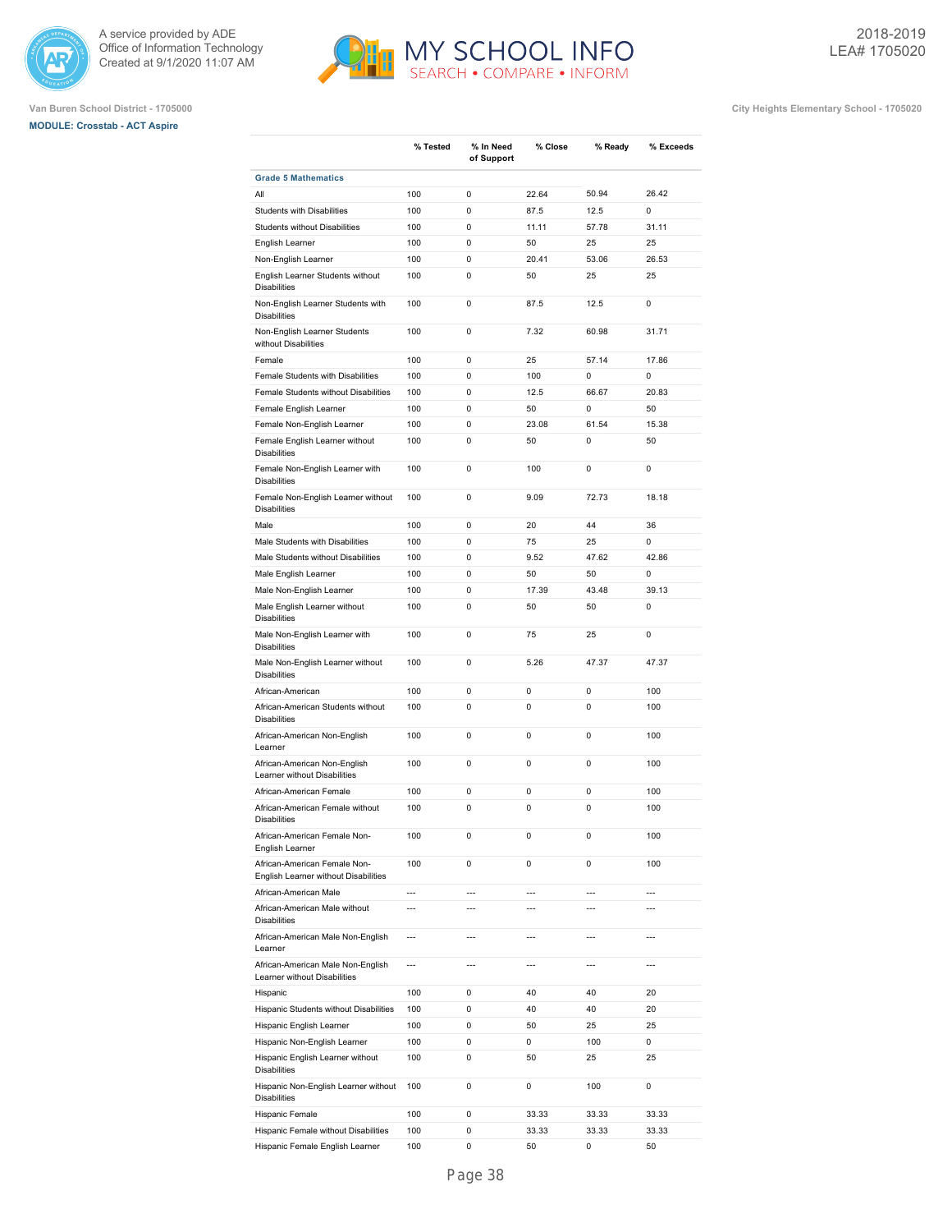Van Buren School District - 1705000

**MODULE: Crosstab - ACT Aspire**

City Heights Elementary School - 1705020

2018-2019
LEA# 1705020

| | % Tested | % In Need of Support | % Close | % Ready | % Exceeds |
|---|---|---|---|---|---|
| **Grade 5 Mathematics** | | | | | |
| All | 100 | 0 | 22.64 | 50.94 | 26.42 |
| Students with Disabilities | 100 | 0 | 87.5 | 12.5 | 0 |
| Students without Disabilities | 100 | 0 | 11.11 | 57.78 | 31.11 |
| English Learner | 100 | 0 | 50 | 25 | 25 |
| Non-English Learner | 100 | 0 | 20.41 | 53.06 | 26.53 |
| English Learner Students without Disabilities | 100 | 0 | 50 | 25 | 25 |
| Non-English Learner Students with Disabilities | 100 | 0 | 87.5 | 12.5 | 0 |
| Non-English Learner Students without Disabilities | 100 | 0 | 7.32 | 60.98 | 31.71 |
| Female | 100 | 0 | 25 | 57.14 | 17.86 |
| Female Students with Disabilities | 100 | 0 | 100 | 0 | 0 |
| Female Students without Disabilities | 100 | 0 | 12.5 | 66.67 | 20.83 |
| Female English Learner | 100 | 0 | 50 | 0 | 50 |
| Female Non-English Learner | 100 | 0 | 23.08 | 61.54 | 15.38 |
| Female English Learner without Disabilities | 100 | 0 | 50 | 0 | 50 |
| Female Non-English Learner with Disabilities | 100 | 0 | 100 | 0 | 0 |
| Female Non-English Learner without Disabilities | 100 | 0 | 9.09 | 72.73 | 18.18 |
| Male | 100 | 0 | 20 | 44 | 36 |
| Male Students with Disabilities | 100 | 0 | 75 | 25 | 0 |
| Male Students without Disabilities | 100 | 0 | 9.52 | 47.62 | 42.86 |
| Male English Learner | 100 | 0 | 50 | 50 | 0 |
| Male Non-English Learner | 100 | 0 | 17.39 | 43.48 | 39.13 |
| Male English Learner without Disabilities | 100 | 0 | 50 | 50 | 0 |
| Male Non-English Learner with Disabilities | 100 | 0 | 75 | 25 | 0 |
| Male Non-English Learner without Disabilities | 100 | 0 | 5.26 | 47.37 | 47.37 |
| African-American | 100 | 0 | 0 | 0 | 100 |
| African-American Students without Disabilities | 100 | 0 | 0 | 0 | 100 |
| African-American Non-English Learner | 100 | 0 | 0 | 0 | 100 |
| African-American Non-English Learner without Disabilities | 100 | 0 | 0 | 0 | 100 |
| African-American Female | 100 | 0 | 0 | 0 | 100 |
| African-American Female without Disabilities | 100 | 0 | 0 | 0 | 100 |
| African-American Female Non-English Learner | 100 | 0 | 0 | 0 | 100 |
| African-American Female Non-English Learner without Disabilities | 100 | 0 | 0 | 0 | 100 |
| African-American Male | --- | --- | --- | --- | --- |
| African-American Male without Disabilities | --- | --- | --- | --- | --- |
| African-American Male Non-English Learner | --- | --- | --- | --- | --- |
| African-American Male Non-English Learner without Disabilities | --- | --- | --- | --- | --- |
| Hispanic | 100 | 0 | 40 | 40 | 20 |
| Hispanic Students without Disabilities | 100 | 0 | 40 | 40 | 20 |
| Hispanic English Learner | 100 | 0 | 50 | 25 | 25 |
| Hispanic Non-English Learner | 100 | 0 | 0 | 100 | 0 |
| Hispanic English Learner without Disabilities | 100 | 0 | 50 | 25 | 25 |
| Hispanic Non-English Learner without Disabilities | 100 | 0 | 0 | 100 | 0 |
| Hispanic Female | 100 | 0 | 33.33 | 33.33 | 33.33 |
| Hispanic Female without Disabilities | 100 | 0 | 33.33 | 33.33 | 33.33 |
| Hispanic Female English Learner | 100 | 0 | 50 | 0 | 50 |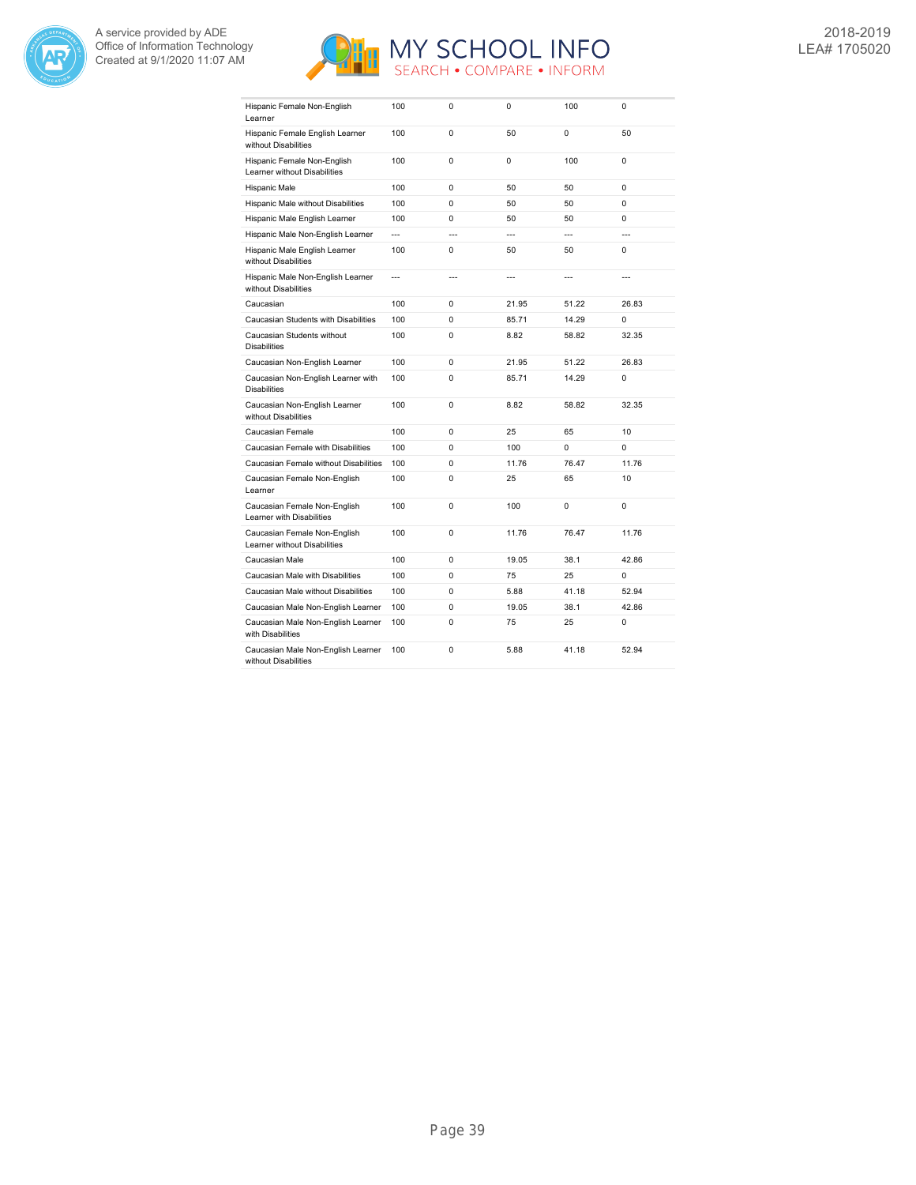| | | | | | |
|---|---|---|---|---|---|
| Hispanic Female Non-English Learner | 100 | 0 | 0 | 100 | 0 |
| Hispanic Female English Learner without Disabilities | 100 | 0 | 50 | 0 | 50 |
| Hispanic Female Non-English Learner without Disabilities | 100 | 0 | 0 | 100 | 0 |
| Hispanic Male | 100 | 0 | 50 | 50 | 0 |
| Hispanic Male without Disabilities | 100 | 0 | 50 | 50 | 0 |
| Hispanic Male English Learner | 100 | 0 | 50 | 50 | 0 |
| Hispanic Male Non-English Learner | --- | --- | --- | --- | --- |
| Hispanic Male English Learner without Disabilities | 100 | 0 | 50 | 50 | 0 |
| Hispanic Male Non-English Learner without Disabilities | --- | --- | --- | --- | --- |
| Caucasian | 100 | 0 | 21.95 | 51.22 | 26.83 |
| Caucasian Students with Disabilities | 100 | 0 | 85.71 | 14.29 | 0 |
| Caucasian Students without Disabilities | 100 | 0 | 8.82 | 58.82 | 32.35 |
| Caucasian Non-English Learner | 100 | 0 | 21.95 | 51.22 | 26.83 |
| Caucasian Non-English Learner with Disabilities | 100 | 0 | 85.71 | 14.29 | 0 |
| Caucasian Non-English Learner without Disabilities | 100 | 0 | 8.82 | 58.82 | 32.35 |
| Caucasian Female | 100 | 0 | 25 | 65 | 10 |
| Caucasian Female with Disabilities | 100 | 0 | 100 | 0 | 0 |
| Caucasian Female without Disabilities | 100 | 0 | 11.76 | 76.47 | 11.76 |
| Caucasian Female Non-English Learner | 100 | 0 | 25 | 65 | 10 |
| Caucasian Female Non-English Learner with Disabilities | 100 | 0 | 100 | 0 | 0 |
| Caucasian Female Non-English Learner without Disabilities | 100 | 0 | 11.76 | 76.47 | 11.76 |
| Caucasian Male | 100 | 0 | 19.05 | 38.1 | 42.86 |
| Caucasian Male with Disabilities | 100 | 0 | 75 | 25 | 0 |
| Caucasian Male without Disabilities | 100 | 0 | 5.88 | 41.18 | 52.94 |
| Caucasian Male Non-English Learner | 100 | 0 | 19.05 | 38.1 | 42.86 |
| Caucasian Male Non-English Learner with Disabilities | 100 | 0 | 75 | 25 | 0 |
| Caucasian Male Non-English Learner without Disabilities | 100 | 0 | 5.88 | 41.18 | 52.94 |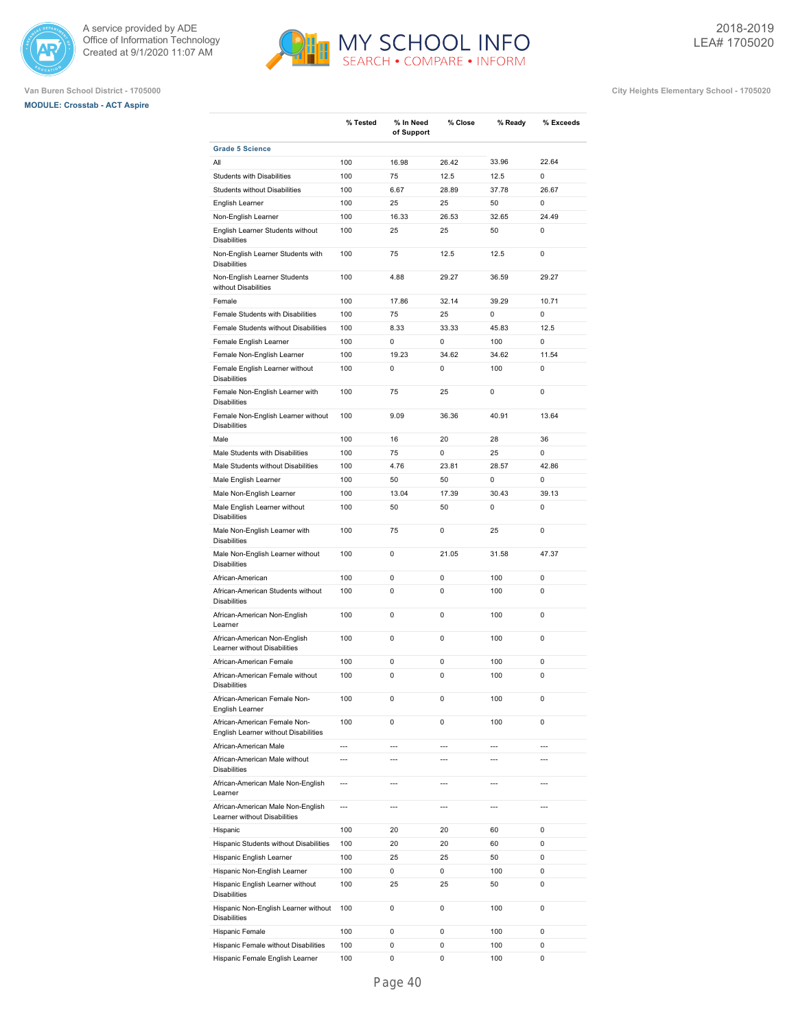Van Buren School District - 1705000

City Heights Elementary School - 1705020

**MODULE: Crosstab - ACT Aspire**

| | % Tested | % In Need of Support | % Close | % Ready | % Exceeds |
|---|---|---|---|---|---|
| **Grade 5 Science** | | | | | |
| All | 100 | 16.98 | 26.42 | 33.96 | 22.64 |
| Students with Disabilities | 100 | 75 | 12.5 | 12.5 | 0 |
| Students without Disabilities | 100 | 6.67 | 28.89 | 37.78 | 26.67 |
| English Learner | 100 | 25 | 25 | 50 | 0 |
| Non-English Learner | 100 | 16.33 | 26.53 | 32.65 | 24.49 |
| English Learner Students without Disabilities | 100 | 25 | 25 | 50 | 0 |
| Non-English Learner Students with Disabilities | 100 | 75 | 12.5 | 12.5 | 0 |
| Non-English Learner Students without Disabilities | 100 | 4.88 | 29.27 | 36.59 | 29.27 |
| Female | 100 | 17.86 | 32.14 | 39.29 | 10.71 |
| Female Students with Disabilities | 100 | 75 | 25 | 0 | 0 |
| Female Students without Disabilities | 100 | 8.33 | 33.33 | 45.83 | 12.5 |
| Female English Learner | 100 | 0 | 0 | 100 | 0 |
| Female Non-English Learner | 100 | 19.23 | 34.62 | 34.62 | 11.54 |
| Female English Learner without Disabilities | 100 | 0 | 0 | 100 | 0 |
| Female Non-English Learner with Disabilities | 100 | 75 | 25 | 0 | 0 |
| Female Non-English Learner without Disabilities | 100 | 9.09 | 36.36 | 40.91 | 13.64 |
| Male | 100 | 16 | 20 | 28 | 36 |
| Male Students with Disabilities | 100 | 75 | 0 | 25 | 0 |
| Male Students without Disabilities | 100 | 4.76 | 23.81 | 28.57 | 42.86 |
| Male English Learner | 100 | 50 | 50 | 0 | 0 |
| Male Non-English Learner | 100 | 13.04 | 17.39 | 30.43 | 39.13 |
| Male English Learner without Disabilities | 100 | 50 | 50 | 0 | 0 |
| Male Non-English Learner with Disabilities | 100 | 75 | 0 | 25 | 0 |
| Male Non-English Learner without Disabilities | 100 | 0 | 21.05 | 31.58 | 47.37 |
| African-American | 100 | 0 | 0 | 100 | 0 |
| African-American Students without Disabilities | 100 | 0 | 0 | 100 | 0 |
| African-American Non-English Learner | 100 | 0 | 0 | 100 | 0 |
| African-American Non-English Learner without Disabilities | 100 | 0 | 0 | 100 | 0 |
| African-American Female | 100 | 0 | 0 | 100 | 0 |
| African-American Female without Disabilities | 100 | 0 | 0 | 100 | 0 |
| African-American Female Non-English Learner | 100 | 0 | 0 | 100 | 0 |
| African-American Female Non-English Learner without Disabilities | 100 | 0 | 0 | 100 | 0 |
| African-American Male | --- | --- | --- | --- | --- |
| African-American Male without Disabilities | --- | --- | --- | --- | --- |
| African-American Male Non-English Learner | --- | --- | --- | --- | --- |
| African-American Male Non-English Learner without Disabilities | --- | --- | --- | --- | --- |
| Hispanic | 100 | 20 | 20 | 60 | 0 |
| Hispanic Students without Disabilities | 100 | 20 | 20 | 60 | 0 |
| Hispanic English Learner | 100 | 25 | 25 | 50 | 0 |
| Hispanic Non-English Learner | 100 | 0 | 0 | 100 | 0 |
| Hispanic English Learner without Disabilities | 100 | 25 | 25 | 50 | 0 |
| Hispanic Non-English Learner without Disabilities | 100 | 0 | 0 | 100 | 0 |
| Hispanic Female | 100 | 0 | 0 | 100 | 0 |
| Hispanic Female without Disabilities | 100 | 0 | 0 | 100 | 0 |
| Hispanic Female English Learner | 100 | 0 | 0 | 100 | 0 |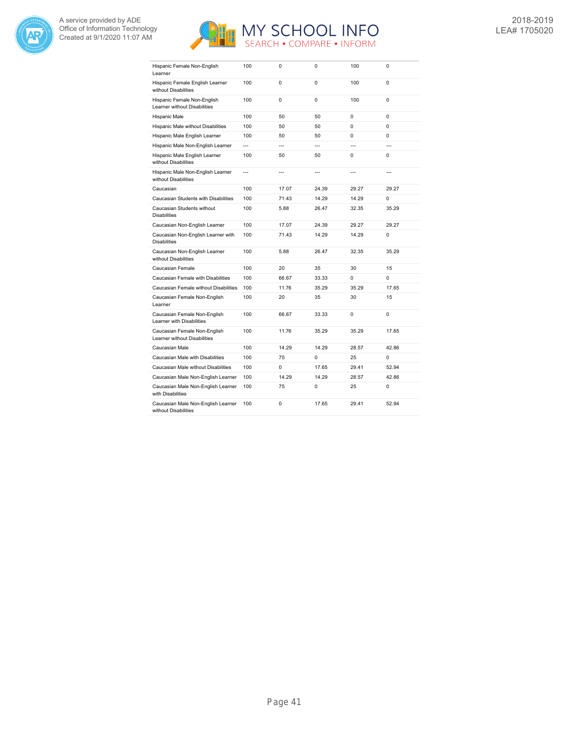| | | | | | |
|---|---|---|---|---|---|
| Hispanic Female Non-English Learner | 100 | 0 | 0 | 100 | 0 |
| Hispanic Female English Learner without Disabilities | 100 | 0 | 0 | 100 | 0 |
| Hispanic Female Non-English Learner without Disabilities | 100 | 0 | 0 | 100 | 0 |
| Hispanic Male | 100 | 50 | 50 | 0 | 0 |
| Hispanic Male without Disabilities | 100 | 50 | 50 | 0 | 0 |
| Hispanic Male English Learner | 100 | 50 | 50 | 0 | 0 |
| Hispanic Male Non-English Learner | --- | --- | --- | --- | --- |
| Hispanic Male English Learner without Disabilities | 100 | 50 | 50 | 0 | 0 |
| Hispanic Male Non-English Learner without Disabilities | --- | --- | --- | --- | --- |
| Caucasian | 100 | 17.07 | 24.39 | 29.27 | 29.27 |
| Caucasian Students with Disabilities | 100 | 71.43 | 14.29 | 14.29 | 0 |
| Caucasian Students without Disabilities | 100 | 5.88 | 26.47 | 32.35 | 35.29 |
| Caucasian Non-English Learner | 100 | 17.07 | 24.39 | 29.27 | 29.27 |
| Caucasian Non-English Learner with Disabilities | 100 | 71.43 | 14.29 | 14.29 | 0 |
| Caucasian Non-English Learner without Disabilities | 100 | 5.88 | 26.47 | 32.35 | 35.29 |
| Caucasian Female | 100 | 20 | 35 | 30 | 15 |
| Caucasian Female with Disabilities | 100 | 66.67 | 33.33 | 0 | 0 |
| Caucasian Female without Disabilities | 100 | 11.76 | 35.29 | 35.29 | 17.65 |
| Caucasian Female Non-English Learner | 100 | 20 | 35 | 30 | 15 |
| Caucasian Female Non-English Learner with Disabilities | 100 | 66.67 | 33.33 | 0 | 0 |
| Caucasian Female Non-English Learner without Disabilities | 100 | 11.76 | 35.29 | 35.29 | 17.65 |
| Caucasian Male | 100 | 14.29 | 14.29 | 28.57 | 42.86 |
| Caucasian Male with Disabilities | 100 | 75 | 0 | 25 | 0 |
| Caucasian Male without Disabilities | 100 | 0 | 17.65 | 29.41 | 52.94 |
| Caucasian Male Non-English Learner | 100 | 14.29 | 14.29 | 28.57 | 42.86 |
| Caucasian Male Non-English Learner with Disabilities | 100 | 75 | 0 | 25 | 0 |
| Caucasian Male Non-English Learner without Disabilities | 100 | 0 | 17.65 | 29.41 | 52.94 |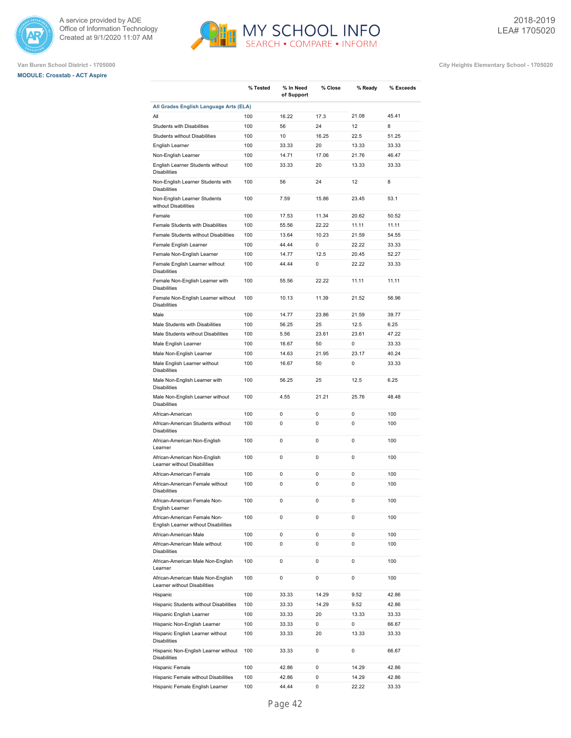Van Buren School District - 1705000

City Heights Elementary School - 1705020

MODULE: Crosstab - ACT Aspire

| | % Tested | % In Need of Support | % Close | % Ready | % Exceeds |
|---|---|---|---|---|---|
| **All Grades English Language Arts (ELA)** | | | | | |
| All | 100 | 16.22 | 17.3 | 21.08 | 45.41 |
| Students with Disabilities | 100 | 56 | 24 | 12 | 8 |
| Students without Disabilities | 100 | 10 | 16.25 | 22.5 | 51.25 |
| English Learner | 100 | 33.33 | 20 | 13.33 | 33.33 |
| Non-English Learner | 100 | 14.71 | 17.06 | 21.76 | 46.47 |
| English Learner Students without Disabilities | 100 | 33.33 | 20 | 13.33 | 33.33 |
| Non-English Learner Students with Disabilities | 100 | 56 | 24 | 12 | 8 |
| Non-English Learner Students without Disabilities | 100 | 7.59 | 15.86 | 23.45 | 53.1 |
| Female | 100 | 17.53 | 11.34 | 20.62 | 50.52 |
| Female Students with Disabilities | 100 | 55.56 | 22.22 | 11.11 | 11.11 |
| Female Students without Disabilities | 100 | 13.64 | 10.23 | 21.59 | 54.55 |
| Female English Learner | 100 | 44.44 | 0 | 22.22 | 33.33 |
| Female Non-English Learner | 100 | 14.77 | 12.5 | 20.45 | 52.27 |
| Female English Learner without Disabilities | 100 | 44.44 | 0 | 22.22 | 33.33 |
| Female Non-English Learner with Disabilities | 100 | 55.56 | 22.22 | 11.11 | 11.11 |
| Female Non-English Learner without Disabilities | 100 | 10.13 | 11.39 | 21.52 | 56.96 |
| Male | 100 | 14.77 | 23.86 | 21.59 | 39.77 |
| Male Students with Disabilities | 100 | 56.25 | 25 | 12.5 | 6.25 |
| Male Students without Disabilities | 100 | 5.56 | 23.61 | 23.61 | 47.22 |
| Male English Learner | 100 | 16.67 | 50 | 0 | 33.33 |
| Male Non-English Learner | 100 | 14.63 | 21.95 | 23.17 | 40.24 |
| Male English Learner without Disabilities | 100 | 16.67 | 50 | 0 | 33.33 |
| Male Non-English Learner with Disabilities | 100 | 56.25 | 25 | 12.5 | 6.25 |
| Male Non-English Learner without Disabilities | 100 | 4.55 | 21.21 | 25.76 | 48.48 |
| African-American | 100 | 0 | 0 | 0 | 100 |
| African-American Students without Disabilities | 100 | 0 | 0 | 0 | 100 |
| African-American Non-English Learner | 100 | 0 | 0 | 0 | 100 |
| African-American Non-English Learner without Disabilities | 100 | 0 | 0 | 0 | 100 |
| African-American Female | 100 | 0 | 0 | 0 | 100 |
| African-American Female without Disabilities | 100 | 0 | 0 | 0 | 100 |
| African-American Female Non-English Learner | 100 | 0 | 0 | 0 | 100 |
| African-American Female Non-English Learner without Disabilities | 100 | 0 | 0 | 0 | 100 |
| African-American Male | 100 | 0 | 0 | 0 | 100 |
| African-American Male without Disabilities | 100 | 0 | 0 | 0 | 100 |
| African-American Male Non-English Learner | 100 | 0 | 0 | 0 | 100 |
| African-American Male Non-English Learner without Disabilities | 100 | 0 | 0 | 0 | 100 |
| Hispanic | 100 | 33.33 | 14.29 | 9.52 | 42.86 |
| Hispanic Students without Disabilities | 100 | 33.33 | 14.29 | 9.52 | 42.86 |
| Hispanic English Learner | 100 | 33.33 | 20 | 13.33 | 33.33 |
| Hispanic Non-English Learner | 100 | 33.33 | 0 | 0 | 66.67 |
| Hispanic English Learner without Disabilities | 100 | 33.33 | 20 | 13.33 | 33.33 |
| Hispanic Non-English Learner without Disabilities | 100 | 33.33 | 0 | 0 | 66.67 |
| Hispanic Female | 100 | 42.86 | 0 | 14.29 | 42.86 |
| Hispanic Female without Disabilities | 100 | 42.86 | 0 | 14.29 | 42.86 |
| Hispanic Female English Learner | 100 | 44.44 | 0 | 22.22 | 33.33 |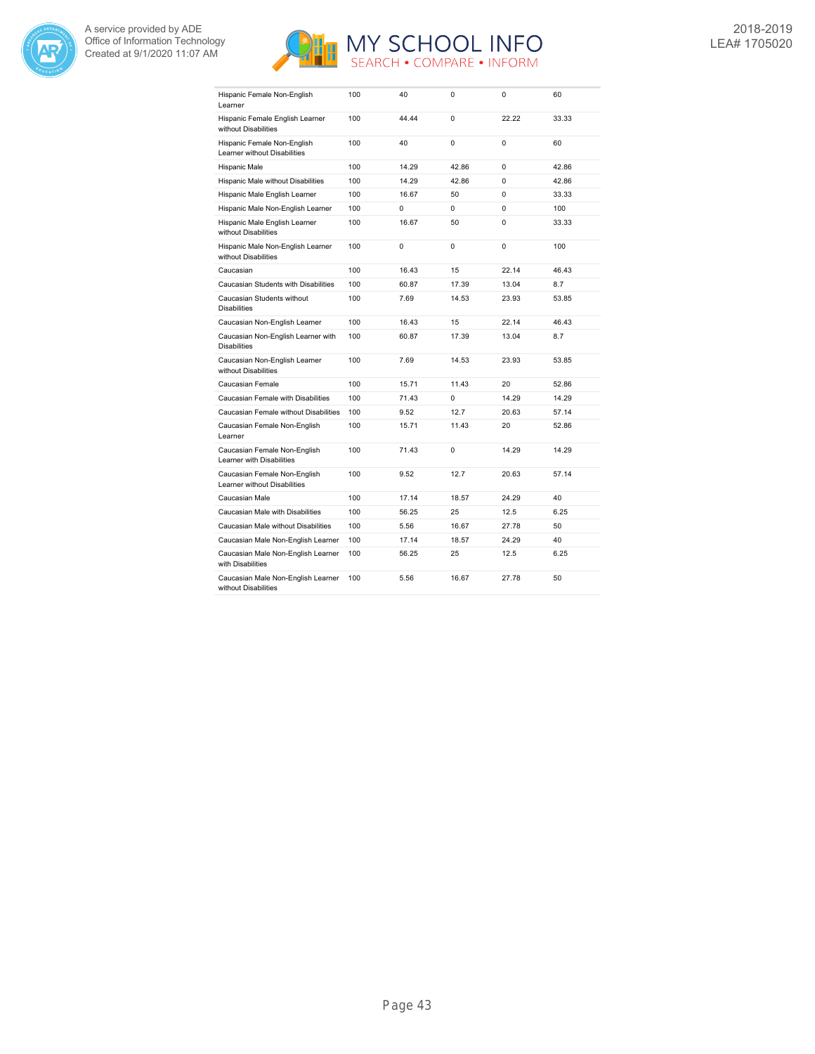| | | | | | |
|---|---|---|---|---|---|
| Hispanic Female Non-English Learner | 100 | 40 | 0 | 0 | 60 |
| Hispanic Female English Learner without Disabilities | 100 | 44.44 | 0 | 22.22 | 33.33 |
| Hispanic Female Non-English Learner without Disabilities | 100 | 40 | 0 | 0 | 60 |
| Hispanic Male | 100 | 14.29 | 42.86 | 0 | 42.86 |
| Hispanic Male without Disabilities | 100 | 14.29 | 42.86 | 0 | 42.86 |
| Hispanic Male English Learner | 100 | 16.67 | 50 | 0 | 33.33 |
| Hispanic Male Non-English Learner | 100 | 0 | 0 | 0 | 100 |
| Hispanic Male English Learner without Disabilities | 100 | 16.67 | 50 | 0 | 33.33 |
| Hispanic Male Non-English Learner without Disabilities | 100 | 0 | 0 | 0 | 100 |
| Caucasian | 100 | 16.43 | 15 | 22.14 | 46.43 |
| Caucasian Students with Disabilities | 100 | 60.87 | 17.39 | 13.04 | 8.7 |
| Caucasian Students without Disabilities | 100 | 7.69 | 14.53 | 23.93 | 53.85 |
| Caucasian Non-English Learner | 100 | 16.43 | 15 | 22.14 | 46.43 |
| Caucasian Non-English Learner with Disabilities | 100 | 60.87 | 17.39 | 13.04 | 8.7 |
| Caucasian Non-English Learner without Disabilities | 100 | 7.69 | 14.53 | 23.93 | 53.85 |
| Caucasian Female | 100 | 15.71 | 11.43 | 20 | 52.86 |
| Caucasian Female with Disabilities | 100 | 71.43 | 0 | 14.29 | 14.29 |
| Caucasian Female without Disabilities | 100 | 9.52 | 12.7 | 20.63 | 57.14 |
| Caucasian Female Non-English Learner | 100 | 15.71 | 11.43 | 20 | 52.86 |
| Caucasian Female Non-English Learner with Disabilities | 100 | 71.43 | 0 | 14.29 | 14.29 |
| Caucasian Female Non-English Learner without Disabilities | 100 | 9.52 | 12.7 | 20.63 | 57.14 |
| Caucasian Male | 100 | 17.14 | 18.57 | 24.29 | 40 |
| Caucasian Male with Disabilities | 100 | 56.25 | 25 | 12.5 | 6.25 |
| Caucasian Male without Disabilities | 100 | 5.56 | 16.67 | 27.78 | 50 |
| Caucasian Male Non-English Learner | 100 | 17.14 | 18.57 | 24.29 | 40 |
| Caucasian Male Non-English Learner with Disabilities | 100 | 56.25 | 25 | 12.5 | 6.25 |
| Caucasian Male Non-English Learner without Disabilities | 100 | 5.56 | 16.67 | 27.78 | 50 |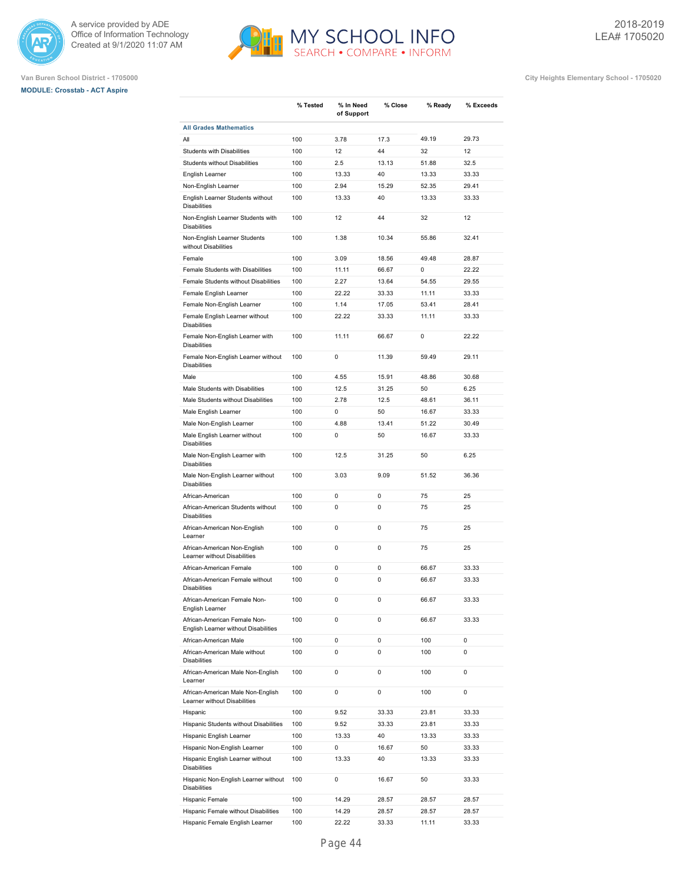Van Buren School District - 1705000

City Heights Elementary School - 1705020

**MODULE: Crosstab - ACT Aspire**

| | % Tested | % In Need of Support | % Close | % Ready | % Exceeds |
|---|---|---|---|---|---|
| **All Grades Mathematics** | | | | | |
| All | 100 | 3.78 | 17.3 | 49.19 | 29.73 |
| Students with Disabilities | 100 | 12 | 44 | 32 | 12 |
| Students without Disabilities | 100 | 2.5 | 13.13 | 51.88 | 32.5 |
| English Learner | 100 | 13.33 | 40 | 13.33 | 33.33 |
| Non-English Learner | 100 | 2.94 | 15.29 | 52.35 | 29.41 |
| English Learner Students without Disabilities | 100 | 13.33 | 40 | 13.33 | 33.33 |
| Non-English Learner Students with Disabilities | 100 | 12 | 44 | 32 | 12 |
| Non-English Learner Students without Disabilities | 100 | 1.38 | 10.34 | 55.86 | 32.41 |
| Female | 100 | 3.09 | 18.56 | 49.48 | 28.87 |
| Female Students with Disabilities | 100 | 11.11 | 66.67 | 0 | 22.22 |
| Female Students without Disabilities | 100 | 2.27 | 13.64 | 54.55 | 29.55 |
| Female English Learner | 100 | 22.22 | 33.33 | 11.11 | 33.33 |
| Female Non-English Learner | 100 | 1.14 | 17.05 | 53.41 | 28.41 |
| Female English Learner without Disabilities | 100 | 22.22 | 33.33 | 11.11 | 33.33 |
| Female Non-English Learner with Disabilities | 100 | 11.11 | 66.67 | 0 | 22.22 |
| Female Non-English Learner without Disabilities | 100 | 0 | 11.39 | 59.49 | 29.11 |
| Male | 100 | 4.55 | 15.91 | 48.86 | 30.68 |
| Male Students with Disabilities | 100 | 12.5 | 31.25 | 50 | 6.25 |
| Male Students without Disabilities | 100 | 2.78 | 12.5 | 48.61 | 36.11 |
| Male English Learner | 100 | 0 | 50 | 16.67 | 33.33 |
| Male Non-English Learner | 100 | 4.88 | 13.41 | 51.22 | 30.49 |
| Male English Learner without Disabilities | 100 | 0 | 50 | 16.67 | 33.33 |
| Male Non-English Learner with Disabilities | 100 | 12.5 | 31.25 | 50 | 6.25 |
| Male Non-English Learner without Disabilities | 100 | 3.03 | 9.09 | 51.52 | 36.36 |
| African-American | 100 | 0 | 0 | 75 | 25 |
| African-American Students without Disabilities | 100 | 0 | 0 | 75 | 25 |
| African-American Non-English Learner | 100 | 0 | 0 | 75 | 25 |
| African-American Non-English Learner without Disabilities | 100 | 0 | 0 | 75 | 25 |
| African-American Female | 100 | 0 | 0 | 66.67 | 33.33 |
| African-American Female without Disabilities | 100 | 0 | 0 | 66.67 | 33.33 |
| African-American Female Non-English Learner | 100 | 0 | 0 | 66.67 | 33.33 |
| African-American Female Non-English Learner without Disabilities | 100 | 0 | 0 | 66.67 | 33.33 |
| African-American Male | 100 | 0 | 0 | 100 | 0 |
| African-American Male without Disabilities | 100 | 0 | 0 | 100 | 0 |
| African-American Male Non-English Learner | 100 | 0 | 0 | 100 | 0 |
| African-American Male Non-English Learner without Disabilities | 100 | 0 | 0 | 100 | 0 |
| Hispanic | 100 | 9.52 | 33.33 | 23.81 | 33.33 |
| Hispanic Students without Disabilities | 100 | 9.52 | 33.33 | 23.81 | 33.33 |
| Hispanic English Learner | 100 | 13.33 | 40 | 13.33 | 33.33 |
| Hispanic Non-English Learner | 100 | 0 | 16.67 | 50 | 33.33 |
| Hispanic English Learner without Disabilities | 100 | 13.33 | 40 | 13.33 | 33.33 |
| Hispanic Non-English Learner without Disabilities | 100 | 0 | 16.67 | 50 | 33.33 |
| Hispanic Female | 100 | 14.29 | 28.57 | 28.57 | 28.57 |
| Hispanic Female without Disabilities | 100 | 14.29 | 28.57 | 28.57 | 28.57 |
| Hispanic Female English Learner | 100 | 22.22 | 33.33 | 11.11 | 33.33 |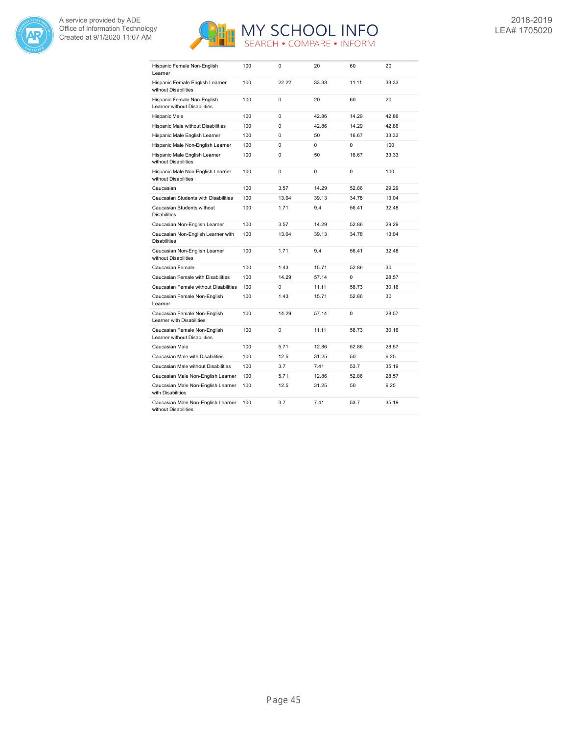| | | | | | |
|---|---|---|---|---|---|
| Hispanic Female Non-English Learner | 100 | 0 | 20 | 60 | 20 |
| Hispanic Female English Learner without Disabilities | 100 | 22.22 | 33.33 | 11.11 | 33.33 |
| Hispanic Female Non-English Learner without Disabilities | 100 | 0 | 20 | 60 | 20 |
| Hispanic Male | 100 | 0 | 42.86 | 14.29 | 42.86 |
| Hispanic Male without Disabilities | 100 | 0 | 42.86 | 14.29 | 42.86 |
| Hispanic Male English Learner | 100 | 0 | 50 | 16.67 | 33.33 |
| Hispanic Male Non-English Learner | 100 | 0 | 0 | 0 | 100 |
| Hispanic Male English Learner without Disabilities | 100 | 0 | 50 | 16.67 | 33.33 |
| Hispanic Male Non-English Learner without Disabilities | 100 | 0 | 0 | 0 | 100 |
| Caucasian | 100 | 3.57 | 14.29 | 52.86 | 29.29 |
| Caucasian Students with Disabilities | 100 | 13.04 | 39.13 | 34.78 | 13.04 |
| Caucasian Students without Disabilities | 100 | 1.71 | 9.4 | 56.41 | 32.48 |
| Caucasian Non-English Learner | 100 | 3.57 | 14.29 | 52.86 | 29.29 |
| Caucasian Non-English Learner with Disabilities | 100 | 13.04 | 39.13 | 34.78 | 13.04 |
| Caucasian Non-English Learner without Disabilities | 100 | 1.71 | 9.4 | 56.41 | 32.48 |
| Caucasian Female | 100 | 1.43 | 15.71 | 52.86 | 30 |
| Caucasian Female with Disabilities | 100 | 14.29 | 57.14 | 0 | 28.57 |
| Caucasian Female without Disabilities | 100 | 0 | 11.11 | 58.73 | 30.16 |
| Caucasian Female Non-English Learner | 100 | 1.43 | 15.71 | 52.86 | 30 |
| Caucasian Female Non-English Learner with Disabilities | 100 | 14.29 | 57.14 | 0 | 28.57 |
| Caucasian Female Non-English Learner without Disabilities | 100 | 0 | 11.11 | 58.73 | 30.16 |
| Caucasian Male | 100 | 5.71 | 12.86 | 52.86 | 28.57 |
| Caucasian Male with Disabilities | 100 | 12.5 | 31.25 | 50 | 6.25 |
| Caucasian Male without Disabilities | 100 | 3.7 | 7.41 | 53.7 | 35.19 |
| Caucasian Male Non-English Learner | 100 | 5.71 | 12.86 | 52.86 | 28.57 |
| Caucasian Male Non-English Learner with Disabilities | 100 | 12.5 | 31.25 | 50 | 6.25 |
| Caucasian Male Non-English Learner without Disabilities | 100 | 3.7 | 7.41 | 53.7 | 35.19 |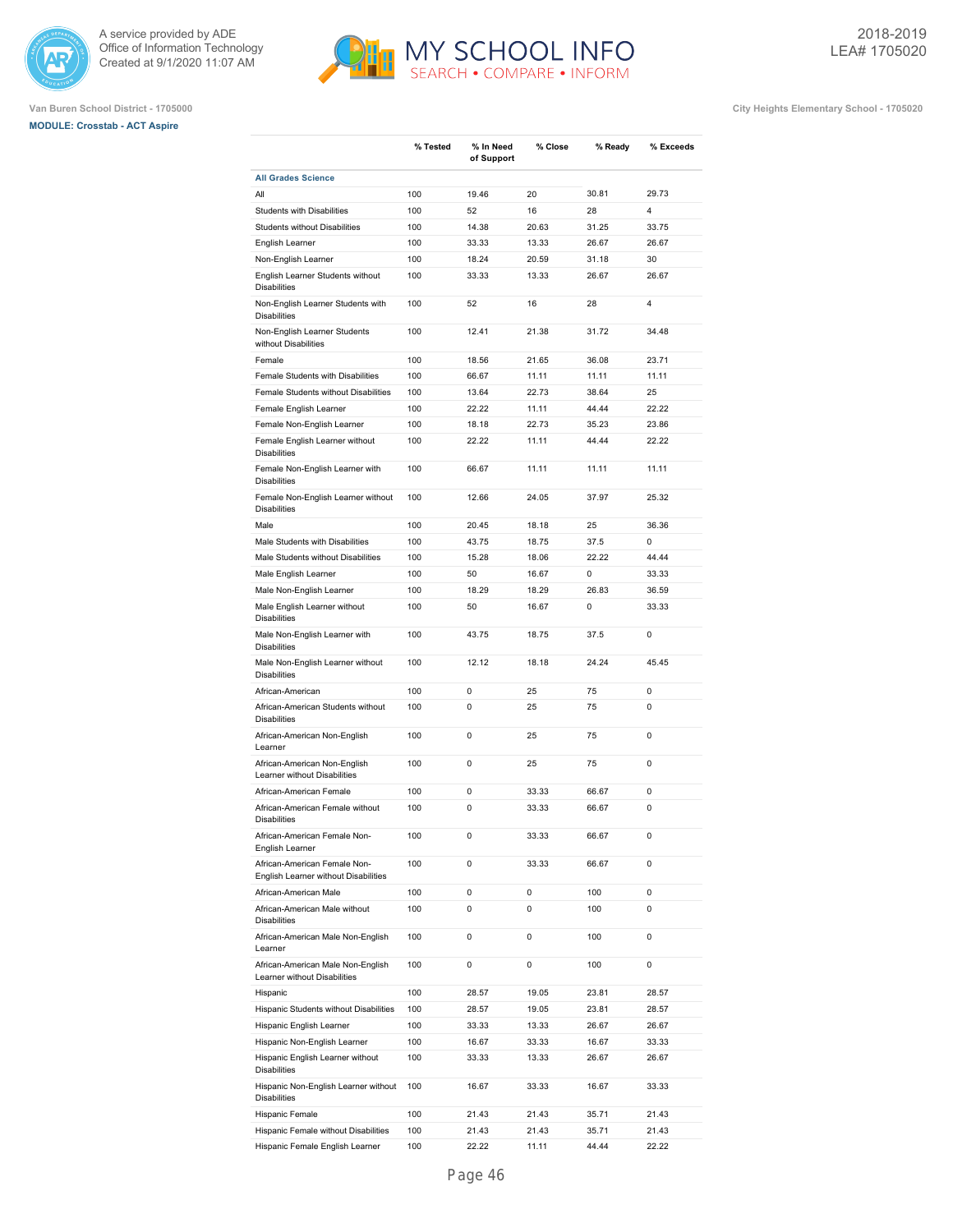Van Buren School District - 1705000

**MODULE: Crosstab - ACT Aspire**

City Heights Elementary School - 1705020

| | % Tested | % In Need of Support | % Close | % Ready | % Exceeds |
|---|---|---|---|---|---|
| **All Grades Science** | | | | | |
| All | 100 | 19.46 | 20 | 30.81 | 29.73 |
| Students with Disabilities | 100 | 52 | 16 | 28 | 4 |
| Students without Disabilities | 100 | 14.38 | 20.63 | 31.25 | 33.75 |
| English Learner | 100 | 33.33 | 13.33 | 26.67 | 26.67 |
| Non-English Learner | 100 | 18.24 | 20.59 | 31.18 | 30 |
| English Learner Students without Disabilities | 100 | 33.33 | 13.33 | 26.67 | 26.67 |
| Non-English Learner Students with Disabilities | 100 | 52 | 16 | 28 | 4 |
| Non-English Learner Students without Disabilities | 100 | 12.41 | 21.38 | 31.72 | 34.48 |
| Female | 100 | 18.56 | 21.65 | 36.08 | 23.71 |
| Female Students with Disabilities | 100 | 66.67 | 11.11 | 11.11 | 11.11 |
| Female Students without Disabilities | 100 | 13.64 | 22.73 | 38.64 | 25 |
| Female English Learner | 100 | 22.22 | 11.11 | 44.44 | 22.22 |
| Female Non-English Learner | 100 | 18.18 | 22.73 | 35.23 | 23.86 |
| Female English Learner without Disabilities | 100 | 22.22 | 11.11 | 44.44 | 22.22 |
| Female Non-English Learner with Disabilities | 100 | 66.67 | 11.11 | 11.11 | 11.11 |
| Female Non-English Learner without Disabilities | 100 | 12.66 | 24.05 | 37.97 | 25.32 |
| Male | 100 | 20.45 | 18.18 | 25 | 36.36 |
| Male Students with Disabilities | 100 | 43.75 | 18.75 | 37.5 | 0 |
| Male Students without Disabilities | 100 | 15.28 | 18.06 | 22.22 | 44.44 |
| Male English Learner | 100 | 50 | 16.67 | 0 | 33.33 |
| Male Non-English Learner | 100 | 18.29 | 18.29 | 26.83 | 36.59 |
| Male English Learner without Disabilities | 100 | 50 | 16.67 | 0 | 33.33 |
| Male Non-English Learner with Disabilities | 100 | 43.75 | 18.75 | 37.5 | 0 |
| Male Non-English Learner without Disabilities | 100 | 12.12 | 18.18 | 24.24 | 45.45 |
| African-American | 100 | 0 | 25 | 75 | 0 |
| African-American Students without Disabilities | 100 | 0 | 25 | 75 | 0 |
| African-American Non-English Learner | 100 | 0 | 25 | 75 | 0 |
| African-American Non-English Learner without Disabilities | 100 | 0 | 25 | 75 | 0 |
| African-American Female | 100 | 0 | 33.33 | 66.67 | 0 |
| African-American Female without Disabilities | 100 | 0 | 33.33 | 66.67 | 0 |
| African-American Female Non-English Learner | 100 | 0 | 33.33 | 66.67 | 0 |
| African-American Female Non-English Learner without Disabilities | 100 | 0 | 33.33 | 66.67 | 0 |
| African-American Male | 100 | 0 | 0 | 100 | 0 |
| African-American Male without Disabilities | 100 | 0 | 0 | 100 | 0 |
| African-American Male Non-English Learner | 100 | 0 | 0 | 100 | 0 |
| African-American Male Non-English Learner without Disabilities | 100 | 0 | 0 | 100 | 0 |
| Hispanic | 100 | 28.57 | 19.05 | 23.81 | 28.57 |
| Hispanic Students without Disabilities | 100 | 28.57 | 19.05 | 23.81 | 28.57 |
| Hispanic English Learner | 100 | 33.33 | 13.33 | 26.67 | 26.67 |
| Hispanic Non-English Learner | 100 | 16.67 | 33.33 | 16.67 | 33.33 |
| Hispanic English Learner without Disabilities | 100 | 33.33 | 13.33 | 26.67 | 26.67 |
| Hispanic Non-English Learner without Disabilities | 100 | 16.67 | 33.33 | 16.67 | 33.33 |
| Hispanic Female | 100 | 21.43 | 21.43 | 35.71 | 21.43 |
| Hispanic Female without Disabilities | 100 | 21.43 | 21.43 | 35.71 | 21.43 |
| Hispanic Female English Learner | 100 | 22.22 | 11.11 | 44.44 | 22.22 |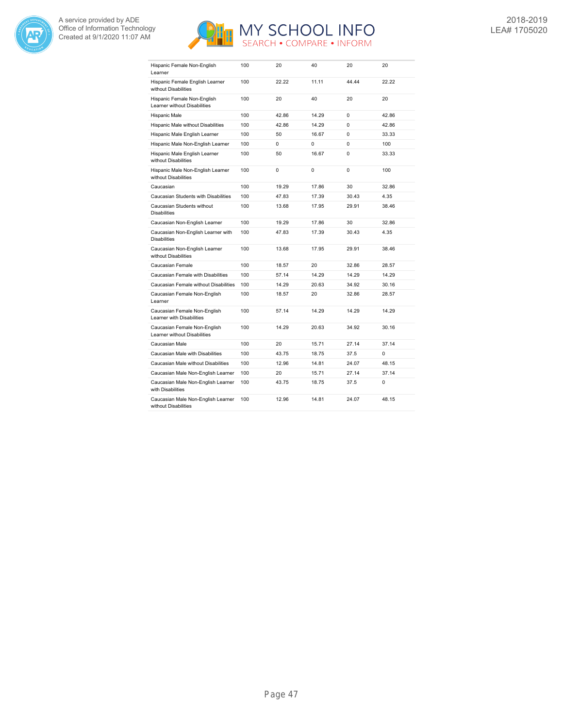| | | | | | |
|---|---|---|---|---|---|
| Hispanic Female Non-English Learner | 100 | 20 | 40 | 20 | 20 |
| Hispanic Female English Learner without Disabilities | 100 | 22.22 | 11.11 | 44.44 | 22.22 |
| Hispanic Female Non-English Learner without Disabilities | 100 | 20 | 40 | 20 | 20 |
| Hispanic Male | 100 | 42.86 | 14.29 | 0 | 42.86 |
| Hispanic Male without Disabilities | 100 | 42.86 | 14.29 | 0 | 42.86 |
| Hispanic Male English Learner | 100 | 50 | 16.67 | 0 | 33.33 |
| Hispanic Male Non-English Learner | 100 | 0 | 0 | 0 | 100 |
| Hispanic Male English Learner without Disabilities | 100 | 50 | 16.67 | 0 | 33.33 |
| Hispanic Male Non-English Learner without Disabilities | 100 | 0 | 0 | 0 | 100 |
| Caucasian | 100 | 19.29 | 17.86 | 30 | 32.86 |
| Caucasian Students with Disabilities | 100 | 47.83 | 17.39 | 30.43 | 4.35 |
| Caucasian Students without Disabilities | 100 | 13.68 | 17.95 | 29.91 | 38.46 |
| Caucasian Non-English Learner | 100 | 19.29 | 17.86 | 30 | 32.86 |
| Caucasian Non-English Learner with Disabilities | 100 | 47.83 | 17.39 | 30.43 | 4.35 |
| Caucasian Non-English Learner without Disabilities | 100 | 13.68 | 17.95 | 29.91 | 38.46 |
| Caucasian Female | 100 | 18.57 | 20 | 32.86 | 28.57 |
| Caucasian Female with Disabilities | 100 | 57.14 | 14.29 | 14.29 | 14.29 |
| Caucasian Female without Disabilities | 100 | 14.29 | 20.63 | 34.92 | 30.16 |
| Caucasian Female Non-English Learner | 100 | 18.57 | 20 | 32.86 | 28.57 |
| Caucasian Female Non-English Learner with Disabilities | 100 | 57.14 | 14.29 | 14.29 | 14.29 |
| Caucasian Female Non-English Learner without Disabilities | 100 | 14.29 | 20.63 | 34.92 | 30.16 |
| Caucasian Male | 100 | 20 | 15.71 | 27.14 | 37.14 |
| Caucasian Male with Disabilities | 100 | 43.75 | 18.75 | 37.5 | 0 |
| Caucasian Male without Disabilities | 100 | 12.96 | 14.81 | 24.07 | 48.15 |
| Caucasian Male Non-English Learner | 100 | 20 | 15.71 | 27.14 | 37.14 |
| Caucasian Male Non-English Learner with Disabilities | 100 | 43.75 | 18.75 | 37.5 | 0 |
| Caucasian Male Non-English Learner without Disabilities | 100 | 12.96 | 14.81 | 24.07 | 48.15 |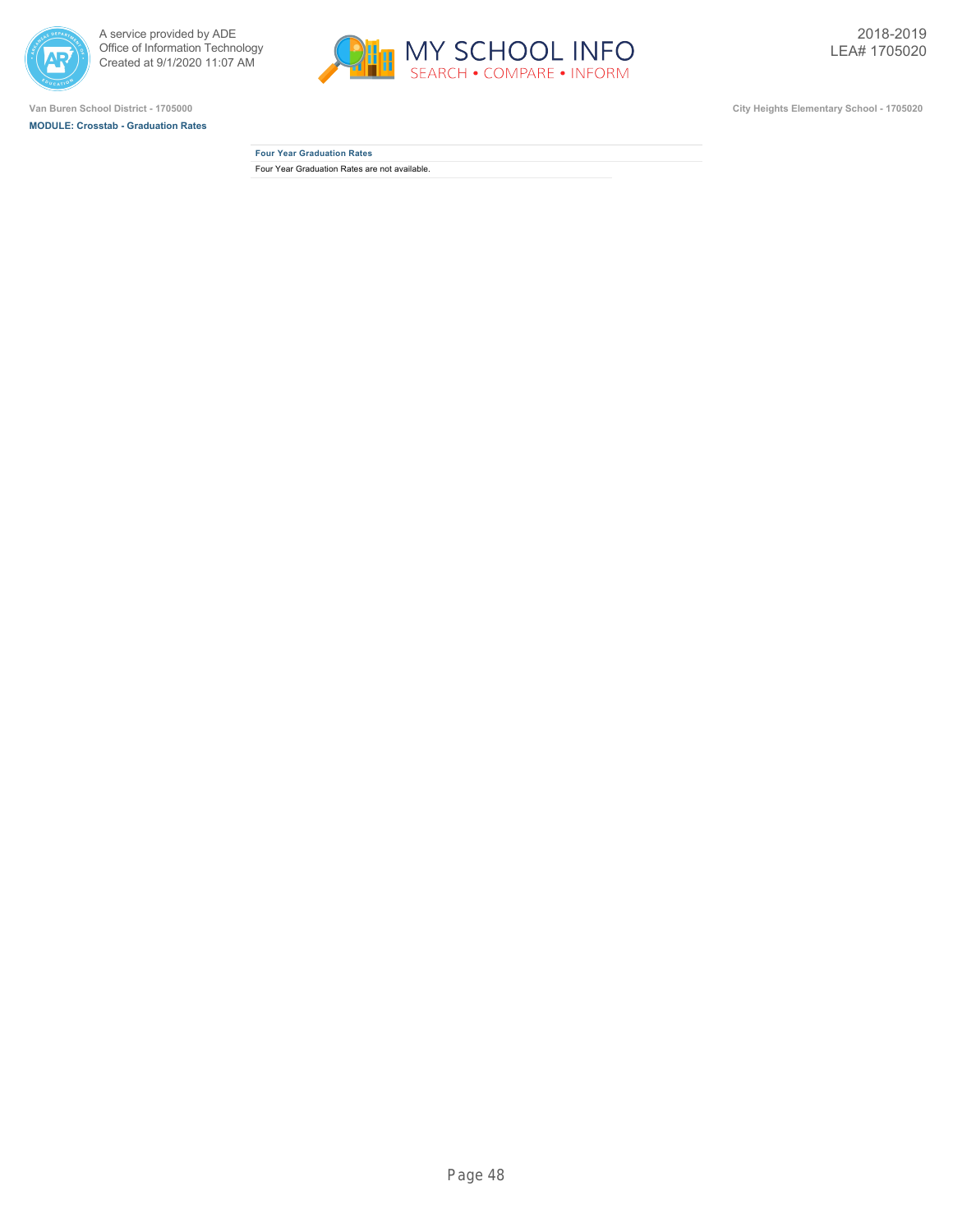Van Buren School District - 1705000

**MODULE: Crosstab - Graduation Rates**

City Heights Elementary School - 1705020

| Four Year Graduation Rates |
| --- |
| Four Year Graduation Rates are not available. |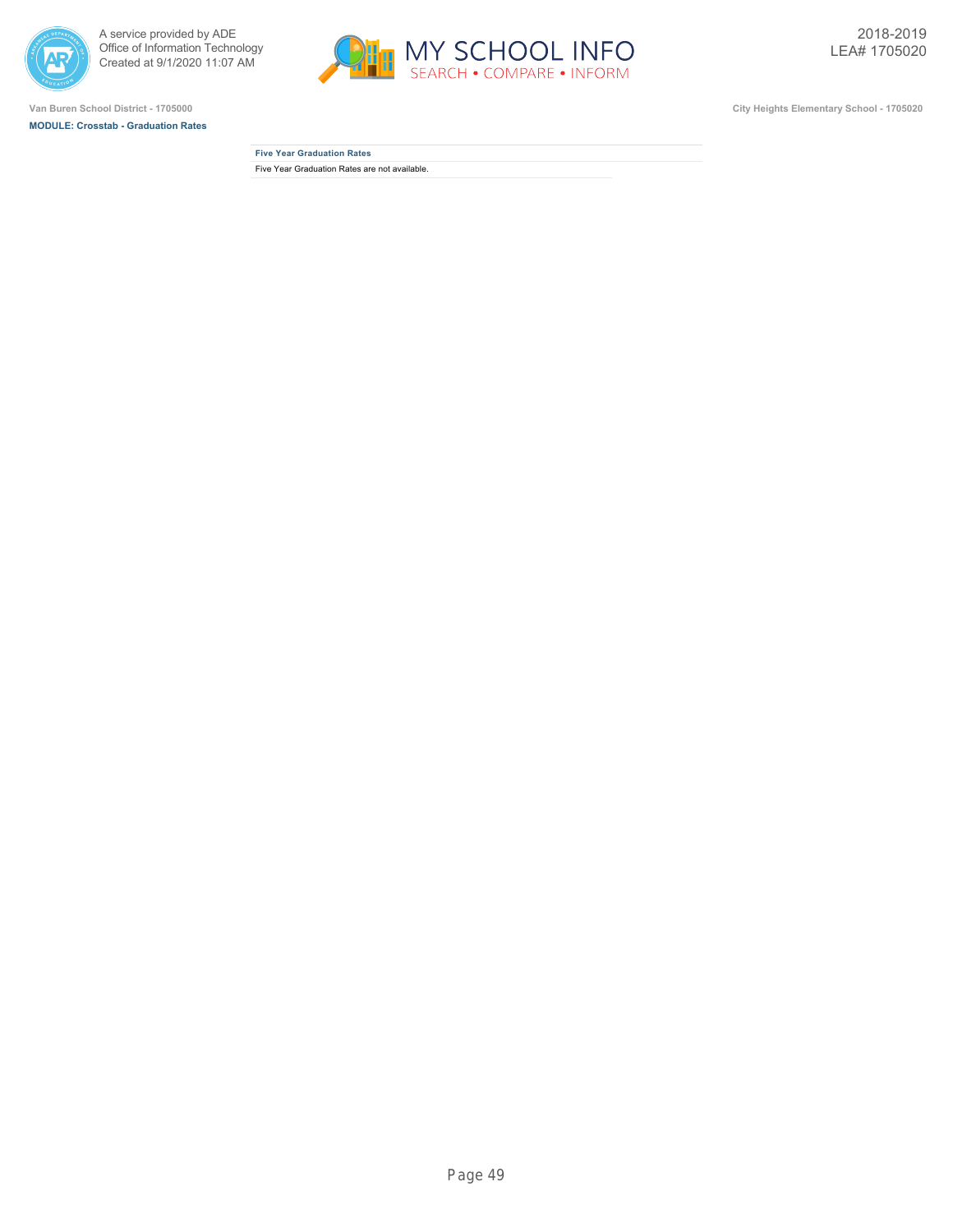Van Buren School District - 1705000

**MODULE: Crosstab - Graduation Rates**

City Heights Elementary School - 1705020

| Five Year Graduation Rates |
| --- |
| Five Year Graduation Rates are not available. |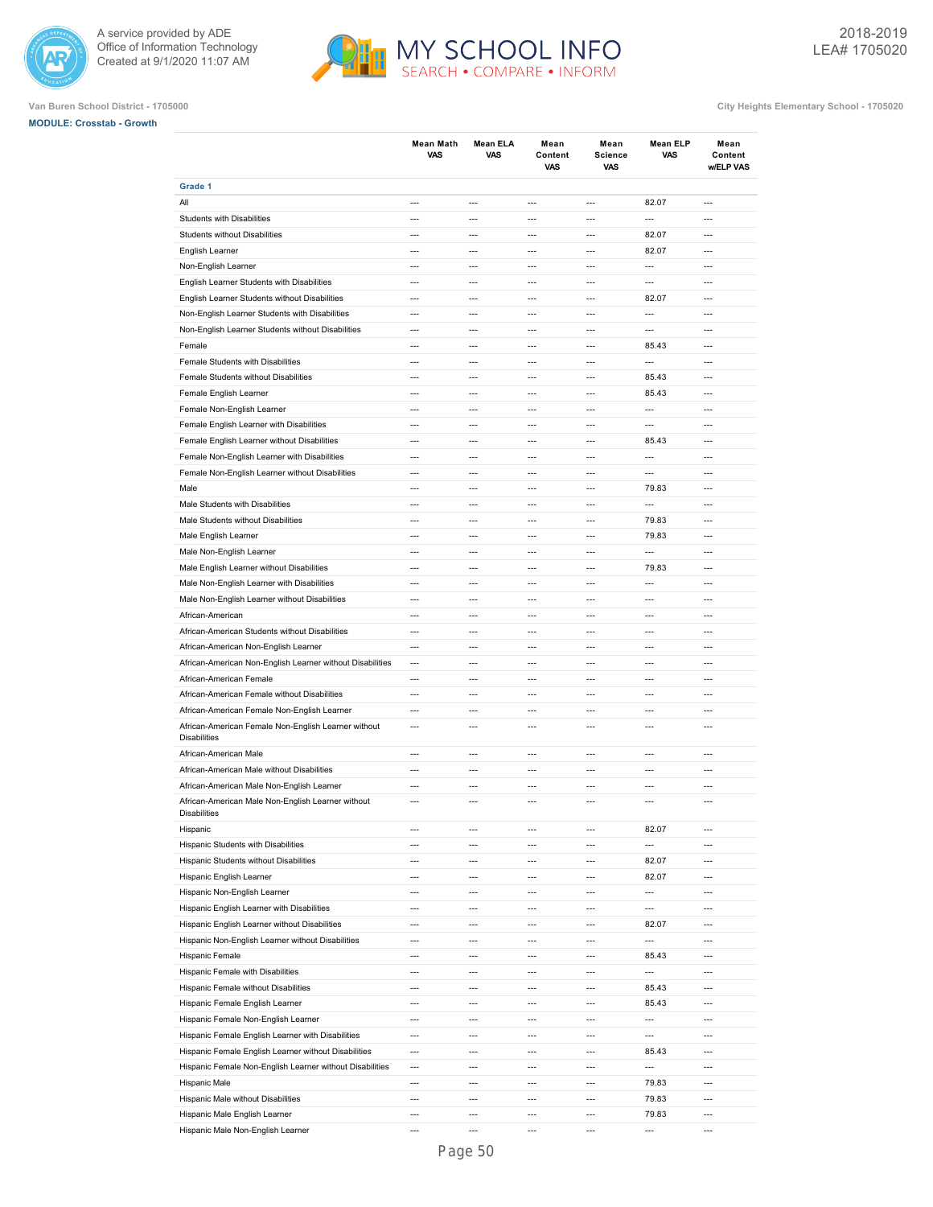Van Buren School District - 1705000

City Heights Elementary School - 1705020

**MODULE: Crosstab - Growth**

| | Mean Math VAS | Mean ELA VAS | Mean Content VAS | Mean Science VAS | Mean ELP VAS | Mean Content w/ELP VAS |
|---|---|---|---|---|---|---|
| **Grade 1** | | | | | | |
| All | --- | --- | --- | --- | 82.07 | --- |
| Students with Disabilities | --- | --- | --- | --- | --- | --- |
| Students without Disabilities | --- | --- | --- | --- | 82.07 | --- |
| English Learner | --- | --- | --- | --- | 82.07 | --- |
| Non-English Learner | --- | --- | --- | --- | --- | --- |
| English Learner Students with Disabilities | --- | --- | --- | --- | --- | --- |
| English Learner Students without Disabilities | --- | --- | --- | --- | 82.07 | --- |
| Non-English Learner Students with Disabilities | --- | --- | --- | --- | --- | --- |
| Non-English Learner Students without Disabilities | --- | --- | --- | --- | --- | --- |
| Female | --- | --- | --- | --- | 85.43 | --- |
| Female Students with Disabilities | --- | --- | --- | --- | --- | --- |
| Female Students without Disabilities | --- | --- | --- | --- | 85.43 | --- |
| Female English Learner | --- | --- | --- | --- | 85.43 | --- |
| Female Non-English Learner | --- | --- | --- | --- | --- | --- |
| Female English Learner with Disabilities | --- | --- | --- | --- | --- | --- |
| Female English Learner without Disabilities | --- | --- | --- | --- | 85.43 | --- |
| Female Non-English Learner with Disabilities | --- | --- | --- | --- | --- | --- |
| Female Non-English Learner without Disabilities | --- | --- | --- | --- | --- | --- |
| Male | --- | --- | --- | --- | 79.83 | --- |
| Male Students with Disabilities | --- | --- | --- | --- | --- | --- |
| Male Students without Disabilities | --- | --- | --- | --- | 79.83 | --- |
| Male English Learner | --- | --- | --- | --- | 79.83 | --- |
| Male Non-English Learner | --- | --- | --- | --- | --- | --- |
| Male English Learner without Disabilities | --- | --- | --- | --- | 79.83 | --- |
| Male Non-English Learner with Disabilities | --- | --- | --- | --- | --- | --- |
| Male Non-English Learner without Disabilities | --- | --- | --- | --- | --- | --- |
| African-American | --- | --- | --- | --- | --- | --- |
| African-American Students without Disabilities | --- | --- | --- | --- | --- | --- |
| African-American Non-English Learner | --- | --- | --- | --- | --- | --- |
| African-American Non-English Learner without Disabilities | --- | --- | --- | --- | --- | --- |
| African-American Female | --- | --- | --- | --- | --- | --- |
| African-American Female without Disabilities | --- | --- | --- | --- | --- | --- |
| African-American Female Non-English Learner | --- | --- | --- | --- | --- | --- |
| African-American Female Non-English Learner without Disabilities | --- | --- | --- | --- | --- | --- |
| African-American Male | --- | --- | --- | --- | --- | --- |
| African-American Male without Disabilities | --- | --- | --- | --- | --- | --- |
| African-American Male Non-English Learner | --- | --- | --- | --- | --- | --- |
| African-American Male Non-English Learner without Disabilities | --- | --- | --- | --- | --- | --- |
| Hispanic | --- | --- | --- | --- | 82.07 | --- |
| Hispanic Students with Disabilities | --- | --- | --- | --- | --- | --- |
| Hispanic Students without Disabilities | --- | --- | --- | --- | 82.07 | --- |
| Hispanic English Learner | --- | --- | --- | --- | 82.07 | --- |
| Hispanic Non-English Learner | --- | --- | --- | --- | --- | --- |
| Hispanic English Learner with Disabilities | --- | --- | --- | --- | --- | --- |
| Hispanic English Learner without Disabilities | --- | --- | --- | --- | 82.07 | --- |
| Hispanic Non-English Learner without Disabilities | --- | --- | --- | --- | --- | --- |
| Hispanic Female | --- | --- | --- | --- | 85.43 | --- |
| Hispanic Female with Disabilities | --- | --- | --- | --- | --- | --- |
| Hispanic Female without Disabilities | --- | --- | --- | --- | 85.43 | --- |
| Hispanic Female English Learner | --- | --- | --- | --- | 85.43 | --- |
| Hispanic Female Non-English Learner | --- | --- | --- | --- | --- | --- |
| Hispanic Female English Learner with Disabilities | --- | --- | --- | --- | --- | --- |
| Hispanic Female English Learner without Disabilities | --- | --- | --- | --- | 85.43 | --- |
| Hispanic Female Non-English Learner without Disabilities | --- | --- | --- | --- | --- | --- |
| Hispanic Male | --- | --- | --- | --- | 79.83 | --- |
| Hispanic Male without Disabilities | --- | --- | --- | --- | 79.83 | --- |
| Hispanic Male English Learner | --- | --- | --- | --- | 79.83 | --- |
| Hispanic Male Non-English Learner | --- | --- | --- | --- | --- | --- |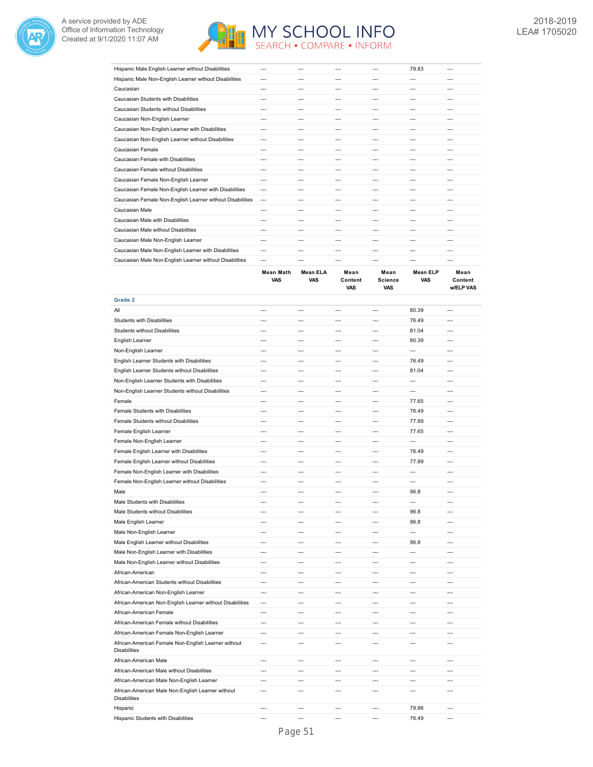| | | | | | | |
|---|---|---|---|---|---|---|
| Hispanic Male English Learner without Disabilities | --- | --- | --- | --- | 79.83 | --- |
| Hispanic Male Non-English Learner without Disabilities | --- | --- | --- | --- | --- | --- |
| Caucasian | --- | --- | --- | --- | --- | --- |
| Caucasian Students with Disabilities | --- | --- | --- | --- | --- | --- |
| Caucasian Students without Disabilities | --- | --- | --- | --- | --- | --- |
| Caucasian Non-English Learner | --- | --- | --- | --- | --- | --- |
| Caucasian Non-English Learner with Disabilities | --- | --- | --- | --- | --- | --- |
| Caucasian Non-English Learner without Disabilities | --- | --- | --- | --- | --- | --- |
| Caucasian Female | --- | --- | --- | --- | --- | --- |
| Caucasian Female with Disabilities | --- | --- | --- | --- | --- | --- |
| Caucasian Female without Disabilities | --- | --- | --- | --- | --- | --- |
| Caucasian Female Non-English Learner | --- | --- | --- | --- | --- | --- |
| Caucasian Female Non-English Learner with Disabilities | --- | --- | --- | --- | --- | --- |
| Caucasian Female Non-English Learner without Disabilities | --- | --- | --- | --- | --- | --- |
| Caucasian Male | --- | --- | --- | --- | --- | --- |
| Caucasian Male with Disabilities | --- | --- | --- | --- | --- | --- |
| Caucasian Male without Disabilities | --- | --- | --- | --- | --- | --- |
| Caucasian Male Non-English Learner | --- | --- | --- | --- | --- | --- |
| Caucasian Male Non-English Learner with Disabilities | --- | --- | --- | --- | --- | --- |
| Caucasian Male Non-English Learner without Disabilities | --- | --- | --- | --- | --- | --- |

| | Mean Math VAS | Mean ELA VAS | Mean Content VAS | Mean Science VAS | Mean ELP VAS | Mean Content w/ELP VAS |
|---|---|---|---|---|---|---|
| **Grade 2** | | | | | | |
| All | --- | --- | --- | --- | 80.39 | --- |
| Students with Disabilities | --- | --- | --- | --- | 76.49 | --- |
| Students without Disabilities | --- | --- | --- | --- | 81.04 | --- |
| English Learner | --- | --- | --- | --- | 80.39 | --- |
| Non-English Learner | --- | --- | --- | --- | --- | --- |
| English Learner Students with Disabilities | --- | --- | --- | --- | 76.49 | --- |
| English Learner Students without Disabilities | --- | --- | --- | --- | 81.04 | --- |
| Non-English Learner Students with Disabilities | --- | --- | --- | --- | --- | --- |
| Non-English Learner Students without Disabilities | --- | --- | --- | --- | --- | --- |
| Female | --- | --- | --- | --- | 77.65 | --- |
| Female Students with Disabilities | --- | --- | --- | --- | 76.49 | --- |
| Female Students without Disabilities | --- | --- | --- | --- | 77.89 | --- |
| Female English Learner | --- | --- | --- | --- | 77.65 | --- |
| Female Non-English Learner | --- | --- | --- | --- | --- | --- |
| Female English Learner with Disabilities | --- | --- | --- | --- | 76.49 | --- |
| Female English Learner without Disabilities | --- | --- | --- | --- | 77.89 | --- |
| Female Non-English Learner with Disabilities | --- | --- | --- | --- | --- | --- |
| Female Non-English Learner without Disabilities | --- | --- | --- | --- | --- | --- |
| Male | --- | --- | --- | --- | 96.8 | --- |
| Male Students with Disabilities | --- | --- | --- | --- | --- | --- |
| Male Students without Disabilities | --- | --- | --- | --- | 96.8 | --- |
| Male English Learner | --- | --- | --- | --- | 96.8 | --- |
| Male Non-English Learner | --- | --- | --- | --- | --- | --- |
| Male English Learner without Disabilities | --- | --- | --- | --- | 96.8 | --- |
| Male Non-English Learner with Disabilities | --- | --- | --- | --- | --- | --- |
| Male Non-English Learner without Disabilities | --- | --- | --- | --- | --- | --- |
| African-American | --- | --- | --- | --- | --- | --- |
| African-American Students without Disabilities | --- | --- | --- | --- | --- | --- |
| African-American Non-English Learner | --- | --- | --- | --- | --- | --- |
| African-American Non-English Learner without Disabilities | --- | --- | --- | --- | --- | --- |
| African-American Female | --- | --- | --- | --- | --- | --- |
| African-American Female without Disabilities | --- | --- | --- | --- | --- | --- |
| African-American Female Non-English Learner | --- | --- | --- | --- | --- | --- |
| African-American Female Non-English Learner without Disabilities | --- | --- | --- | --- | --- | --- |
| African-American Male | --- | --- | --- | --- | --- | --- |
| African-American Male without Disabilities | --- | --- | --- | --- | --- | --- |
| African-American Male Non-English Learner | --- | --- | --- | --- | --- | --- |
| African-American Male Non-English Learner without Disabilities | --- | --- | --- | --- | --- | --- |
| Hispanic | --- | --- | --- | --- | 79.86 | --- |
| Hispanic Students with Disabilities | --- | --- | --- | --- | 76.49 | --- |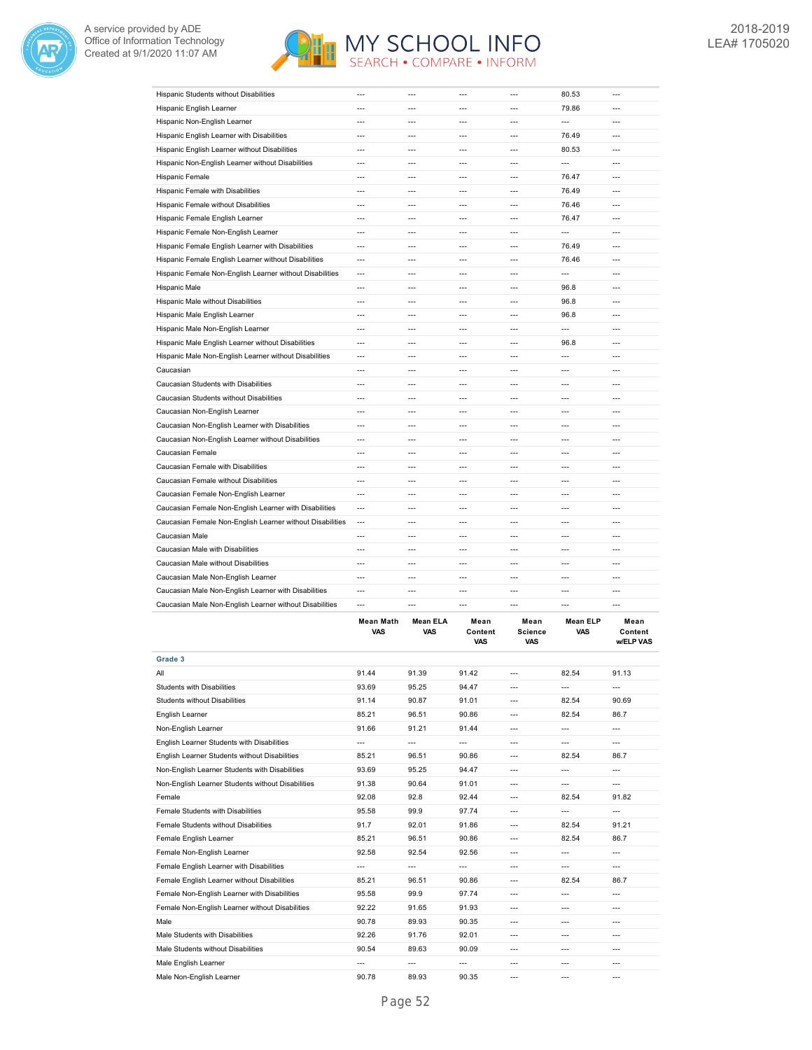| | | | | | | |
|---|---|---|---|---|---|---|
| Hispanic Students without Disabilities | --- | --- | --- | --- | 80.53 | --- |
| Hispanic English Learner | --- | --- | --- | --- | 79.86 | --- |
| Hispanic Non-English Learner | --- | --- | --- | --- | --- | --- |
| Hispanic English Learner with Disabilities | --- | --- | --- | --- | 76.49 | --- |
| Hispanic English Learner without Disabilities | --- | --- | --- | --- | 80.53 | --- |
| Hispanic Non-English Learner without Disabilities | --- | --- | --- | --- | --- | --- |
| Hispanic Female | --- | --- | --- | --- | 76.47 | --- |
| Hispanic Female with Disabilities | --- | --- | --- | --- | 76.49 | --- |
| Hispanic Female without Disabilities | --- | --- | --- | --- | 76.46 | --- |
| Hispanic Female English Learner | --- | --- | --- | --- | 76.47 | --- |
| Hispanic Female Non-English Learner | --- | --- | --- | --- | --- | --- |
| Hispanic Female English Learner with Disabilities | --- | --- | --- | --- | 76.49 | --- |
| Hispanic Female English Learner without Disabilities | --- | --- | --- | --- | 76.46 | --- |
| Hispanic Female Non-English Learner without Disabilities | --- | --- | --- | --- | --- | --- |
| Hispanic Male | --- | --- | --- | --- | 96.8 | --- |
| Hispanic Male without Disabilities | --- | --- | --- | --- | 96.8 | --- |
| Hispanic Male English Learner | --- | --- | --- | --- | 96.8 | --- |
| Hispanic Male Non-English Learner | --- | --- | --- | --- | --- | --- |
| Hispanic Male English Learner without Disabilities | --- | --- | --- | --- | 96.8 | --- |
| Hispanic Male Non-English Learner without Disabilities | --- | --- | --- | --- | --- | --- |
| Caucasian | --- | --- | --- | --- | --- | --- |
| Caucasian Students with Disabilities | --- | --- | --- | --- | --- | --- |
| Caucasian Students without Disabilities | --- | --- | --- | --- | --- | --- |
| Caucasian Non-English Learner | --- | --- | --- | --- | --- | --- |
| Caucasian Non-English Learner with Disabilities | --- | --- | --- | --- | --- | --- |
| Caucasian Non-English Learner without Disabilities | --- | --- | --- | --- | --- | --- |
| Caucasian Female | --- | --- | --- | --- | --- | --- |
| Caucasian Female with Disabilities | --- | --- | --- | --- | --- | --- |
| Caucasian Female without Disabilities | --- | --- | --- | --- | --- | --- |
| Caucasian Female Non-English Learner | --- | --- | --- | --- | --- | --- |
| Caucasian Female Non-English Learner with Disabilities | --- | --- | --- | --- | --- | --- |
| Caucasian Female Non-English Learner without Disabilities | --- | --- | --- | --- | --- | --- |
| Caucasian Male | --- | --- | --- | --- | --- | --- |
| Caucasian Male with Disabilities | --- | --- | --- | --- | --- | --- |
| Caucasian Male without Disabilities | --- | --- | --- | --- | --- | --- |
| Caucasian Male Non-English Learner | --- | --- | --- | --- | --- | --- |
| Caucasian Male Non-English Learner with Disabilities | --- | --- | --- | --- | --- | --- |
| Caucasian Male Non-English Learner without Disabilities | --- | --- | --- | --- | --- | --- |

| | Mean Math VAS | Mean ELA VAS | Mean Content VAS | Mean Science VAS | Mean ELP VAS | Mean Content w/ELP VAS |
|---|---|---|---|---|---|---|
| **Grade 3** | | | | | | |
| All | 91.44 | 91.39 | 91.42 | --- | 82.54 | 91.13 |
| Students with Disabilities | 93.69 | 95.25 | 94.47 | --- | --- | --- |
| Students without Disabilities | 91.14 | 90.87 | 91.01 | --- | 82.54 | 90.69 |
| English Learner | 85.21 | 96.51 | 90.86 | --- | 82.54 | 86.7 |
| Non-English Learner | 91.66 | 91.21 | 91.44 | --- | --- | --- |
| English Learner Students with Disabilities | --- | --- | --- | --- | --- | --- |
| English Learner Students without Disabilities | 85.21 | 96.51 | 90.86 | --- | 82.54 | 86.7 |
| Non-English Learner Students with Disabilities | 93.69 | 95.25 | 94.47 | --- | --- | --- |
| Non-English Learner Students without Disabilities | 91.38 | 90.64 | 91.01 | --- | --- | --- |
| Female | 92.08 | 92.8 | 92.44 | --- | 82.54 | 91.82 |
| Female Students with Disabilities | 95.58 | 99.9 | 97.74 | --- | --- | --- |
| Female Students without Disabilities | 91.7 | 92.01 | 91.86 | --- | 82.54 | 91.21 |
| Female English Learner | 85.21 | 96.51 | 90.86 | --- | 82.54 | 86.7 |
| Female Non-English Learner | 92.58 | 92.54 | 92.56 | --- | --- | --- |
| Female English Learner with Disabilities | --- | --- | --- | --- | --- | --- |
| Female English Learner without Disabilities | 85.21 | 96.51 | 90.86 | --- | 82.54 | 86.7 |
| Female Non-English Learner with Disabilities | 95.58 | 99.9 | 97.74 | --- | --- | --- |
| Female Non-English Learner without Disabilities | 92.22 | 91.65 | 91.93 | --- | --- | --- |
| Male | 90.78 | 89.93 | 90.35 | --- | --- | --- |
| Male Students with Disabilities | 92.26 | 91.76 | 92.01 | --- | --- | --- |
| Male Students without Disabilities | 90.54 | 89.63 | 90.09 | --- | --- | --- |
| Male English Learner | --- | --- | --- | --- | --- | --- |
| Male Non-English Learner | 90.78 | 89.93 | 90.35 | --- | --- | --- |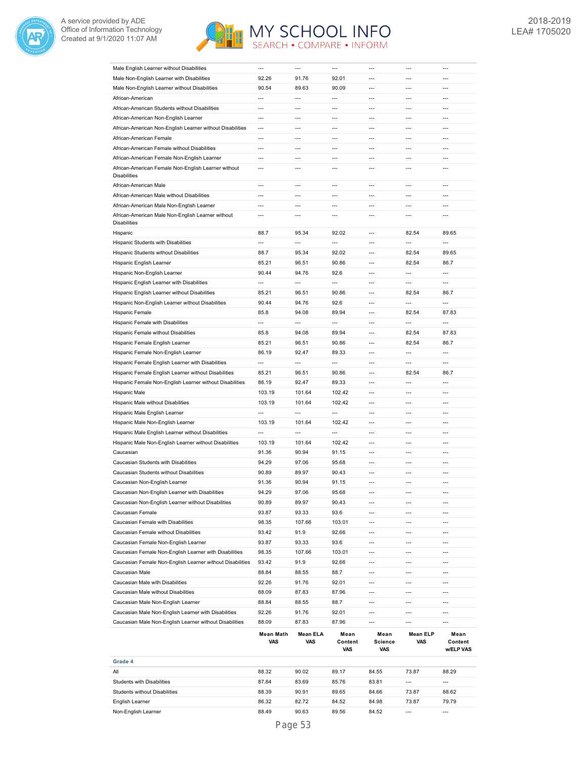| | Mean Math VAS | Mean ELA VAS | Mean Content VAS | Mean Science VAS | Mean ELP VAS | Mean Content w/ELP VAS |
|---|---|---|---|---|---|---|
| Male English Learner without Disabilities | --- | --- | --- | --- | --- | --- |
| Male Non-English Learner with Disabilities | 92.26 | 91.76 | 92.01 | --- | --- | --- |
| Male Non-English Learner without Disabilities | 90.54 | 89.63 | 90.09 | --- | --- | --- |
| African-American | --- | --- | --- | --- | --- | --- |
| African-American Students without Disabilities | --- | --- | --- | --- | --- | --- |
| African-American Non-English Learner | --- | --- | --- | --- | --- | --- |
| African-American Non-English Learner without Disabilities | --- | --- | --- | --- | --- | --- |
| African-American Female | --- | --- | --- | --- | --- | --- |
| African-American Female without Disabilities | --- | --- | --- | --- | --- | --- |
| African-American Female Non-English Learner | --- | --- | --- | --- | --- | --- |
| African-American Female Non-English Learner without Disabilities | --- | --- | --- | --- | --- | --- |
| African-American Male | --- | --- | --- | --- | --- | --- |
| African-American Male without Disabilities | --- | --- | --- | --- | --- | --- |
| African-American Male Non-English Learner | --- | --- | --- | --- | --- | --- |
| African-American Male Non-English Learner without Disabilities | --- | --- | --- | --- | --- | --- |
| Hispanic | 88.7 | 95.34 | 92.02 | --- | 82.54 | 89.65 |
| Hispanic Students with Disabilities | --- | --- | --- | --- | --- | --- |
| Hispanic Students without Disabilities | 88.7 | 95.34 | 92.02 | --- | 82.54 | 89.65 |
| Hispanic English Learner | 85.21 | 96.51 | 90.86 | --- | 82.54 | 86.7 |
| Hispanic Non-English Learner | 90.44 | 94.76 | 92.6 | --- | --- | --- |
| Hispanic English Learner with Disabilities | --- | --- | --- | --- | --- | --- |
| Hispanic English Learner without Disabilities | 85.21 | 96.51 | 90.86 | --- | 82.54 | 86.7 |
| Hispanic Non-English Learner without Disabilities | 90.44 | 94.76 | 92.6 | --- | --- | --- |
| Hispanic Female | 85.8 | 94.08 | 89.94 | --- | 82.54 | 87.83 |
| Hispanic Female with Disabilities | --- | --- | --- | --- | --- | --- |
| Hispanic Female without Disabilities | 85.8 | 94.08 | 89.94 | --- | 82.54 | 87.83 |
| Hispanic Female English Learner | 85.21 | 96.51 | 90.86 | --- | 82.54 | 86.7 |
| Hispanic Female Non-English Learner | 86.19 | 92.47 | 89.33 | --- | --- | --- |
| Hispanic Female English Learner with Disabilities | --- | --- | --- | --- | --- | --- |
| Hispanic Female English Learner without Disabilities | 85.21 | 96.51 | 90.86 | --- | 82.54 | 86.7 |
| Hispanic Female Non-English Learner without Disabilities | 86.19 | 92.47 | 89.33 | --- | --- | --- |
| Hispanic Male | 103.19 | 101.64 | 102.42 | --- | --- | --- |
| Hispanic Male without Disabilities | 103.19 | 101.64 | 102.42 | --- | --- | --- |
| Hispanic Male English Learner | --- | --- | --- | --- | --- | --- |
| Hispanic Male Non-English Learner | 103.19 | 101.64 | 102.42 | --- | --- | --- |
| Hispanic Male English Learner without Disabilities | --- | --- | --- | --- | --- | --- |
| Hispanic Male Non-English Learner without Disabilities | 103.19 | 101.64 | 102.42 | --- | --- | --- |
| Caucasian | 91.36 | 90.94 | 91.15 | --- | --- | --- |
| Caucasian Students with Disabilities | 94.29 | 97.06 | 95.68 | --- | --- | --- |
| Caucasian Students without Disabilities | 90.89 | 89.97 | 90.43 | --- | --- | --- |
| Caucasian Non-English Learner | 91.36 | 90.94 | 91.15 | --- | --- | --- |
| Caucasian Non-English Learner with Disabilities | 94.29 | 97.06 | 95.68 | --- | --- | --- |
| Caucasian Non-English Learner without Disabilities | 90.89 | 89.97 | 90.43 | --- | --- | --- |
| Caucasian Female | 93.87 | 93.33 | 93.6 | --- | --- | --- |
| Caucasian Female with Disabilities | 98.35 | 107.66 | 103.01 | --- | --- | --- |
| Caucasian Female without Disabilities | 93.42 | 91.9 | 92.66 | --- | --- | --- |
| Caucasian Female Non-English Learner | 93.87 | 93.33 | 93.6 | --- | --- | --- |
| Caucasian Female Non-English Learner with Disabilities | 98.35 | 107.66 | 103.01 | --- | --- | --- |
| Caucasian Female Non-English Learner without Disabilities | 93.42 | 91.9 | 92.66 | --- | --- | --- |
| Caucasian Male | 88.84 | 88.55 | 88.7 | --- | --- | --- |
| Caucasian Male with Disabilities | 92.26 | 91.76 | 92.01 | --- | --- | --- |
| Caucasian Male without Disabilities | 88.09 | 87.83 | 87.96 | --- | --- | --- |
| Caucasian Male Non-English Learner | 88.84 | 88.55 | 88.7 | --- | --- | --- |
| Caucasian Male Non-English Learner with Disabilities | 92.26 | 91.76 | 92.01 | --- | --- | --- |
| Caucasian Male Non-English Learner without Disabilities | 88.09 | 87.83 | 87.96 | --- | --- | --- |

| | Mean Math VAS | Mean ELA VAS | Mean Content VAS | Mean Science VAS | Mean ELP VAS | Mean Content w/ELP VAS |
|---|---|---|---|---|---|---|
| **Grade 4** | | | | | | |
| All | 88.32 | 90.02 | 89.17 | 84.55 | 73.87 | 88.29 |
| Students with Disabilities | 87.84 | 83.69 | 85.76 | 83.81 | --- | --- |
| Students without Disabilities | 88.39 | 90.91 | 89.65 | 84.66 | 73.87 | 88.62 |
| English Learner | 86.32 | 82.72 | 84.52 | 84.98 | 73.87 | 79.79 |
| Non-English Learner | 88.49 | 90.63 | 89.56 | 84.52 | --- | --- |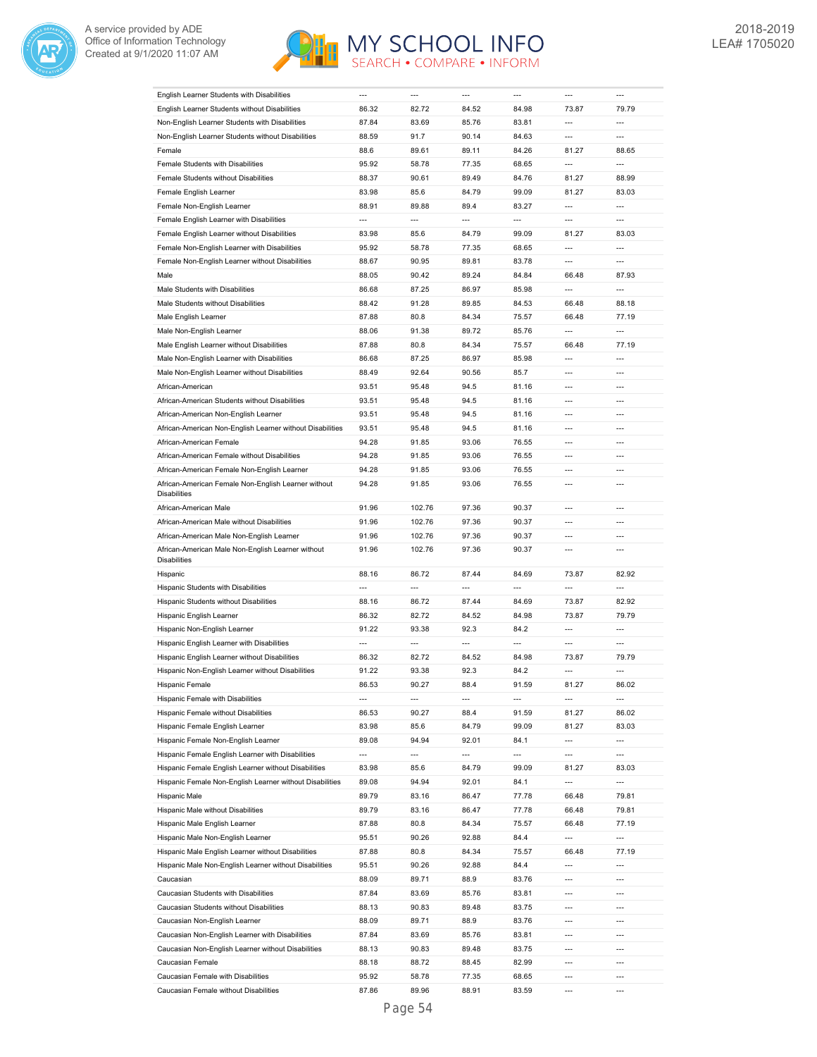| | | | | | | |
|---|---|---|---|---|---|---|
| English Learner Students with Disabilities | --- | --- | --- | --- | --- | --- |
| English Learner Students without Disabilities | 86.32 | 82.72 | 84.52 | 84.98 | 73.87 | 79.79 |
| Non-English Learner Students with Disabilities | 87.84 | 83.69 | 85.76 | 83.81 | --- | --- |
| Non-English Learner Students without Disabilities | 88.59 | 91.7 | 90.14 | 84.63 | --- | --- |
| Female | 88.6 | 89.61 | 89.11 | 84.26 | 81.27 | 88.65 |
| Female Students with Disabilities | 95.92 | 58.78 | 77.35 | 68.65 | --- | --- |
| Female Students without Disabilities | 88.37 | 90.61 | 89.49 | 84.76 | 81.27 | 88.99 |
| Female English Learner | 83.98 | 85.6 | 84.79 | 99.09 | 81.27 | 83.03 |
| Female Non-English Learner | 88.91 | 89.88 | 89.4 | 83.27 | --- | --- |
| Female English Learner with Disabilities | --- | --- | --- | --- | --- | --- |
| Female English Learner without Disabilities | 83.98 | 85.6 | 84.79 | 99.09 | 81.27 | 83.03 |
| Female Non-English Learner with Disabilities | 95.92 | 58.78 | 77.35 | 68.65 | --- | --- |
| Female Non-English Learner without Disabilities | 88.67 | 90.95 | 89.81 | 83.78 | --- | --- |
| Male | 88.05 | 90.42 | 89.24 | 84.84 | 66.48 | 87.93 |
| Male Students with Disabilities | 86.68 | 87.25 | 86.97 | 85.98 | --- | --- |
| Male Students without Disabilities | 88.42 | 91.28 | 89.85 | 84.53 | 66.48 | 88.18 |
| Male English Learner | 87.88 | 80.8 | 84.34 | 75.57 | 66.48 | 77.19 |
| Male Non-English Learner | 88.06 | 91.38 | 89.72 | 85.76 | --- | --- |
| Male English Learner without Disabilities | 87.88 | 80.8 | 84.34 | 75.57 | 66.48 | 77.19 |
| Male Non-English Learner with Disabilities | 86.68 | 87.25 | 86.97 | 85.98 | --- | --- |
| Male Non-English Learner without Disabilities | 88.49 | 92.64 | 90.56 | 85.7 | --- | --- |
| African-American | 93.51 | 95.48 | 94.5 | 81.16 | --- | --- |
| African-American Students without Disabilities | 93.51 | 95.48 | 94.5 | 81.16 | --- | --- |
| African-American Non-English Learner | 93.51 | 95.48 | 94.5 | 81.16 | --- | --- |
| African-American Non-English Learner without Disabilities | 93.51 | 95.48 | 94.5 | 81.16 | --- | --- |
| African-American Female | 94.28 | 91.85 | 93.06 | 76.55 | --- | --- |
| African-American Female without Disabilities | 94.28 | 91.85 | 93.06 | 76.55 | --- | --- |
| African-American Female Non-English Learner | 94.28 | 91.85 | 93.06 | 76.55 | --- | --- |
| African-American Female Non-English Learner without Disabilities | 94.28 | 91.85 | 93.06 | 76.55 | --- | --- |
| African-American Male | 91.96 | 102.76 | 97.36 | 90.37 | --- | --- |
| African-American Male without Disabilities | 91.96 | 102.76 | 97.36 | 90.37 | --- | --- |
| African-American Male Non-English Learner | 91.96 | 102.76 | 97.36 | 90.37 | --- | --- |
| African-American Male Non-English Learner without Disabilities | 91.96 | 102.76 | 97.36 | 90.37 | --- | --- |
| Hispanic | 88.16 | 86.72 | 87.44 | 84.69 | 73.87 | 82.92 |
| Hispanic Students with Disabilities | --- | --- | --- | --- | --- | --- |
| Hispanic Students without Disabilities | 88.16 | 86.72 | 87.44 | 84.69 | 73.87 | 82.92 |
| Hispanic English Learner | 86.32 | 82.72 | 84.52 | 84.98 | 73.87 | 79.79 |
| Hispanic Non-English Learner | 91.22 | 93.38 | 92.3 | 84.2 | --- | --- |
| Hispanic English Learner with Disabilities | --- | --- | --- | --- | --- | --- |
| Hispanic English Learner without Disabilities | 86.32 | 82.72 | 84.52 | 84.98 | 73.87 | 79.79 |
| Hispanic Non-English Learner without Disabilities | 91.22 | 93.38 | 92.3 | 84.2 | --- | --- |
| Hispanic Female | 86.53 | 90.27 | 88.4 | 91.59 | 81.27 | 86.02 |
| Hispanic Female with Disabilities | --- | --- | --- | --- | --- | --- |
| Hispanic Female without Disabilities | 86.53 | 90.27 | 88.4 | 91.59 | 81.27 | 86.02 |
| Hispanic Female English Learner | 83.98 | 85.6 | 84.79 | 99.09 | 81.27 | 83.03 |
| Hispanic Female Non-English Learner | 89.08 | 94.94 | 92.01 | 84.1 | --- | --- |
| Hispanic Female English Learner with Disabilities | --- | --- | --- | --- | --- | --- |
| Hispanic Female English Learner without Disabilities | 83.98 | 85.6 | 84.79 | 99.09 | 81.27 | 83.03 |
| Hispanic Female Non-English Learner without Disabilities | 89.08 | 94.94 | 92.01 | 84.1 | --- | --- |
| Hispanic Male | 89.79 | 83.16 | 86.47 | 77.78 | 66.48 | 79.81 |
| Hispanic Male without Disabilities | 89.79 | 83.16 | 86.47 | 77.78 | 66.48 | 79.81 |
| Hispanic Male English Learner | 87.88 | 80.8 | 84.34 | 75.57 | 66.48 | 77.19 |
| Hispanic Male Non-English Learner | 95.51 | 90.26 | 92.88 | 84.4 | --- | --- |
| Hispanic Male English Learner without Disabilities | 87.88 | 80.8 | 84.34 | 75.57 | 66.48 | 77.19 |
| Hispanic Male Non-English Learner without Disabilities | 95.51 | 90.26 | 92.88 | 84.4 | --- | --- |
| Caucasian | 88.09 | 89.71 | 88.9 | 83.76 | --- | --- |
| Caucasian Students with Disabilities | 87.84 | 83.69 | 85.76 | 83.81 | --- | --- |
| Caucasian Students without Disabilities | 88.13 | 90.83 | 89.48 | 83.75 | --- | --- |
| Caucasian Non-English Learner | 88.09 | 89.71 | 88.9 | 83.76 | --- | --- |
| Caucasian Non-English Learner with Disabilities | 87.84 | 83.69 | 85.76 | 83.81 | --- | --- |
| Caucasian Non-English Learner without Disabilities | 88.13 | 90.83 | 89.48 | 83.75 | --- | --- |
| Caucasian Female | 88.18 | 88.72 | 88.45 | 82.99 | --- | --- |
| Caucasian Female with Disabilities | 95.92 | 58.78 | 77.35 | 68.65 | --- | --- |
| Caucasian Female without Disabilities | 87.86 | 89.96 | 88.91 | 83.59 | --- | --- |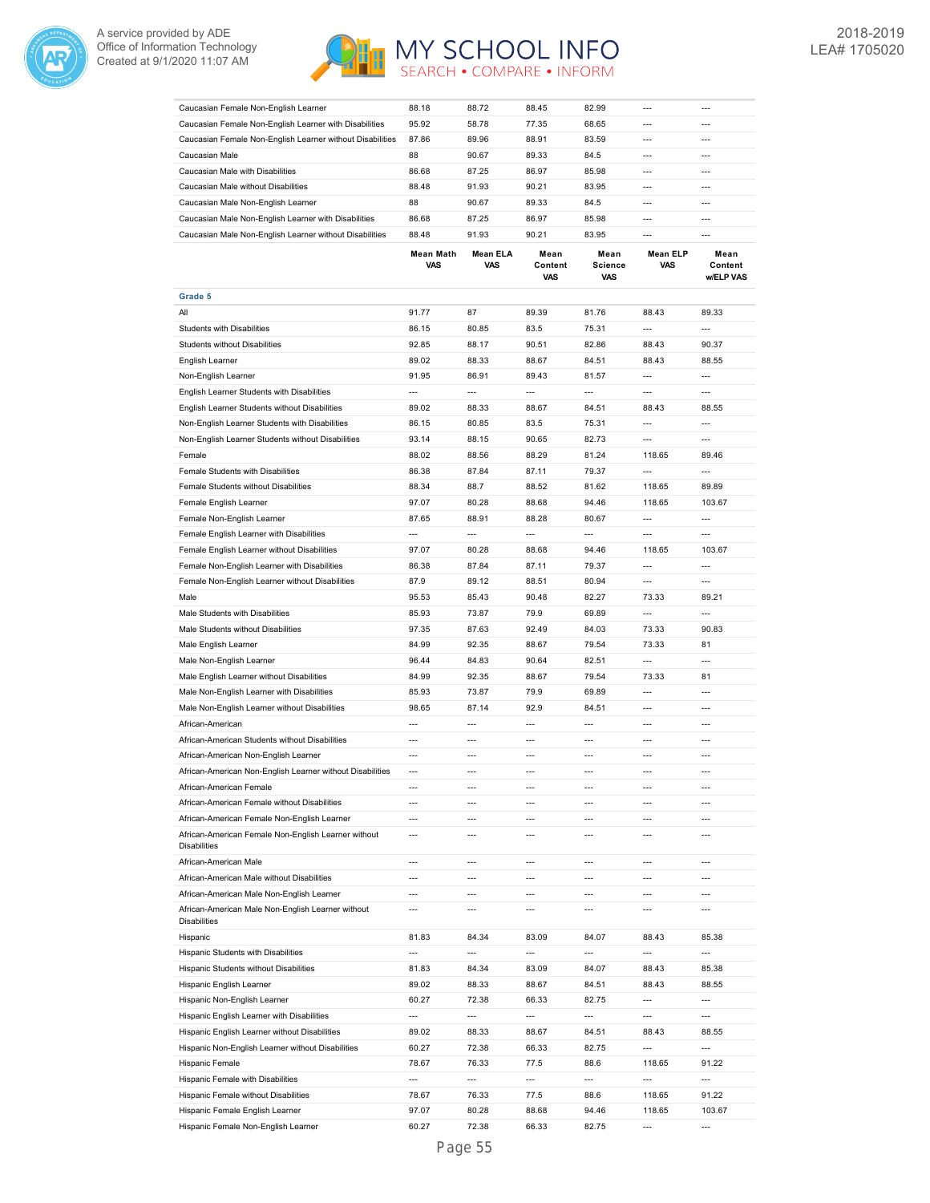| | Mean Math VAS | Mean ELA VAS | Mean Content VAS | Mean Science VAS | Mean ELP VAS | Mean Content w/ELP VAS |
|---|---|---|---|---|---|---|
| Caucasian Female Non-English Learner | 88.18 | 88.72 | 88.45 | 82.99 | --- | --- |
| Caucasian Female Non-English Learner with Disabilities | 95.92 | 58.78 | 77.35 | 68.65 | --- | --- |
| Caucasian Female Non-English Learner without Disabilities | 87.86 | 89.96 | 88.91 | 83.59 | --- | --- |
| Caucasian Male | 88 | 90.67 | 89.33 | 84.5 | --- | --- |
| Caucasian Male with Disabilities | 86.68 | 87.25 | 86.97 | 85.98 | --- | --- |
| Caucasian Male without Disabilities | 88.48 | 91.93 | 90.21 | 83.95 | --- | --- |
| Caucasian Male Non-English Learner | 88 | 90.67 | 89.33 | 84.5 | --- | --- |
| Caucasian Male Non-English Learner with Disabilities | 86.68 | 87.25 | 86.97 | 85.98 | --- | --- |
| Caucasian Male Non-English Learner without Disabilities | 88.48 | 91.93 | 90.21 | 83.95 | --- | --- |

| | Mean Math VAS | Mean ELA VAS | Mean Content VAS | Mean Science VAS | Mean ELP VAS | Mean Content w/ELP VAS |
|---|---|---|---|---|---|---|
| **Grade 5** | | | | | | |
| All | 91.77 | 87 | 89.39 | 81.76 | 88.43 | 89.33 |
| Students with Disabilities | 86.15 | 80.85 | 83.5 | 75.31 | --- | --- |
| Students without Disabilities | 92.85 | 88.17 | 90.51 | 82.86 | 88.43 | 90.37 |
| English Learner | 89.02 | 88.33 | 88.67 | 84.51 | 88.43 | 88.55 |
| Non-English Learner | 91.95 | 86.91 | 89.43 | 81.57 | --- | --- |
| English Learner Students with Disabilities | --- | --- | --- | --- | --- | --- |
| English Learner Students without Disabilities | 89.02 | 88.33 | 88.67 | 84.51 | 88.43 | 88.55 |
| Non-English Learner Students with Disabilities | 86.15 | 80.85 | 83.5 | 75.31 | --- | --- |
| Non-English Learner Students without Disabilities | 93.14 | 88.15 | 90.65 | 82.73 | --- | --- |
| Female | 88.02 | 88.56 | 88.29 | 81.24 | 118.65 | 89.46 |
| Female Students with Disabilities | 86.38 | 87.84 | 87.11 | 79.37 | --- | --- |
| Female Students without Disabilities | 88.34 | 88.7 | 88.52 | 81.62 | 118.65 | 89.89 |
| Female English Learner | 97.07 | 80.28 | 88.68 | 94.46 | 118.65 | 103.67 |
| Female Non-English Learner | 87.65 | 88.91 | 88.28 | 80.67 | --- | --- |
| Female English Learner with Disabilities | --- | --- | --- | --- | --- | --- |
| Female English Learner without Disabilities | 97.07 | 80.28 | 88.68 | 94.46 | 118.65 | 103.67 |
| Female Non-English Learner with Disabilities | 86.38 | 87.84 | 87.11 | 79.37 | --- | --- |
| Female Non-English Learner without Disabilities | 87.9 | 89.12 | 88.51 | 80.94 | --- | --- |
| Male | 95.53 | 85.43 | 90.48 | 82.27 | 73.33 | 89.21 |
| Male Students with Disabilities | 85.93 | 73.87 | 79.9 | 69.89 | --- | --- |
| Male Students without Disabilities | 97.35 | 87.63 | 92.49 | 84.03 | 73.33 | 90.83 |
| Male English Learner | 84.99 | 92.35 | 88.67 | 79.54 | 73.33 | 81 |
| Male Non-English Learner | 96.44 | 84.83 | 90.64 | 82.51 | --- | --- |
| Male English Learner without Disabilities | 84.99 | 92.35 | 88.67 | 79.54 | 73.33 | 81 |
| Male Non-English Learner with Disabilities | 85.93 | 73.87 | 79.9 | 69.89 | --- | --- |
| Male Non-English Learner without Disabilities | 98.65 | 87.14 | 92.9 | 84.51 | --- | --- |
| African-American | --- | --- | --- | --- | --- | --- |
| African-American Students without Disabilities | --- | --- | --- | --- | --- | --- |
| African-American Non-English Learner | --- | --- | --- | --- | --- | --- |
| African-American Non-English Learner without Disabilities | --- | --- | --- | --- | --- | --- |
| African-American Female | --- | --- | --- | --- | --- | --- |
| African-American Female without Disabilities | --- | --- | --- | --- | --- | --- |
| African-American Female Non-English Learner | --- | --- | --- | --- | --- | --- |
| African-American Female Non-English Learner without Disabilities | --- | --- | --- | --- | --- | --- |
| African-American Male | --- | --- | --- | --- | --- | --- |
| African-American Male without Disabilities | --- | --- | --- | --- | --- | --- |
| African-American Male Non-English Learner | --- | --- | --- | --- | --- | --- |
| African-American Male Non-English Learner without Disabilities | --- | --- | --- | --- | --- | --- |
| Hispanic | 81.83 | 84.34 | 83.09 | 84.07 | 88.43 | 85.38 |
| Hispanic Students with Disabilities | --- | --- | --- | --- | --- | --- |
| Hispanic Students without Disabilities | 81.83 | 84.34 | 83.09 | 84.07 | 88.43 | 85.38 |
| Hispanic English Learner | 89.02 | 88.33 | 88.67 | 84.51 | 88.43 | 88.55 |
| Hispanic Non-English Learner | 60.27 | 72.38 | 66.33 | 82.75 | --- | --- |
| Hispanic English Learner with Disabilities | --- | --- | --- | --- | --- | --- |
| Hispanic English Learner without Disabilities | 89.02 | 88.33 | 88.67 | 84.51 | 88.43 | 88.55 |
| Hispanic Non-English Learner without Disabilities | 60.27 | 72.38 | 66.33 | 82.75 | --- | --- |
| Hispanic Female | 78.67 | 76.33 | 77.5 | 88.6 | 118.65 | 91.22 |
| Hispanic Female with Disabilities | --- | --- | --- | --- | --- | --- |
| Hispanic Female without Disabilities | 78.67 | 76.33 | 77.5 | 88.6 | 118.65 | 91.22 |
| Hispanic Female English Learner | 97.07 | 80.28 | 88.68 | 94.46 | 118.65 | 103.67 |
| Hispanic Female Non-English Learner | 60.27 | 72.38 | 66.33 | 82.75 | --- | --- |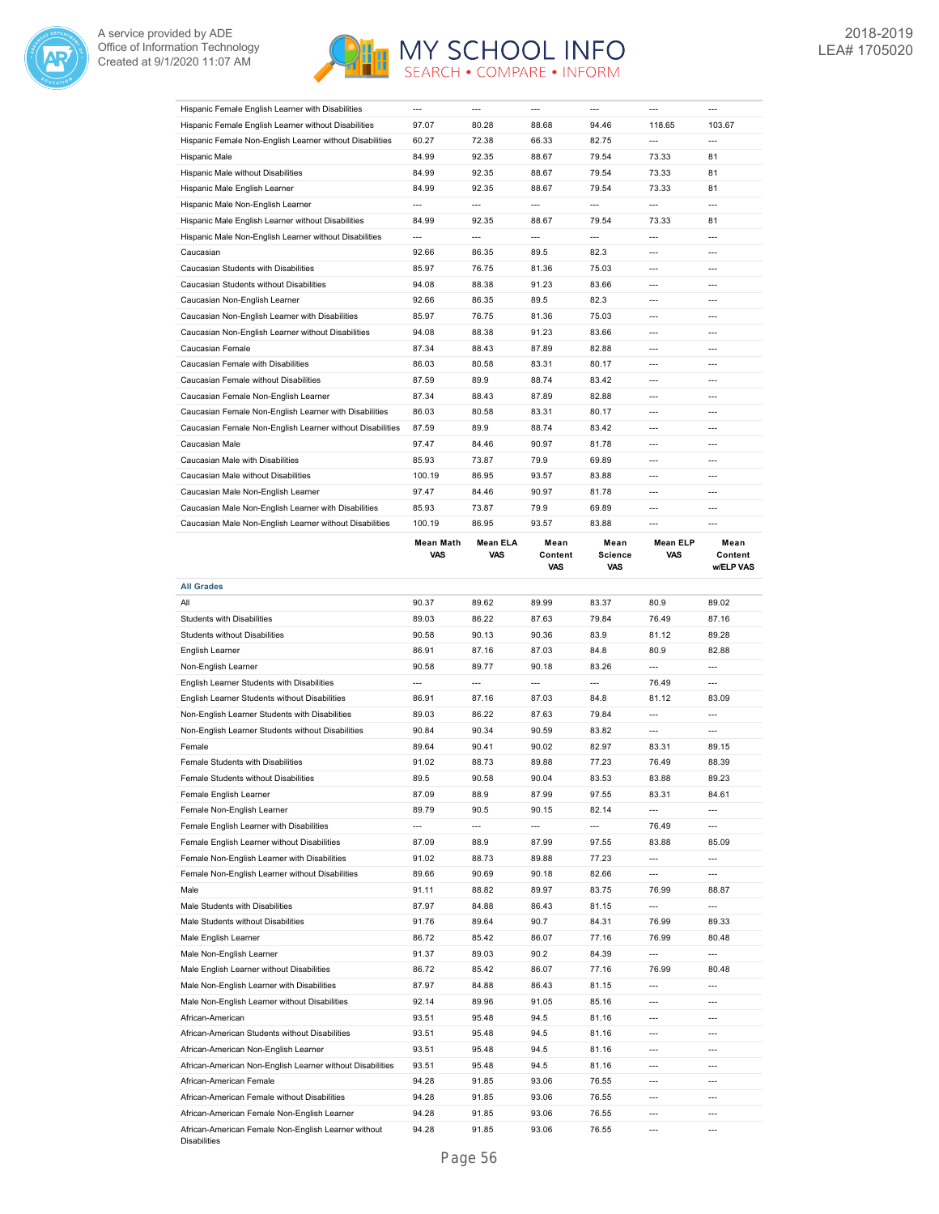| | | | | | | |
|---|---|---|---|---|---|---|
| Hispanic Female English Learner with Disabilities | --- | --- | --- | --- | --- | --- |
| Hispanic Female English Learner without Disabilities | 97.07 | 80.28 | 88.68 | 94.46 | 118.65 | 103.67 |
| Hispanic Female Non-English Learner without Disabilities | 60.27 | 72.38 | 66.33 | 82.75 | --- | --- |
| Hispanic Male | 84.99 | 92.35 | 88.67 | 79.54 | 73.33 | 81 |
| Hispanic Male without Disabilities | 84.99 | 92.35 | 88.67 | 79.54 | 73.33 | 81 |
| Hispanic Male English Learner | 84.99 | 92.35 | 88.67 | 79.54 | 73.33 | 81 |
| Hispanic Male Non-English Learner | --- | --- | --- | --- | --- | --- |
| Hispanic Male English Learner without Disabilities | 84.99 | 92.35 | 88.67 | 79.54 | 73.33 | 81 |
| Hispanic Male Non-English Learner without Disabilities | --- | --- | --- | --- | --- | --- |
| Caucasian | 92.66 | 86.35 | 89.5 | 82.3 | --- | --- |
| Caucasian Students with Disabilities | 85.97 | 76.75 | 81.36 | 75.03 | --- | --- |
| Caucasian Students without Disabilities | 94.08 | 88.38 | 91.23 | 83.66 | --- | --- |
| Caucasian Non-English Learner | 92.66 | 86.35 | 89.5 | 82.3 | --- | --- |
| Caucasian Non-English Learner with Disabilities | 85.97 | 76.75 | 81.36 | 75.03 | --- | --- |
| Caucasian Non-English Learner without Disabilities | 94.08 | 88.38 | 91.23 | 83.66 | --- | --- |
| Caucasian Female | 87.34 | 88.43 | 87.89 | 82.88 | --- | --- |
| Caucasian Female with Disabilities | 86.03 | 80.58 | 83.31 | 80.17 | --- | --- |
| Caucasian Female without Disabilities | 87.59 | 89.9 | 88.74 | 83.42 | --- | --- |
| Caucasian Female Non-English Learner | 87.34 | 88.43 | 87.89 | 82.88 | --- | --- |
| Caucasian Female Non-English Learner with Disabilities | 86.03 | 80.58 | 83.31 | 80.17 | --- | --- |
| Caucasian Female Non-English Learner without Disabilities | 87.59 | 89.9 | 88.74 | 83.42 | --- | --- |
| Caucasian Male | 97.47 | 84.46 | 90.97 | 81.78 | --- | --- |
| Caucasian Male with Disabilities | 85.93 | 73.87 | 79.9 | 69.89 | --- | --- |
| Caucasian Male without Disabilities | 100.19 | 86.95 | 93.57 | 83.88 | --- | --- |
| Caucasian Male Non-English Learner | 97.47 | 84.46 | 90.97 | 81.78 | --- | --- |
| Caucasian Male Non-English Learner with Disabilities | 85.93 | 73.87 | 79.9 | 69.89 | --- | --- |
| Caucasian Male Non-English Learner without Disabilities | 100.19 | 86.95 | 93.57 | 83.88 | --- | --- |

| | Mean Math VAS | Mean ELA VAS | Mean Content VAS | Mean Science VAS | Mean ELP VAS | Mean Content w/ELP VAS |
|---|---|---|---|---|---|---|
| **All Grades** | | | | | | |
| All | 90.37 | 89.62 | 89.99 | 83.37 | 80.9 | 89.02 |
| Students with Disabilities | 89.03 | 86.22 | 87.63 | 79.84 | 76.49 | 87.16 |
| Students without Disabilities | 90.58 | 90.13 | 90.36 | 83.9 | 81.12 | 89.28 |
| English Learner | 86.91 | 87.16 | 87.03 | 84.8 | 80.9 | 82.88 |
| Non-English Learner | 90.58 | 89.77 | 90.18 | 83.26 | --- | --- |
| English Learner Students with Disabilities | --- | --- | --- | --- | 76.49 | --- |
| English Learner Students without Disabilities | 86.91 | 87.16 | 87.03 | 84.8 | 81.12 | 83.09 |
| Non-English Learner Students with Disabilities | 89.03 | 86.22 | 87.63 | 79.84 | --- | --- |
| Non-English Learner Students without Disabilities | 90.84 | 90.34 | 90.59 | 83.82 | --- | --- |
| Female | 89.64 | 90.41 | 90.02 | 82.97 | 83.31 | 89.15 |
| Female Students with Disabilities | 91.02 | 88.73 | 89.88 | 77.23 | 76.49 | 88.39 |
| Female Students without Disabilities | 89.5 | 90.58 | 90.04 | 83.53 | 83.88 | 89.23 |
| Female English Learner | 87.09 | 88.9 | 87.99 | 97.55 | 83.31 | 84.61 |
| Female Non-English Learner | 89.79 | 90.5 | 90.15 | 82.14 | --- | --- |
| Female English Learner with Disabilities | --- | --- | --- | --- | 76.49 | --- |
| Female English Learner without Disabilities | 87.09 | 88.9 | 87.99 | 97.55 | 83.88 | 85.09 |
| Female Non-English Learner with Disabilities | 91.02 | 88.73 | 89.88 | 77.23 | --- | --- |
| Female Non-English Learner without Disabilities | 89.66 | 90.69 | 90.18 | 82.66 | --- | --- |
| Male | 91.11 | 88.82 | 89.97 | 83.75 | 76.99 | 88.87 |
| Male Students with Disabilities | 87.97 | 84.88 | 86.43 | 81.15 | --- | --- |
| Male Students without Disabilities | 91.76 | 89.64 | 90.7 | 84.31 | 76.99 | 89.33 |
| Male English Learner | 86.72 | 85.42 | 86.07 | 77.16 | 76.99 | 80.48 |
| Male Non-English Learner | 91.37 | 89.03 | 90.2 | 84.39 | --- | --- |
| Male English Learner without Disabilities | 86.72 | 85.42 | 86.07 | 77.16 | 76.99 | 80.48 |
| Male Non-English Learner with Disabilities | 87.97 | 84.88 | 86.43 | 81.15 | --- | --- |
| Male Non-English Learner without Disabilities | 92.14 | 89.96 | 91.05 | 85.16 | --- | --- |
| African-American | 93.51 | 95.48 | 94.5 | 81.16 | --- | --- |
| African-American Students without Disabilities | 93.51 | 95.48 | 94.5 | 81.16 | --- | --- |
| African-American Non-English Learner | 93.51 | 95.48 | 94.5 | 81.16 | --- | --- |
| African-American Non-English Learner without Disabilities | 93.51 | 95.48 | 94.5 | 81.16 | --- | --- |
| African-American Female | 94.28 | 91.85 | 93.06 | 76.55 | --- | --- |
| African-American Female without Disabilities | 94.28 | 91.85 | 93.06 | 76.55 | --- | --- |
| African-American Female Non-English Learner | 94.28 | 91.85 | 93.06 | 76.55 | --- | --- |
| African-American Female Non-English Learner without Disabilities | 94.28 | 91.85 | 93.06 | 76.55 | --- | --- |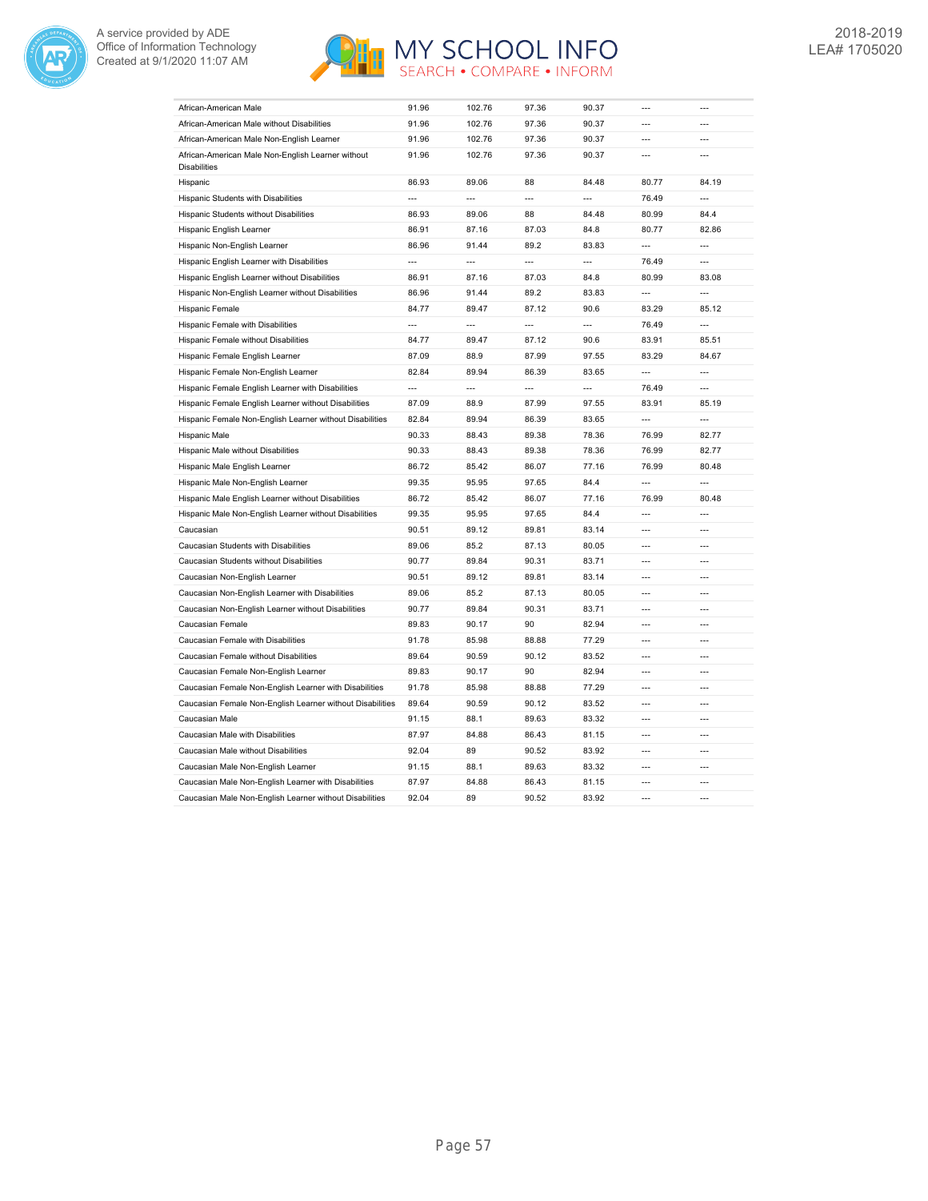| | | | | | | |
|---|---|---|---|---|---|---|
| African-American Male | 91.96 | 102.76 | 97.36 | 90.37 | --- | --- |
| African-American Male without Disabilities | 91.96 | 102.76 | 97.36 | 90.37 | --- | --- |
| African-American Male Non-English Learner | 91.96 | 102.76 | 97.36 | 90.37 | --- | --- |
| African-American Male Non-English Learner without Disabilities | 91.96 | 102.76 | 97.36 | 90.37 | --- | --- |
| Hispanic | 86.93 | 89.06 | 88 | 84.48 | 80.77 | 84.19 |
| Hispanic Students with Disabilities | --- | --- | --- | --- | 76.49 | --- |
| Hispanic Students without Disabilities | 86.93 | 89.06 | 88 | 84.48 | 80.99 | 84.4 |
| Hispanic English Learner | 86.91 | 87.16 | 87.03 | 84.8 | 80.77 | 82.86 |
| Hispanic Non-English Learner | 86.96 | 91.44 | 89.2 | 83.83 | --- | --- |
| Hispanic English Learner with Disabilities | --- | --- | --- | --- | 76.49 | --- |
| Hispanic English Learner without Disabilities | 86.91 | 87.16 | 87.03 | 84.8 | 80.99 | 83.08 |
| Hispanic Non-English Learner without Disabilities | 86.96 | 91.44 | 89.2 | 83.83 | --- | --- |
| Hispanic Female | 84.77 | 89.47 | 87.12 | 90.6 | 83.29 | 85.12 |
| Hispanic Female with Disabilities | --- | --- | --- | --- | 76.49 | --- |
| Hispanic Female without Disabilities | 84.77 | 89.47 | 87.12 | 90.6 | 83.91 | 85.51 |
| Hispanic Female English Learner | 87.09 | 88.9 | 87.99 | 97.55 | 83.29 | 84.67 |
| Hispanic Female Non-English Learner | 82.84 | 89.94 | 86.39 | 83.65 | --- | --- |
| Hispanic Female English Learner with Disabilities | --- | --- | --- | --- | 76.49 | --- |
| Hispanic Female English Learner without Disabilities | 87.09 | 88.9 | 87.99 | 97.55 | 83.91 | 85.19 |
| Hispanic Female Non-English Learner without Disabilities | 82.84 | 89.94 | 86.39 | 83.65 | --- | --- |
| Hispanic Male | 90.33 | 88.43 | 89.38 | 78.36 | 76.99 | 82.77 |
| Hispanic Male without Disabilities | 90.33 | 88.43 | 89.38 | 78.36 | 76.99 | 82.77 |
| Hispanic Male English Learner | 86.72 | 85.42 | 86.07 | 77.16 | 76.99 | 80.48 |
| Hispanic Male Non-English Learner | 99.35 | 95.95 | 97.65 | 84.4 | --- | --- |
| Hispanic Male English Learner without Disabilities | 86.72 | 85.42 | 86.07 | 77.16 | 76.99 | 80.48 |
| Hispanic Male Non-English Learner without Disabilities | 99.35 | 95.95 | 97.65 | 84.4 | --- | --- |
| Caucasian | 90.51 | 89.12 | 89.81 | 83.14 | --- | --- |
| Caucasian Students with Disabilities | 89.06 | 85.2 | 87.13 | 80.05 | --- | --- |
| Caucasian Students without Disabilities | 90.77 | 89.84 | 90.31 | 83.71 | --- | --- |
| Caucasian Non-English Learner | 90.51 | 89.12 | 89.81 | 83.14 | --- | --- |
| Caucasian Non-English Learner with Disabilities | 89.06 | 85.2 | 87.13 | 80.05 | --- | --- |
| Caucasian Non-English Learner without Disabilities | 90.77 | 89.84 | 90.31 | 83.71 | --- | --- |
| Caucasian Female | 89.83 | 90.17 | 90 | 82.94 | --- | --- |
| Caucasian Female with Disabilities | 91.78 | 85.98 | 88.88 | 77.29 | --- | --- |
| Caucasian Female without Disabilities | 89.64 | 90.59 | 90.12 | 83.52 | --- | --- |
| Caucasian Female Non-English Learner | 89.83 | 90.17 | 90 | 82.94 | --- | --- |
| Caucasian Female Non-English Learner with Disabilities | 91.78 | 85.98 | 88.88 | 77.29 | --- | --- |
| Caucasian Female Non-English Learner without Disabilities | 89.64 | 90.59 | 90.12 | 83.52 | --- | --- |
| Caucasian Male | 91.15 | 88.1 | 89.63 | 83.32 | --- | --- |
| Caucasian Male with Disabilities | 87.97 | 84.88 | 86.43 | 81.15 | --- | --- |
| Caucasian Male without Disabilities | 92.04 | 89 | 90.52 | 83.92 | --- | --- |
| Caucasian Male Non-English Learner | 91.15 | 88.1 | 89.63 | 83.32 | --- | --- |
| Caucasian Male Non-English Learner with Disabilities | 87.97 | 84.88 | 86.43 | 81.15 | --- | --- |
| Caucasian Male Non-English Learner without Disabilities | 92.04 | 89 | 90.52 | 83.92 | --- | --- |